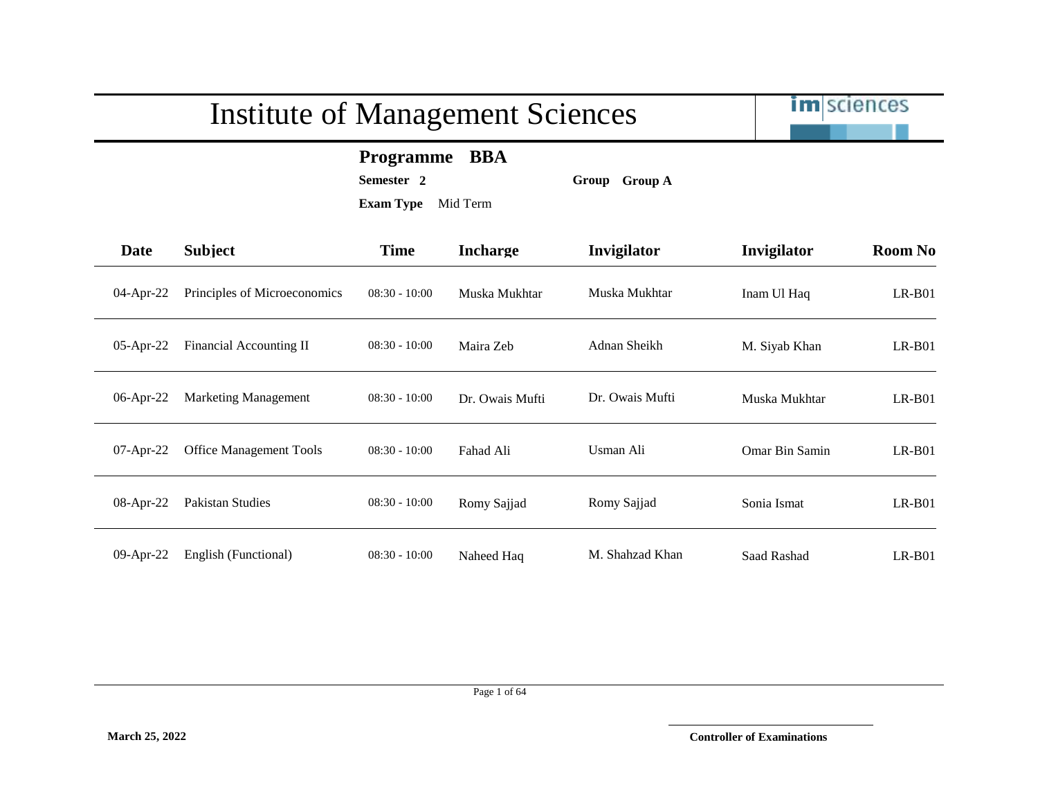# Institute of Management Sciences

**Programme BBA**

**Semester 2** **Group Group A**

**Exam Type** Mid Term

| Date | Subject | Time | Incharge | Invigilator | Invigilator | Room No |
|---|---|---|---|---|---|---|
| 04-Apr-22 | Principles of Microeconomics | 08:30 - 10:00 | Muska Mukhtar | Muska Mukhtar | Inam Ul Haq | LR-B01 |
| 05-Apr-22 | Financial Accounting II | 08:30 - 10:00 | Maira Zeb | Adnan Sheikh | M. Siyab Khan | LR-B01 |
| 06-Apr-22 | Marketing Management | 08:30 - 10:00 | Dr. Owais Mufti | Dr. Owais Mufti | Muska Mukhtar | LR-B01 |
| 07-Apr-22 | Office Management Tools | 08:30 - 10:00 | Fahad Ali | Usman Ali | Omar Bin Samin | LR-B01 |
| 08-Apr-22 | Pakistan Studies | 08:30 - 10:00 | Romy Sajjad | Romy Sajjad | Sonia Ismat | LR-B01 |
| 09-Apr-22 | English (Functional) | 08:30 - 10:00 | Naheed Haq | M. Shahzad Khan | Saad Rashad | LR-B01 |

**March 25, 2022**

**Controller of Examinations**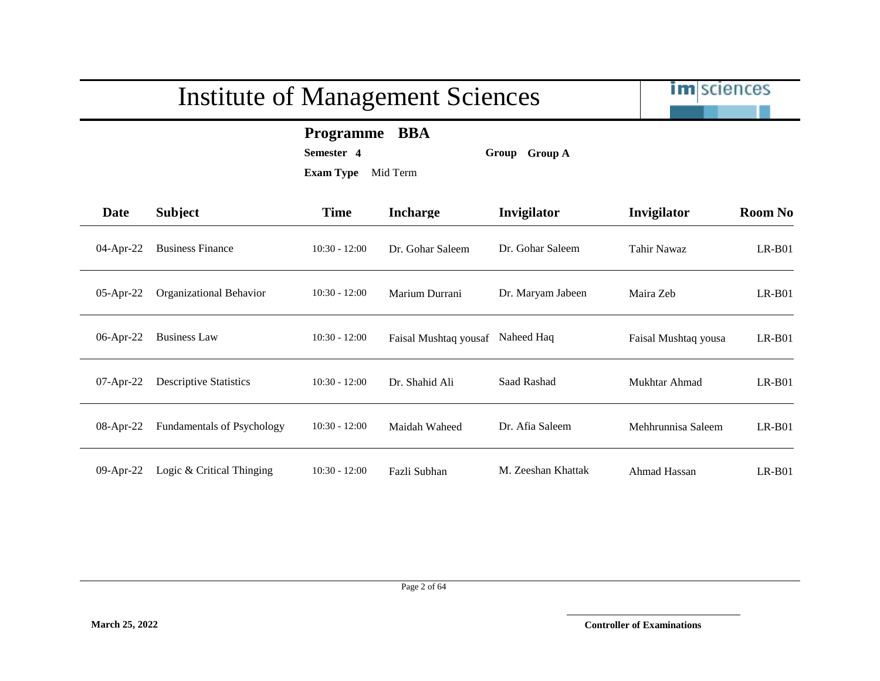# Institute of Management Sciences

**Programme** **BBA**

**Semester** **4** **Group** **Group A**

**Exam Type** Mid Term

| Date | Subject | Time | Incharge | Invigilator | Invigilator | Room No |
|---|---|---|---|---|---|---|
| 04-Apr-22 | Business Finance | 10:30 - 12:00 | Dr. Gohar Saleem | Dr. Gohar Saleem | Tahir Nawaz | LR-B01 |
| 05-Apr-22 | Organizational Behavior | 10:30 - 12:00 | Marium Durrani | Dr. Maryam Jabeen | Maira Zeb | LR-B01 |
| 06-Apr-22 | Business Law | 10:30 - 12:00 | Faisal Mushtaq yousaf | Naheed Haq | Faisal Mushtaq yousa | LR-B01 |
| 07-Apr-22 | Descriptive Statistics | 10:30 - 12:00 | Dr. Shahid Ali | Saad Rashad | Mukhtar Ahmad | LR-B01 |
| 08-Apr-22 | Fundamentals of Psychology | 10:30 - 12:00 | Maidah Waheed | Dr. Afia Saleem | Mehhrunnisa Saleem | LR-B01 |
| 09-Apr-22 | Logic & Critical Thinging | 10:30 - 12:00 | Fazli Subhan | M. Zeeshan Khattak | Ahmad Hassan | LR-B01 |

**March 25, 2022**

**Controller of Examinations**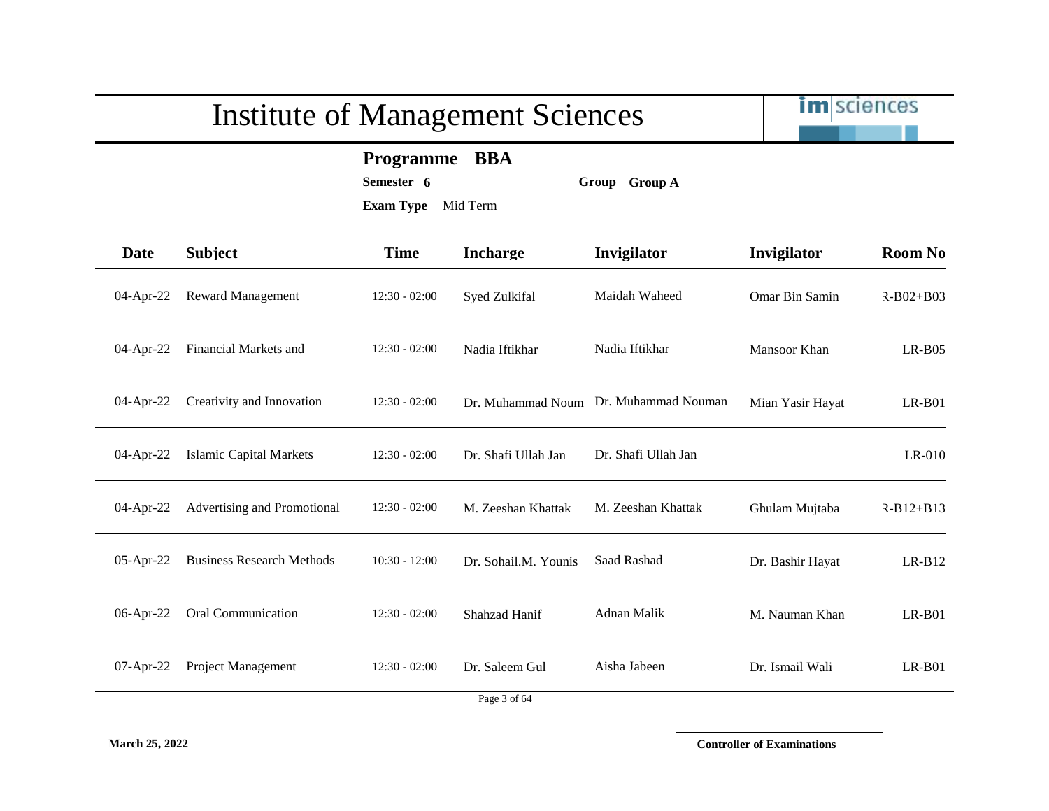# Institute of Management Sciences

**Programme** **BBA**

**Semester** **6** **Group** **Group A**

**Exam Type** Mid Term

| Date | Subject | Time | Incharge | Invigilator | Invigilator | Room No |
|---|---|---|---|---|---|---|
| 04-Apr-22 | Reward Management | 12:30 - 02:00 | Syed Zulkifal | Maidah Waheed | Omar Bin Samin | R-B02+B03 |
| 04-Apr-22 | Financial Markets and | 12:30 - 02:00 | Nadia Iftikhar | Nadia Iftikhar | Mansoor Khan | LR-B05 |
| 04-Apr-22 | Creativity and Innovation | 12:30 - 02:00 | Dr. Muhammad Noum | Dr. Muhammad Nouman | Mian Yasir Hayat | LR-B01 |
| 04-Apr-22 | Islamic Capital Markets | 12:30 - 02:00 | Dr. Shafi Ullah Jan | Dr. Shafi Ullah Jan | | LR-010 |
| 04-Apr-22 | Advertising and Promotional | 12:30 - 02:00 | M. Zeeshan Khattak | M. Zeeshan Khattak | Ghulam Mujtaba | R-B12+B13 |
| 05-Apr-22 | Business Research Methods | 10:30 - 12:00 | Dr. Sohail.M. Younis | Saad Rashad | Dr. Bashir Hayat | LR-B12 |
| 06-Apr-22 | Oral Communication | 12:30 - 02:00 | Shahzad Hanif | Adnan Malik | M. Nauman Khan | LR-B01 |
| 07-Apr-22 | Project Management | 12:30 - 02:00 | Dr. Saleem Gul | Aisha Jabeen | Dr. Ismail Wali | LR-B01 |

**March 25, 2022**

**Controller of Examinations**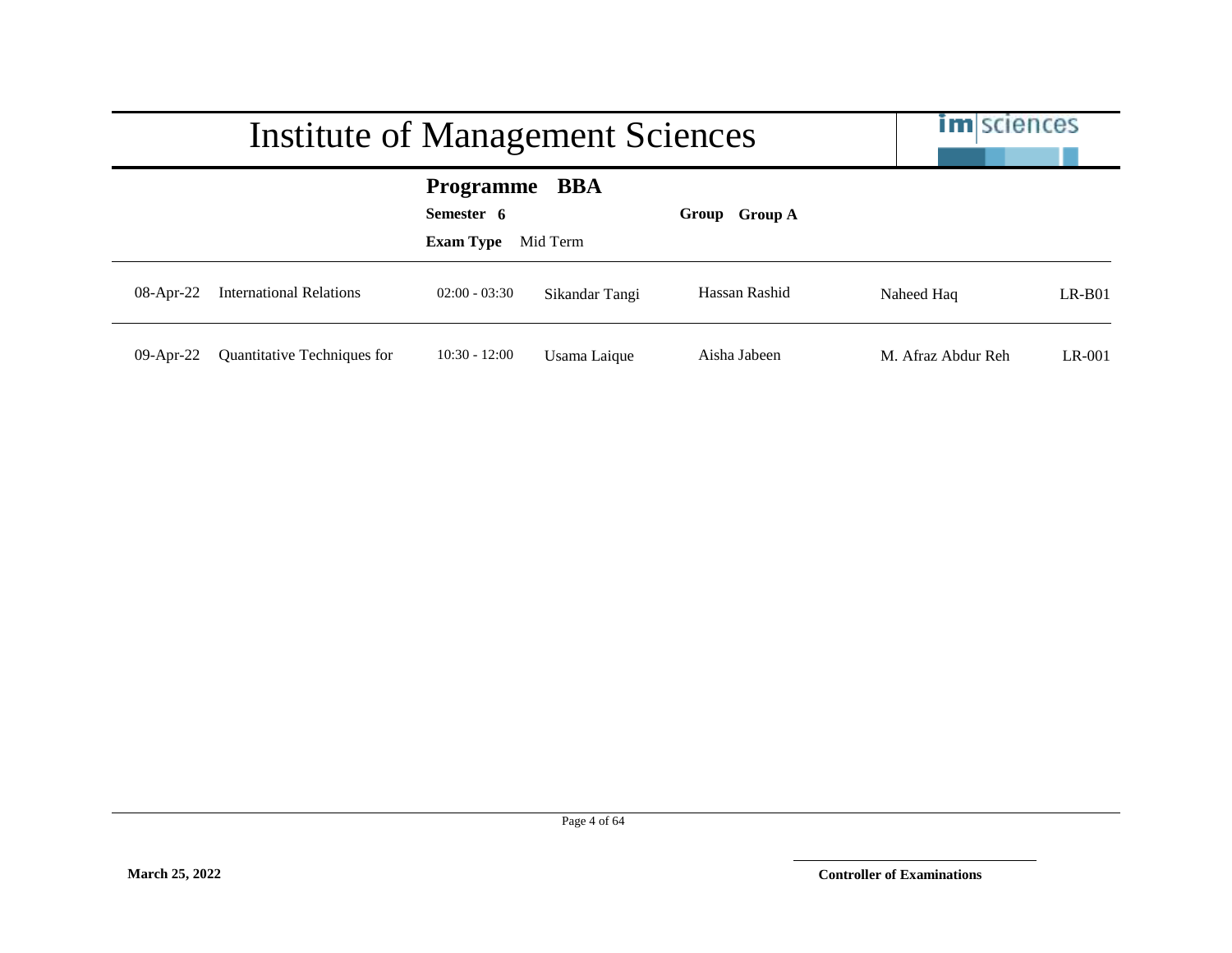# Institute of Management Sciences

**Programme** **BBA**

**Semester** **6** **Group** **Group A**

**Exam Type** Mid Term

| | | | | | | |
|---|---|---|---|---|---|---|
| 08-Apr-22 | International Relations | 02:00 - 03:30 | Sikandar Tangi | Hassan Rashid | Naheed Haq | LR-B01 |
| 09-Apr-22 | Quantitative Techniques for | 10:30 - 12:00 | Usama Laique | Aisha Jabeen | M. Afraz Abdur Reh | LR-001 |

**March 25, 2022**

**Controller of Examinations**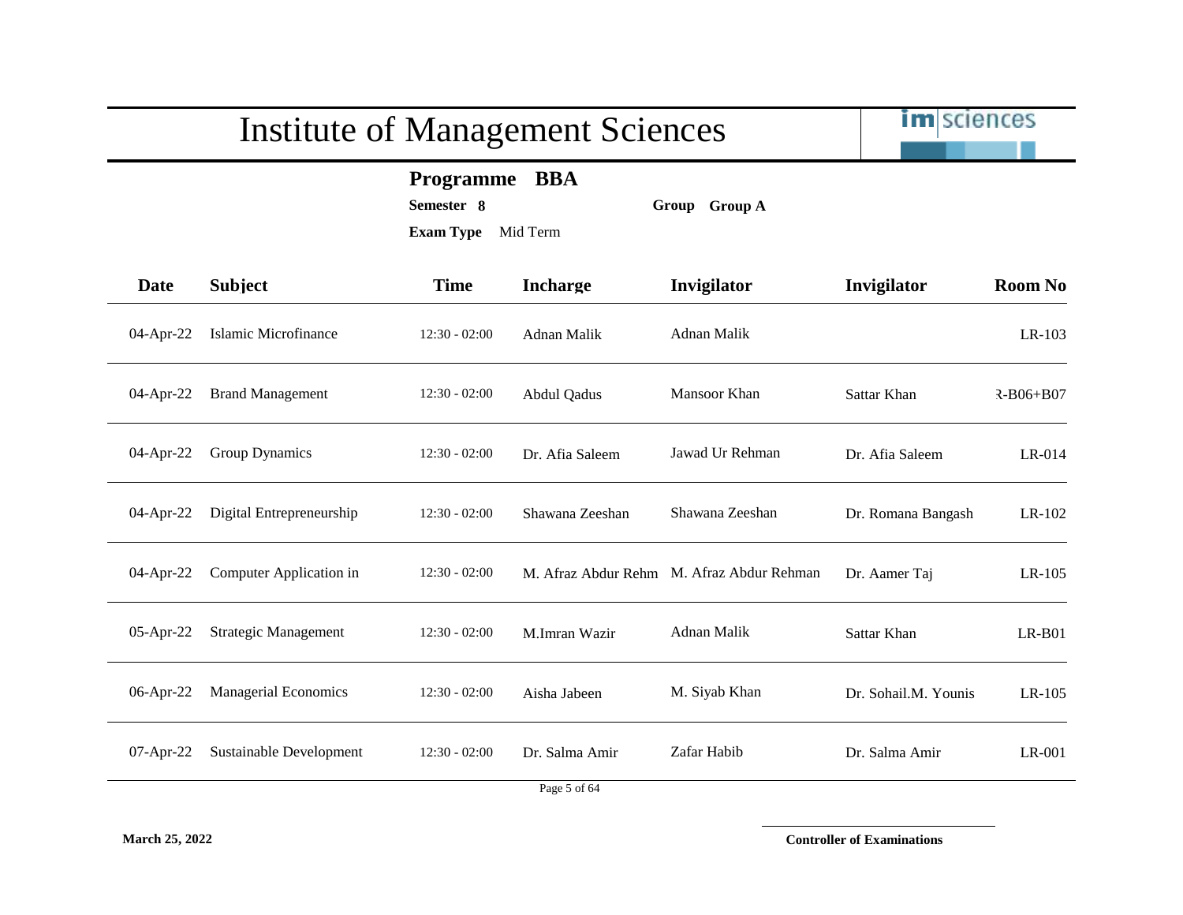# Institute of Management Sciences

**Programme** **BBA**

**Semester** **8** **Group** **Group A**

**Exam Type** Mid Term

| Date | Subject | Time | Incharge | Invigilator | Invigilator | Room No |
|---|---|---|---|---|---|---|
| 04-Apr-22 | Islamic Microfinance | 12:30 - 02:00 | Adnan Malik | Adnan Malik | | LR-103 |
| 04-Apr-22 | Brand Management | 12:30 - 02:00 | Abdul Qadus | Mansoor Khan | Sattar Khan | R-B06+B07 |
| 04-Apr-22 | Group Dynamics | 12:30 - 02:00 | Dr. Afia Saleem | Jawad Ur Rehman | Dr. Afia Saleem | LR-014 |
| 04-Apr-22 | Digital Entrepreneurship | 12:30 - 02:00 | Shawana Zeeshan | Shawana Zeeshan | Dr. Romana Bangash | LR-102 |
| 04-Apr-22 | Computer Application in | 12:30 - 02:00 | M. Afraz Abdur Rehm | M. Afraz Abdur Rehman | Dr. Aamer Taj | LR-105 |
| 05-Apr-22 | Strategic Management | 12:30 - 02:00 | M.Imran Wazir | Adnan Malik | Sattar Khan | LR-B01 |
| 06-Apr-22 | Managerial Economics | 12:30 - 02:00 | Aisha Jabeen | M. Siyab Khan | Dr. Sohail.M. Younis | LR-105 |
| 07-Apr-22 | Sustainable Development | 12:30 - 02:00 | Dr. Salma Amir | Zafar Habib | Dr. Salma Amir | LR-001 |

**March 25, 2022**

**Controller of Examinations**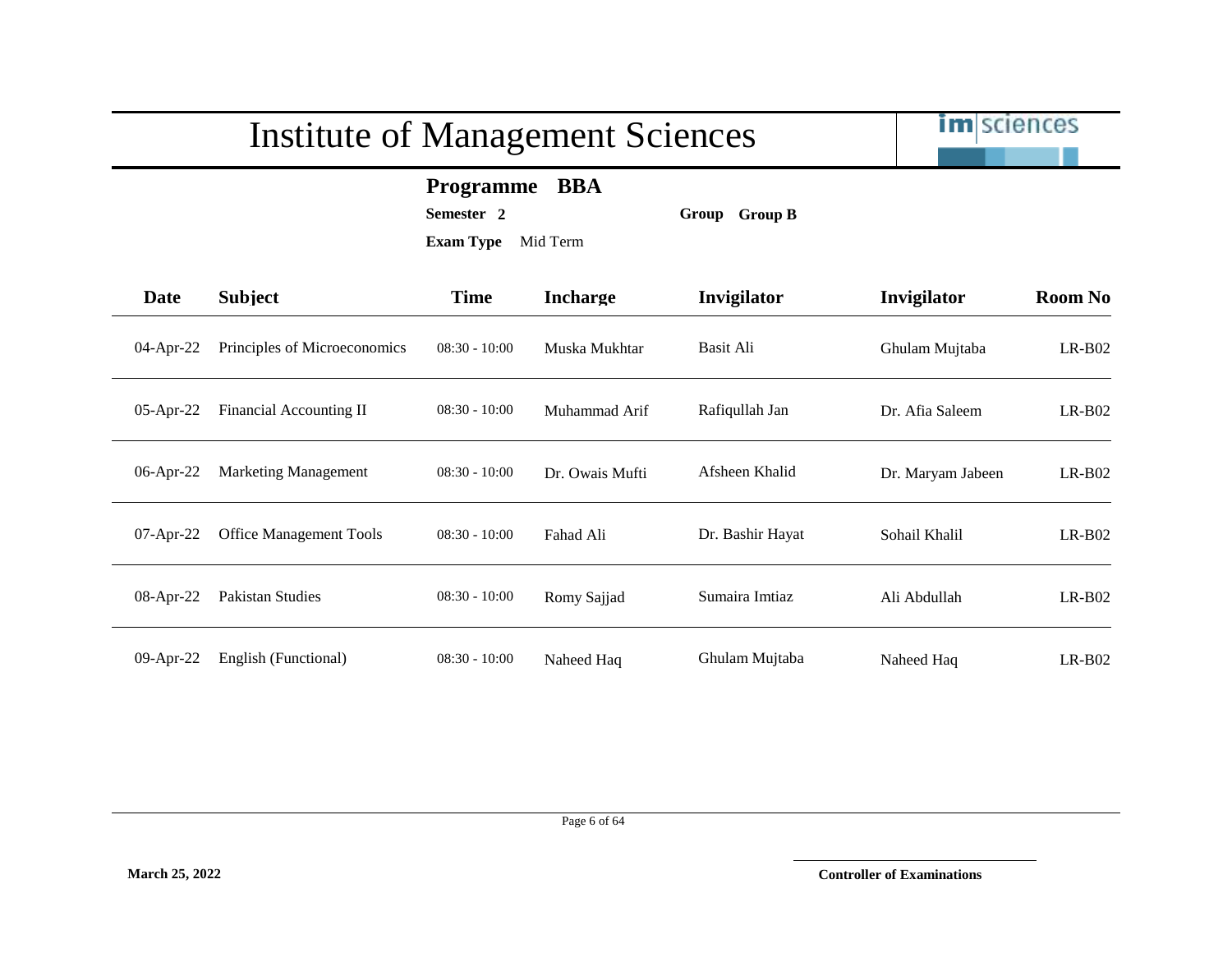# Institute of Management Sciences

**Programme** **BBA**

**Semester** **2** **Group** **Group B**

**Exam Type** Mid Term

| Date | Subject | Time | Incharge | Invigilator | Invigilator | Room No |
|---|---|---|---|---|---|---|
| 04-Apr-22 | Principles of Microeconomics | 08:30 - 10:00 | Muska Mukhtar | Basit Ali | Ghulam Mujtaba | LR-B02 |
| 05-Apr-22 | Financial Accounting II | 08:30 - 10:00 | Muhammad Arif | Rafiqullah Jan | Dr. Afia Saleem | LR-B02 |
| 06-Apr-22 | Marketing Management | 08:30 - 10:00 | Dr. Owais Mufti | Afsheen Khalid | Dr. Maryam Jabeen | LR-B02 |
| 07-Apr-22 | Office Management Tools | 08:30 - 10:00 | Fahad Ali | Dr. Bashir Hayat | Sohail Khalil | LR-B02 |
| 08-Apr-22 | Pakistan Studies | 08:30 - 10:00 | Romy Sajjad | Sumaira Imtiaz | Ali Abdullah | LR-B02 |
| 09-Apr-22 | English (Functional) | 08:30 - 10:00 | Naheed Haq | Ghulam Mujtaba | Naheed Haq | LR-B02 |

**March 25, 2022**

**Controller of Examinations**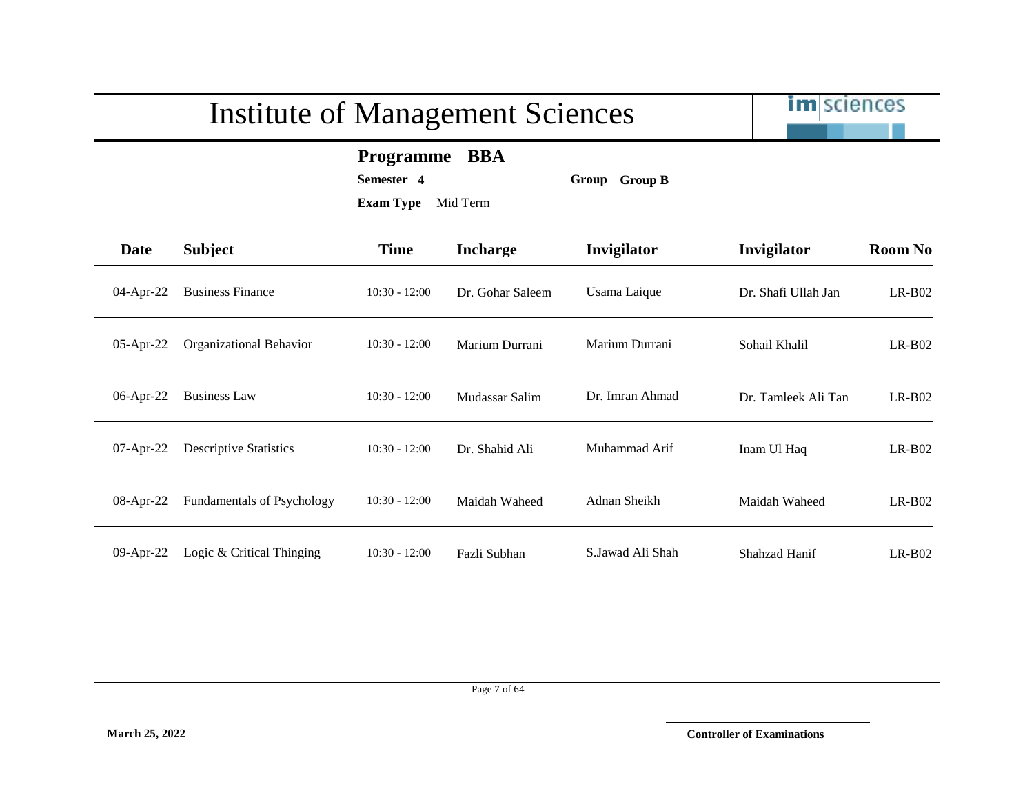# Institute of Management Sciences

**Programme BBA**

**Semester 4** **Group Group B**

**Exam Type** Mid Term

| Date | Subject | Time | Incharge | Invigilator | Invigilator | Room No |
|---|---|---|---|---|---|---|
| 04-Apr-22 | Business Finance | 10:30 - 12:00 | Dr. Gohar Saleem | Usama Laique | Dr. Shafi Ullah Jan | LR-B02 |
| 05-Apr-22 | Organizational Behavior | 10:30 - 12:00 | Marium Durrani | Marium Durrani | Sohail Khalil | LR-B02 |
| 06-Apr-22 | Business Law | 10:30 - 12:00 | Mudassar Salim | Dr. Imran Ahmad | Dr. Tamleek Ali Tan | LR-B02 |
| 07-Apr-22 | Descriptive Statistics | 10:30 - 12:00 | Dr. Shahid Ali | Muhammad Arif | Inam Ul Haq | LR-B02 |
| 08-Apr-22 | Fundamentals of Psychology | 10:30 - 12:00 | Maidah Waheed | Adnan Sheikh | Maidah Waheed | LR-B02 |
| 09-Apr-22 | Logic & Critical Thinging | 10:30 - 12:00 | Fazli Subhan | S.Jawad Ali Shah | Shahzad Hanif | LR-B02 |

**March 25, 2022**

**Controller of Examinations**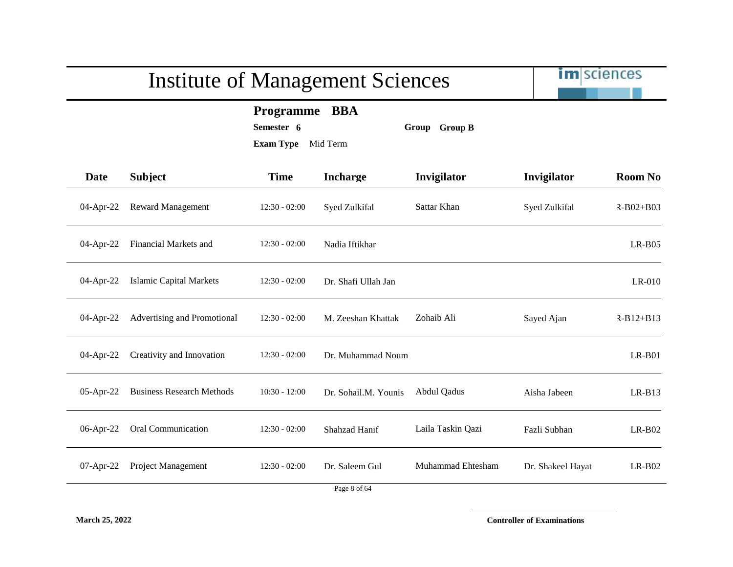# Institute of Management Sciences

**Programme** **BBA**

**Semester** **6** **Group** **Group B**

**Exam Type** Mid Term

| Date | Subject | Time | Incharge | Invigilator | Invigilator | Room No |
|---|---|---|---|---|---|---|
| 04-Apr-22 | Reward Management | 12:30 - 02:00 | Syed Zulkifal | Sattar Khan | Syed Zulkifal | ₹-B02+B03 |
| 04-Apr-22 | Financial Markets and | 12:30 - 02:00 | Nadia Iftikhar | | | LR-B05 |
| 04-Apr-22 | Islamic Capital Markets | 12:30 - 02:00 | Dr. Shafi Ullah Jan | | | LR-010 |
| 04-Apr-22 | Advertising and Promotional | 12:30 - 02:00 | M. Zeeshan Khattak | Zohaib Ali | Sayed Ajan | ₹-B12+B13 |
| 04-Apr-22 | Creativity and Innovation | 12:30 - 02:00 | Dr. Muhammad Noum | | | LR-B01 |
| 05-Apr-22 | Business Research Methods | 10:30 - 12:00 | Dr. Sohail.M. Younis | Abdul Qadus | Aisha Jabeen | LR-B13 |
| 06-Apr-22 | Oral Communication | 12:30 - 02:00 | Shahzad Hanif | Laila Taskin Qazi | Fazli Subhan | LR-B02 |
| 07-Apr-22 | Project Management | 12:30 - 02:00 | Dr. Saleem Gul | Muhammad Ehtesham | Dr. Shakeel Hayat | LR-B02 |

**March 25, 2022**

**Controller of Examinations**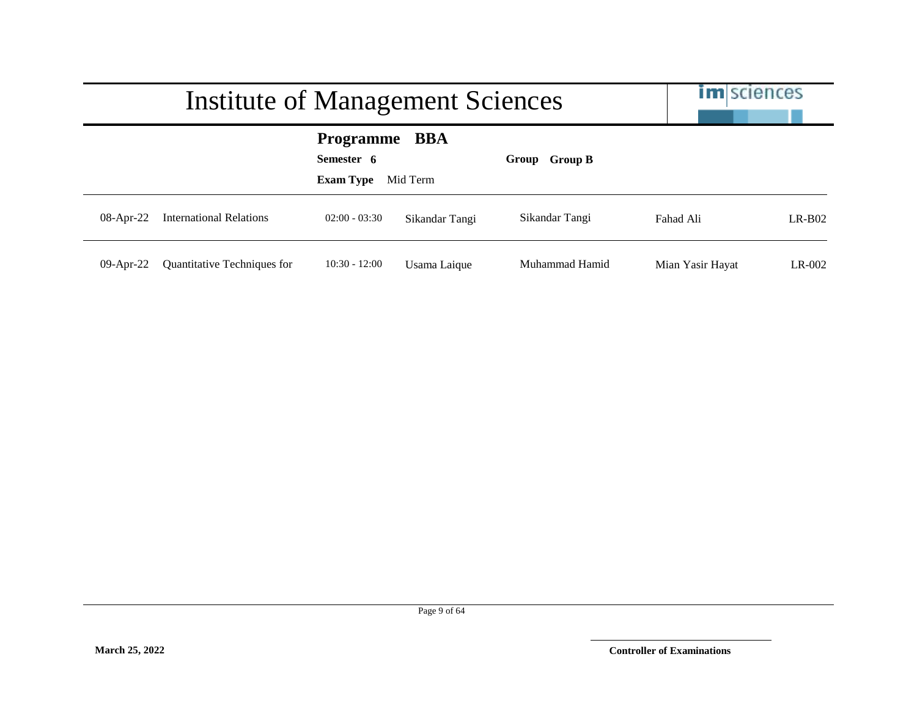# Institute of Management Sciences

**Programme BBA**

**Semester 6** **Group Group B**

**Exam Type** Mid Term

| Date | Course | Time | Teacher | Invigilator 1 | Invigilator 2 | Room |
|---|---|---|---|---|---|---|
| 08-Apr-22 | International Relations | 02:00 - 03:30 | Sikandar Tangi | Sikandar Tangi | Fahad Ali | LR-B02 |
| 09-Apr-22 | Quantitative Techniques for | 10:30 - 12:00 | Usama Laique | Muhammad Hamid | Mian Yasir Hayat | LR-002 |

**March 25, 2022**

**Controller of Examinations**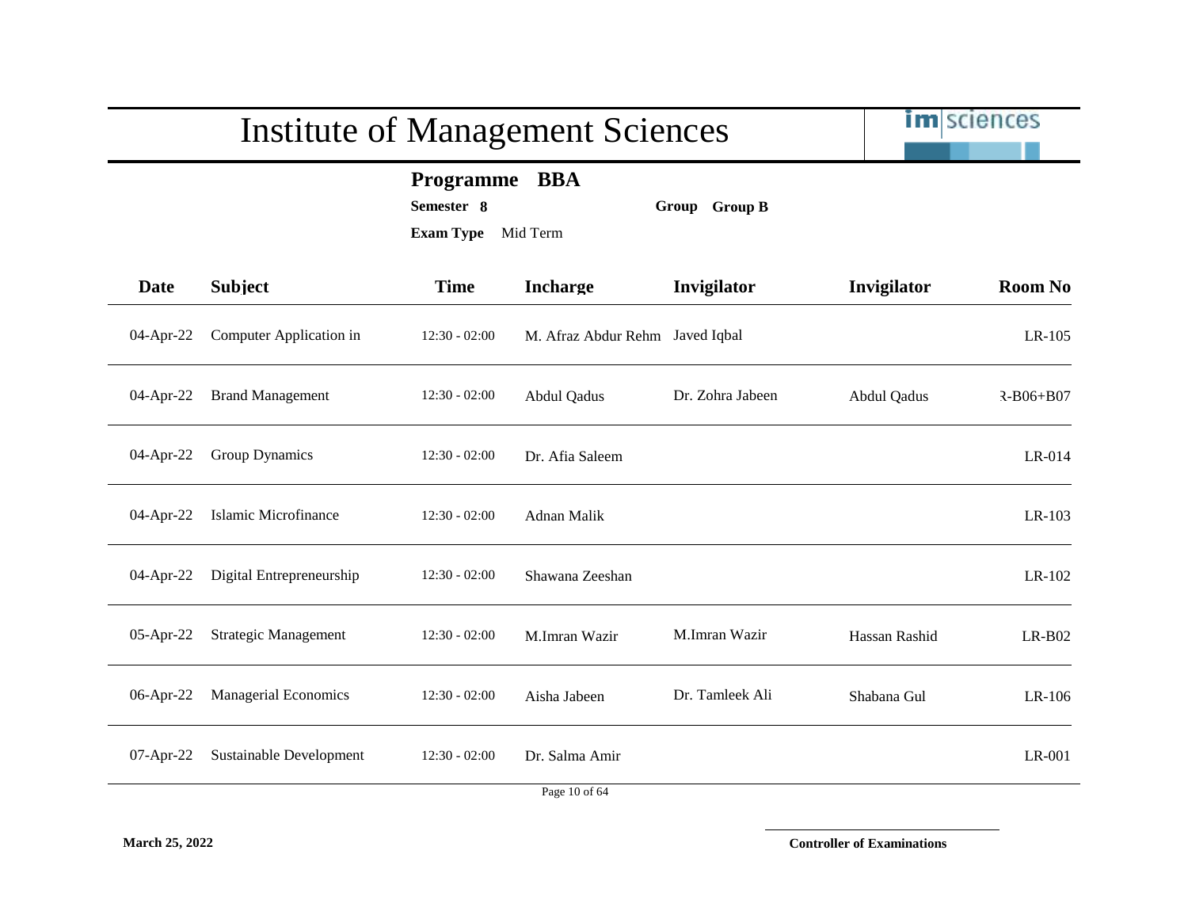# Institute of Management Sciences

**Programme BBA**

**Semester 8** **Group Group B**

**Exam Type** Mid Term

| Date | Subject | Time | Incharge | Invigilator | Invigilator | Room No |
|---|---|---|---|---|---|---|
| 04-Apr-22 | Computer Application in | 12:30 - 02:00 | M. Afraz Abdur Rehm | Javed Iqbal | | LR-105 |
| 04-Apr-22 | Brand Management | 12:30 - 02:00 | Abdul Qadus | Dr. Zohra Jabeen | Abdul Qadus | R-B06+B07 |
| 04-Apr-22 | Group Dynamics | 12:30 - 02:00 | Dr. Afia Saleem | | | LR-014 |
| 04-Apr-22 | Islamic Microfinance | 12:30 - 02:00 | Adnan Malik | | | LR-103 |
| 04-Apr-22 | Digital Entrepreneurship | 12:30 - 02:00 | Shawana Zeeshan | | | LR-102 |
| 05-Apr-22 | Strategic Management | 12:30 - 02:00 | M.Imran Wazir | M.Imran Wazir | Hassan Rashid | LR-B02 |
| 06-Apr-22 | Managerial Economics | 12:30 - 02:00 | Aisha Jabeen | Dr. Tamleek Ali | Shabana Gul | LR-106 |
| 07-Apr-22 | Sustainable Development | 12:30 - 02:00 | Dr. Salma Amir | | | LR-001 |

**March 25, 2022**

**Controller of Examinations**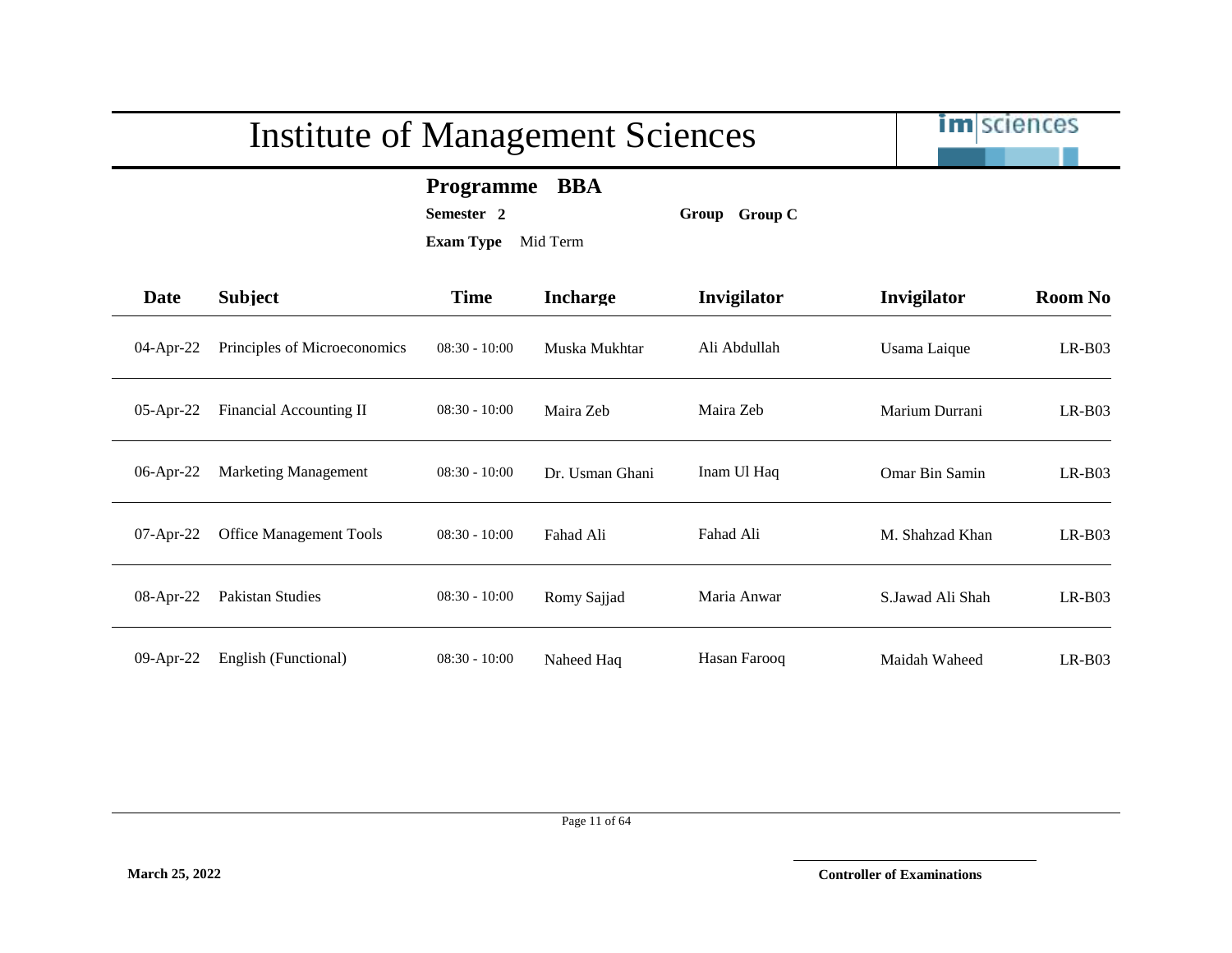# Institute of Management Sciences

**Programme BBA**

**Semester 2** **Group Group C**

**Exam Type** Mid Term

| Date | Subject | Time | Incharge | Invigilator | Invigilator | Room No |
|---|---|---|---|---|---|---|
| 04-Apr-22 | Principles of Microeconomics | 08:30 - 10:00 | Muska Mukhtar | Ali Abdullah | Usama Laique | LR-B03 |
| 05-Apr-22 | Financial Accounting II | 08:30 - 10:00 | Maira Zeb | Maira Zeb | Marium Durrani | LR-B03 |
| 06-Apr-22 | Marketing Management | 08:30 - 10:00 | Dr. Usman Ghani | Inam Ul Haq | Omar Bin Samin | LR-B03 |
| 07-Apr-22 | Office Management Tools | 08:30 - 10:00 | Fahad Ali | Fahad Ali | M. Shahzad Khan | LR-B03 |
| 08-Apr-22 | Pakistan Studies | 08:30 - 10:00 | Romy Sajjad | Maria Anwar | S.Jawad Ali Shah | LR-B03 |
| 09-Apr-22 | English (Functional) | 08:30 - 10:00 | Naheed Haq | Hasan Farooq | Maidah Waheed | LR-B03 |

**March 25, 2022**

**Controller of Examinations**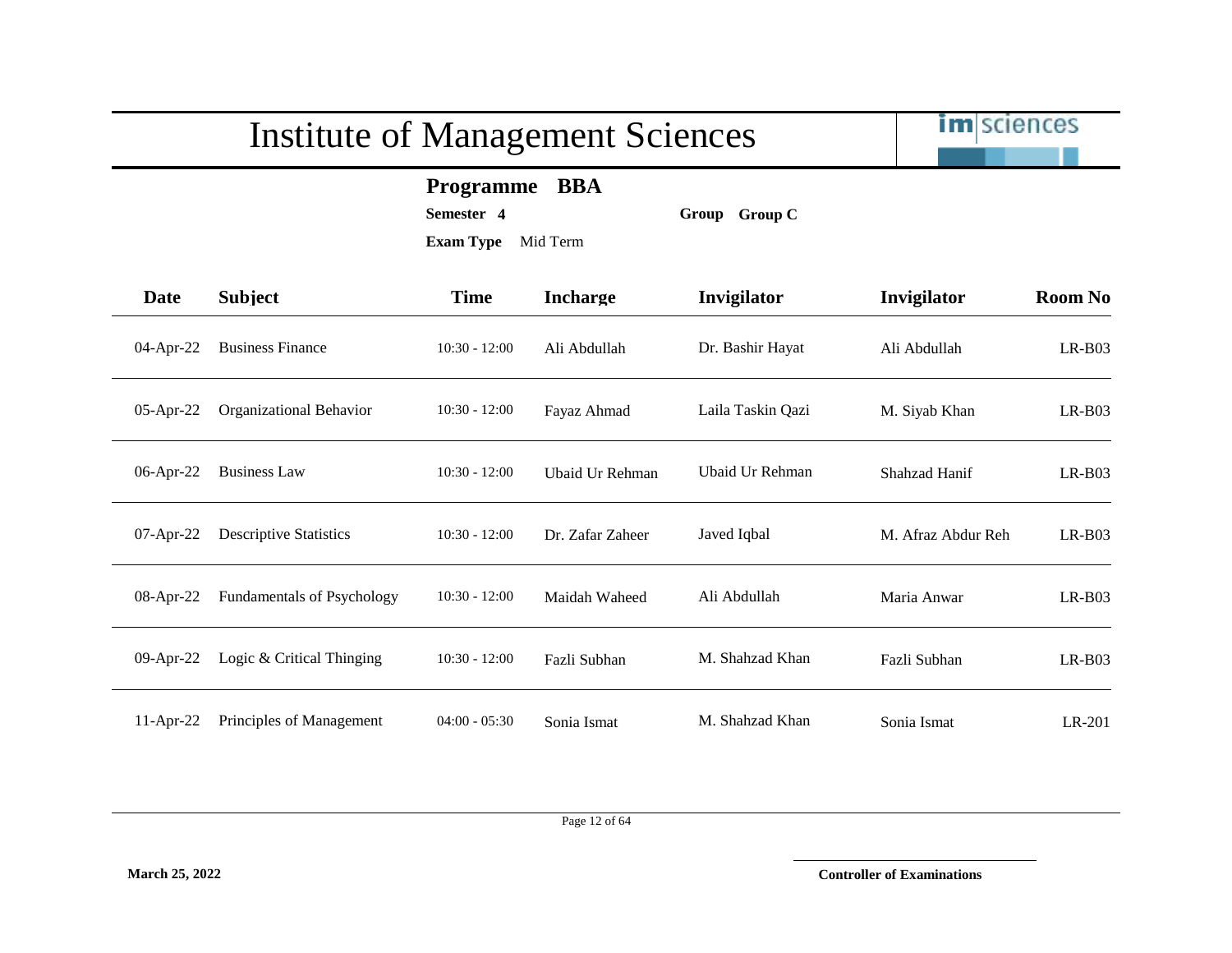# Institute of Management Sciences

**Programme BBA**

**Semester 4** **Group Group C**

**Exam Type** Mid Term

| Date | Subject | Time | Incharge | Invigilator | Invigilator | Room No |
|---|---|---|---|---|---|---|
| 04-Apr-22 | Business Finance | 10:30 - 12:00 | Ali Abdullah | Dr. Bashir Hayat | Ali Abdullah | LR-B03 |
| 05-Apr-22 | Organizational Behavior | 10:30 - 12:00 | Fayaz Ahmad | Laila Taskin Qazi | M. Siyab Khan | LR-B03 |
| 06-Apr-22 | Business Law | 10:30 - 12:00 | Ubaid Ur Rehman | Ubaid Ur Rehman | Shahzad Hanif | LR-B03 |
| 07-Apr-22 | Descriptive Statistics | 10:30 - 12:00 | Dr. Zafar Zaheer | Javed Iqbal | M. Afraz Abdur Reh | LR-B03 |
| 08-Apr-22 | Fundamentals of Psychology | 10:30 - 12:00 | Maidah Waheed | Ali Abdullah | Maria Anwar | LR-B03 |
| 09-Apr-22 | Logic & Critical Thinging | 10:30 - 12:00 | Fazli Subhan | M. Shahzad Khan | Fazli Subhan | LR-B03 |
| 11-Apr-22 | Principles of Management | 04:00 - 05:30 | Sonia Ismat | M. Shahzad Khan | Sonia Ismat | LR-201 |

**March 25, 2022**

**Controller of Examinations**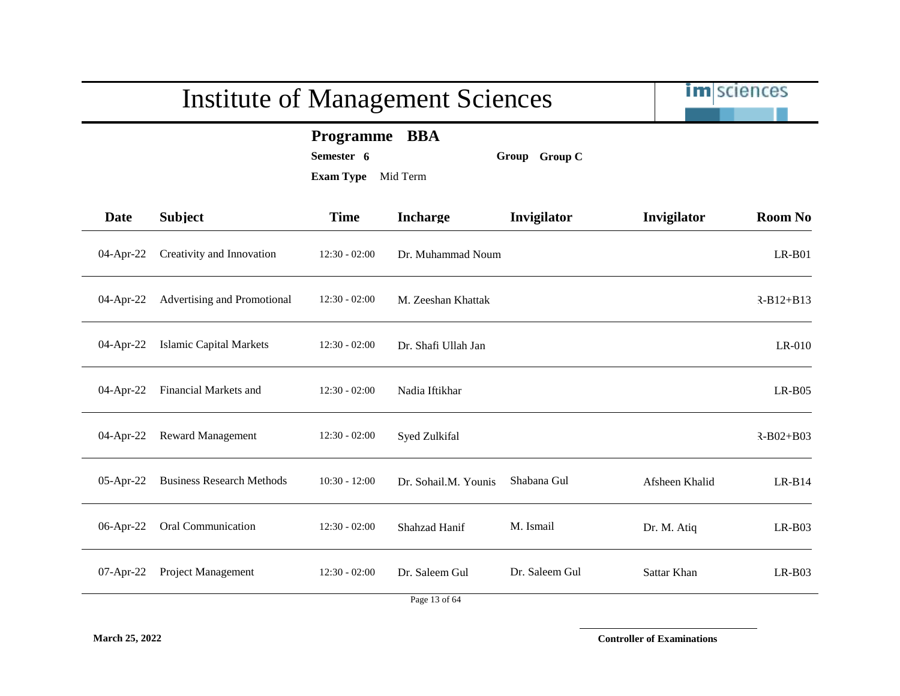# Institute of Management Sciences

**Programme** **BBA**

**Semester** **6** **Group** **Group C**

**Exam Type** Mid Term

| Date | Subject | Time | Incharge | Invigilator | Invigilator | Room No |
|---|---|---|---|---|---|---|
| 04-Apr-22 | Creativity and Innovation | 12:30 - 02:00 | Dr. Muhammad Noum | | | LR-B01 |
| 04-Apr-22 | Advertising and Promotional | 12:30 - 02:00 | M. Zeeshan Khattak | | | R-B12+B13 |
| 04-Apr-22 | Islamic Capital Markets | 12:30 - 02:00 | Dr. Shafi Ullah Jan | | | LR-010 |
| 04-Apr-22 | Financial Markets and | 12:30 - 02:00 | Nadia Iftikhar | | | LR-B05 |
| 04-Apr-22 | Reward Management | 12:30 - 02:00 | Syed Zulkifal | | | R-B02+B03 |
| 05-Apr-22 | Business Research Methods | 10:30 - 12:00 | Dr. Sohail.M. Younis | Shabana Gul | Afsheen Khalid | LR-B14 |
| 06-Apr-22 | Oral Communication | 12:30 - 02:00 | Shahzad Hanif | M. Ismail | Dr. M. Atiq | LR-B03 |
| 07-Apr-22 | Project Management | 12:30 - 02:00 | Dr. Saleem Gul | Dr. Saleem Gul | Sattar Khan | LR-B03 |

**March 25, 2022**

**Controller of Examinations**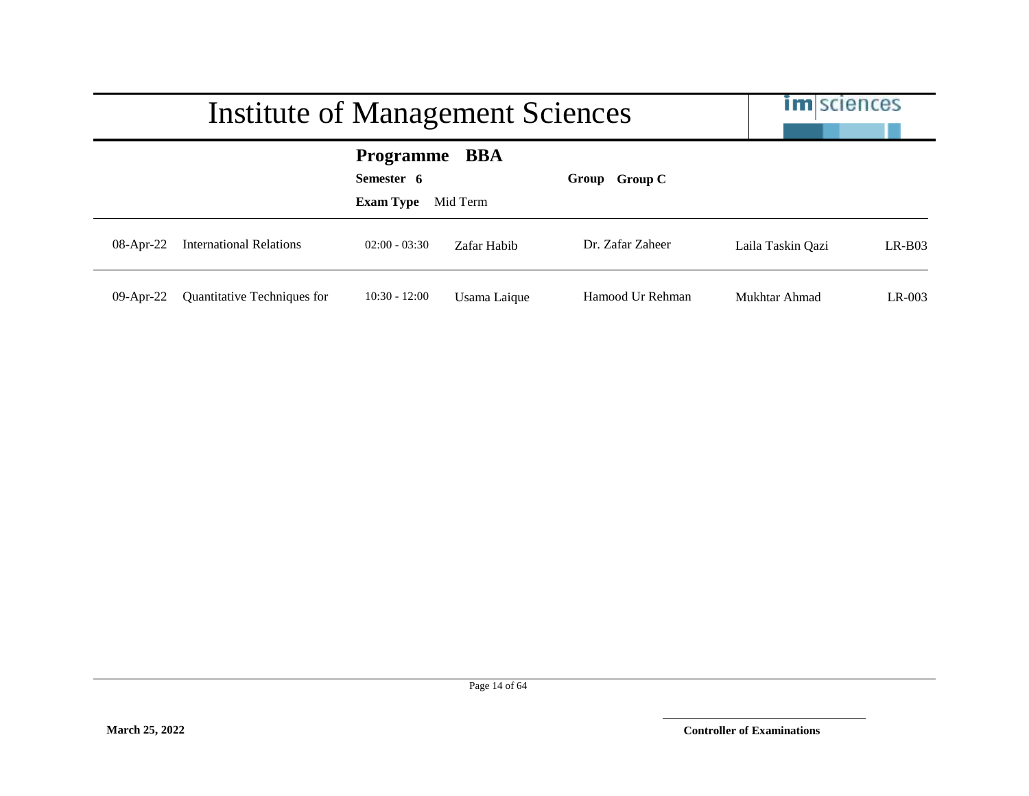# Institute of Management Sciences

**Programme** **BBA**

**Semester** **6** | **Group** **Group C**

**Exam Type** Mid Term

| | | | | | | |
|---|---|---|---|---|---|---|
| 08-Apr-22 | International Relations | 02:00 - 03:30 | Zafar Habib | Dr. Zafar Zaheer | Laila Taskin Qazi | LR-B03 |
| 09-Apr-22 | Quantitative Techniques for | 10:30 - 12:00 | Usama Laique | Hamood Ur Rehman | Mukhtar Ahmad | LR-003 |

**March 25, 2022**

**Controller of Examinations**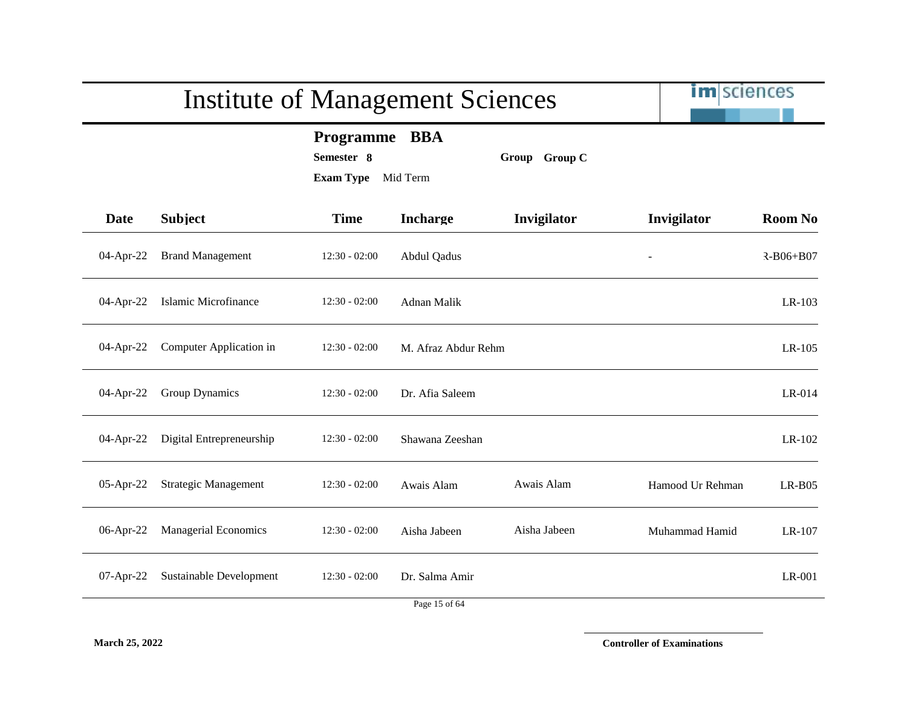# Institute of Management Sciences

**Programme** **BBA**

**Semester** **8** **Group** **Group C**

**Exam Type** Mid Term

| Date | Subject | Time | Incharge | Invigilator | Invigilator | Room No |
|---|---|---|---|---|---|---|
| 04-Apr-22 | Brand Management | 12:30 - 02:00 | Abdul Qadus | | - | R-B06+B07 |
| 04-Apr-22 | Islamic Microfinance | 12:30 - 02:00 | Adnan Malik | | | LR-103 |
| 04-Apr-22 | Computer Application in | 12:30 - 02:00 | M. Afraz Abdur Rehm | | | LR-105 |
| 04-Apr-22 | Group Dynamics | 12:30 - 02:00 | Dr. Afia Saleem | | | LR-014 |
| 04-Apr-22 | Digital Entrepreneurship | 12:30 - 02:00 | Shawana Zeeshan | | | LR-102 |
| 05-Apr-22 | Strategic Management | 12:30 - 02:00 | Awais Alam | Awais Alam | Hamood Ur Rehman | LR-B05 |
| 06-Apr-22 | Managerial Economics | 12:30 - 02:00 | Aisha Jabeen | Aisha Jabeen | Muhammad Hamid | LR-107 |
| 07-Apr-22 | Sustainable Development | 12:30 - 02:00 | Dr. Salma Amir | | | LR-001 |

**March 25, 2022**

**Controller of Examinations**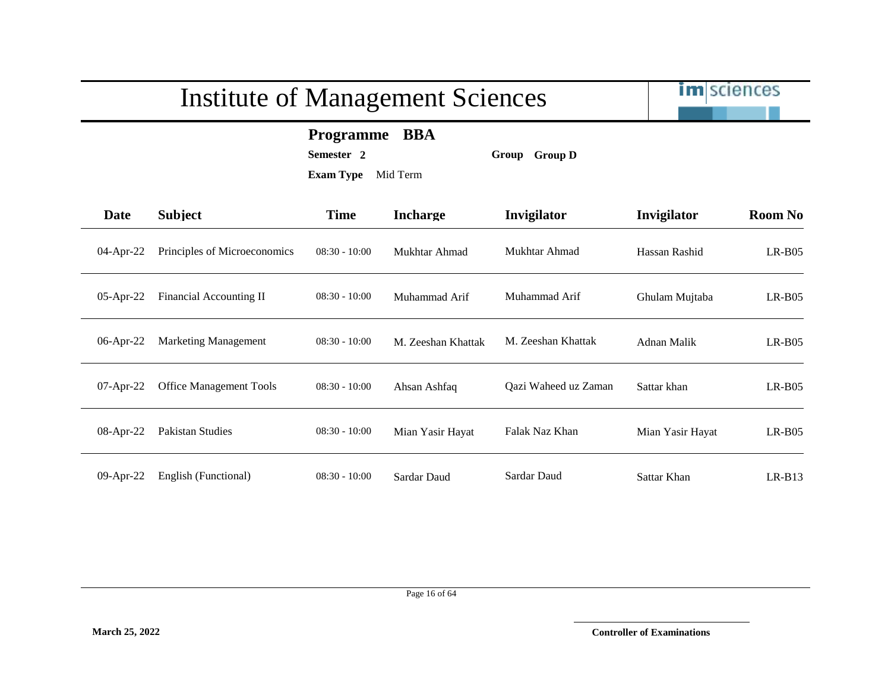# Institute of Management Sciences

**Programme BBA**

**Semester 2** **Group Group D**

**Exam Type** Mid Term

| Date | Subject | Time | Incharge | Invigilator | Invigilator | Room No |
|---|---|---|---|---|---|---|
| 04-Apr-22 | Principles of Microeconomics | 08:30 - 10:00 | Mukhtar Ahmad | Mukhtar Ahmad | Hassan Rashid | LR-B05 |
| 05-Apr-22 | Financial Accounting II | 08:30 - 10:00 | Muhammad Arif | Muhammad Arif | Ghulam Mujtaba | LR-B05 |
| 06-Apr-22 | Marketing Management | 08:30 - 10:00 | M. Zeeshan Khattak | M. Zeeshan Khattak | Adnan Malik | LR-B05 |
| 07-Apr-22 | Office Management Tools | 08:30 - 10:00 | Ahsan Ashfaq | Qazi Waheed uz Zaman | Sattar khan | LR-B05 |
| 08-Apr-22 | Pakistan Studies | 08:30 - 10:00 | Mian Yasir Hayat | Falak Naz Khan | Mian Yasir Hayat | LR-B05 |
| 09-Apr-22 | English (Functional) | 08:30 - 10:00 | Sardar Daud | Sardar Daud | Sattar Khan | LR-B13 |

**March 25, 2022**

**Controller of Examinations**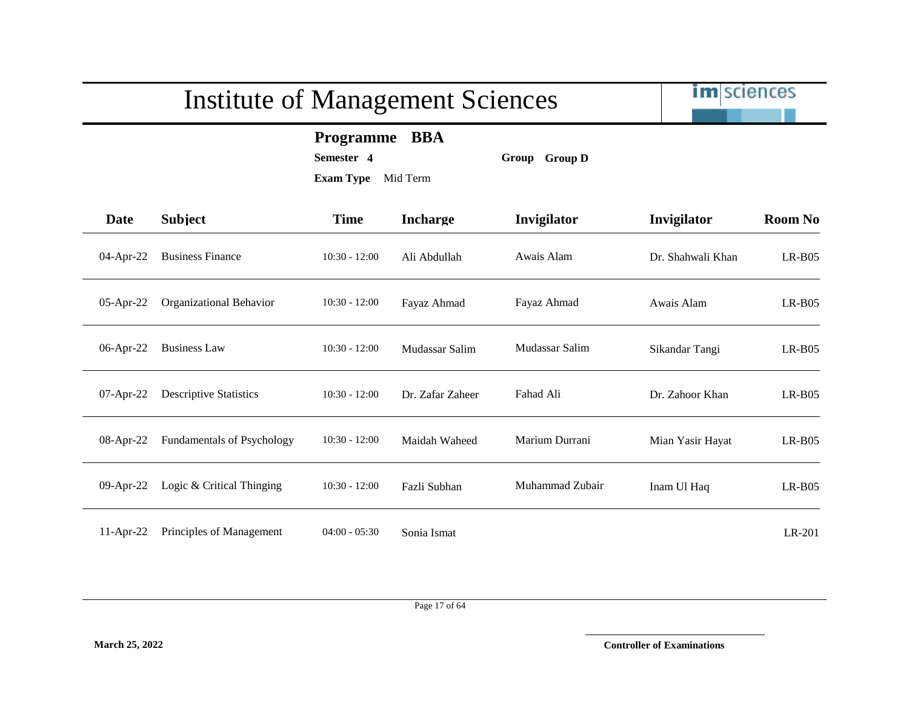# Institute of Management Sciences

**Programme BBA**

**Semester 4** **Group Group D**

**Exam Type** Mid Term

| Date | Subject | Time | Incharge | Invigilator | Invigilator | Room No |
|---|---|---|---|---|---|---|
| 04-Apr-22 | Business Finance | 10:30 - 12:00 | Ali Abdullah | Awais Alam | Dr. Shahwali Khan | LR-B05 |
| 05-Apr-22 | Organizational Behavior | 10:30 - 12:00 | Fayaz Ahmad | Fayaz Ahmad | Awais Alam | LR-B05 |
| 06-Apr-22 | Business Law | 10:30 - 12:00 | Mudassar Salim | Mudassar Salim | Sikandar Tangi | LR-B05 |
| 07-Apr-22 | Descriptive Statistics | 10:30 - 12:00 | Dr. Zafar Zaheer | Fahad Ali | Dr. Zahoor Khan | LR-B05 |
| 08-Apr-22 | Fundamentals of Psychology | 10:30 - 12:00 | Maidah Waheed | Marium Durrani | Mian Yasir Hayat | LR-B05 |
| 09-Apr-22 | Logic & Critical Thinging | 10:30 - 12:00 | Fazli Subhan | Muhammad Zubair | Inam Ul Haq | LR-B05 |
| 11-Apr-22 | Principles of Management | 04:00 - 05:30 | Sonia Ismat | | | LR-201 |

**March 25, 2022**

**Controller of Examinations**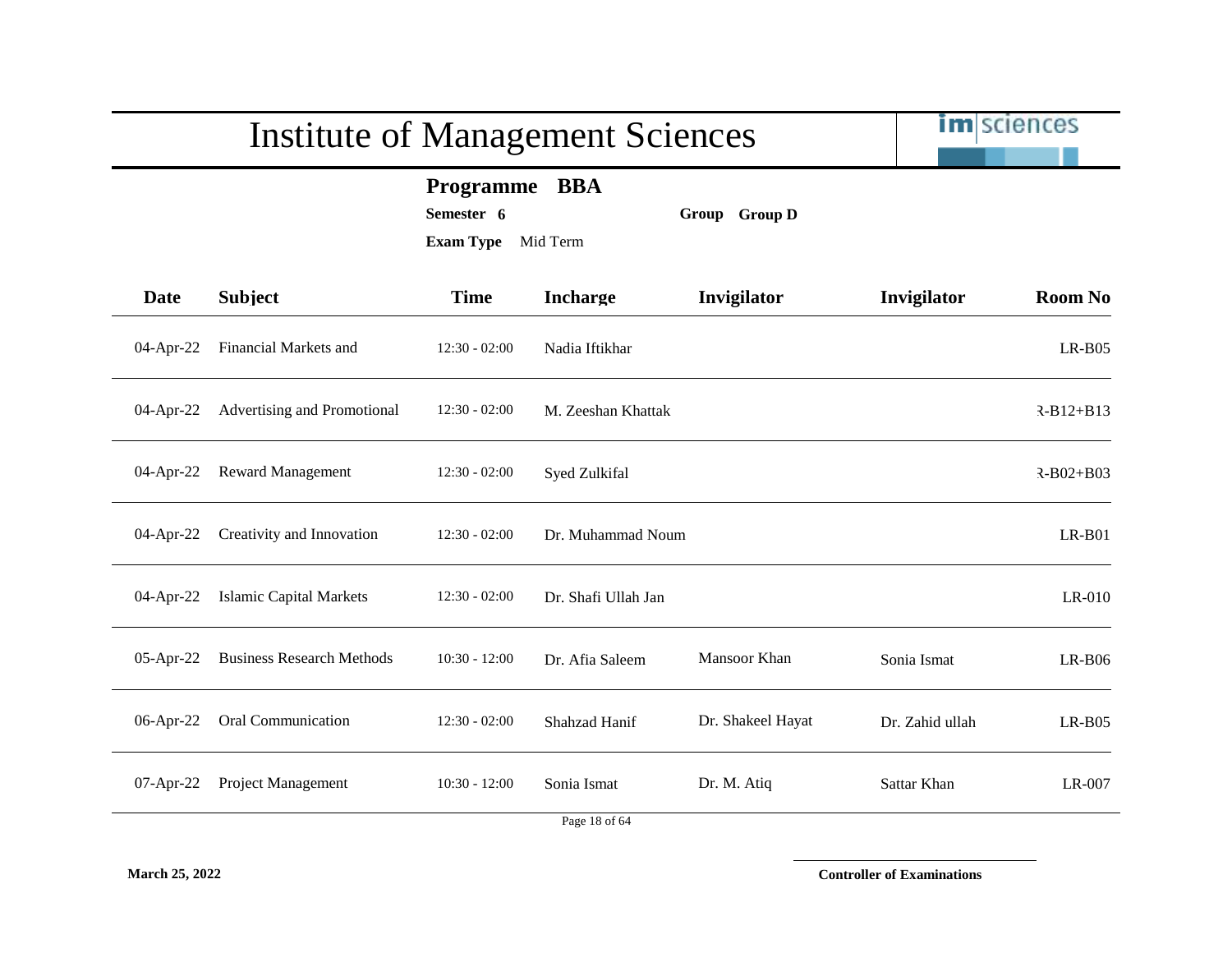# Institute of Management Sciences

**Programme** **BBA**

**Semester** **6** **Group** **Group D**

**Exam Type** Mid Term

| Date | Subject | Time | Incharge | Invigilator | Invigilator | Room No |
|---|---|---|---|---|---|---|
| 04-Apr-22 | Financial Markets and | 12:30 - 02:00 | Nadia Iftikhar | | | LR-B05 |
| 04-Apr-22 | Advertising and Promotional | 12:30 - 02:00 | M. Zeeshan Khattak | | | R-B12+B13 |
| 04-Apr-22 | Reward Management | 12:30 - 02:00 | Syed Zulkifal | | | R-B02+B03 |
| 04-Apr-22 | Creativity and Innovation | 12:30 - 02:00 | Dr. Muhammad Noum | | | LR-B01 |
| 04-Apr-22 | Islamic Capital Markets | 12:30 - 02:00 | Dr. Shafi Ullah Jan | | | LR-010 |
| 05-Apr-22 | Business Research Methods | 10:30 - 12:00 | Dr. Afia Saleem | Mansoor Khan | Sonia Ismat | LR-B06 |
| 06-Apr-22 | Oral Communication | 12:30 - 02:00 | Shahzad Hanif | Dr. Shakeel Hayat | Dr. Zahid ullah | LR-B05 |
| 07-Apr-22 | Project Management | 10:30 - 12:00 | Sonia Ismat | Dr. M. Atiq | Sattar Khan | LR-007 |

**March 25, 2022**

**Controller of Examinations**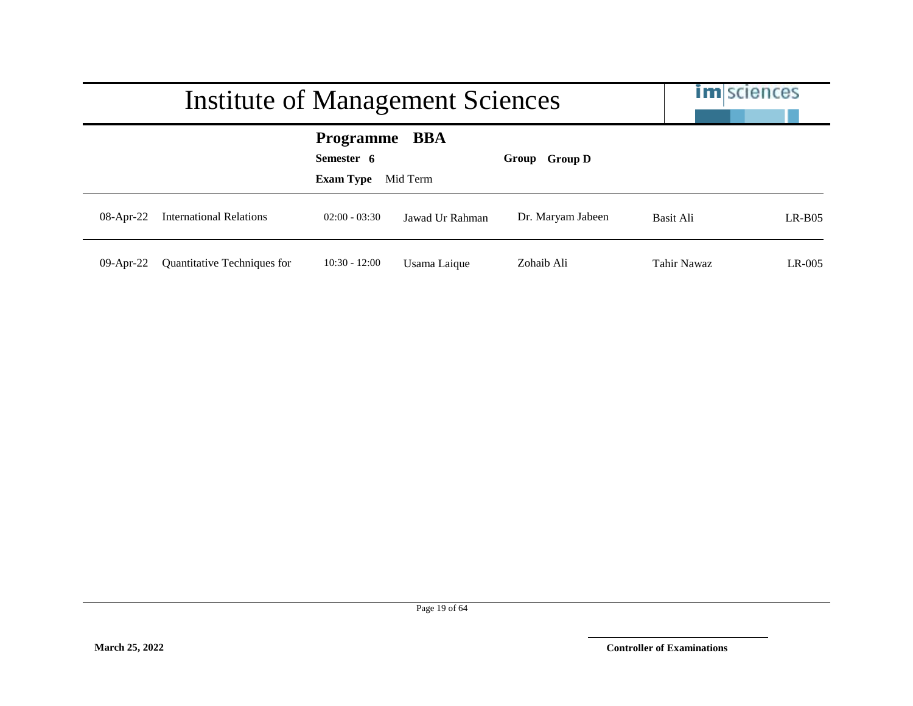# Institute of Management Sciences

**Programme** **BBA**

**Semester** **6** **Group** **Group D**

**Exam Type** Mid Term

| | | | | | | |
|---|---|---|---|---|---|---|
| 08-Apr-22 | International Relations | 02:00 - 03:30 | Jawad Ur Rahman | Dr. Maryam Jabeen | Basit Ali | LR-B05 |
| 09-Apr-22 | Quantitative Techniques for | 10:30 - 12:00 | Usama Laique | Zohaib Ali | Tahir Nawaz | LR-005 |

**March 25, 2022**

**Controller of Examinations**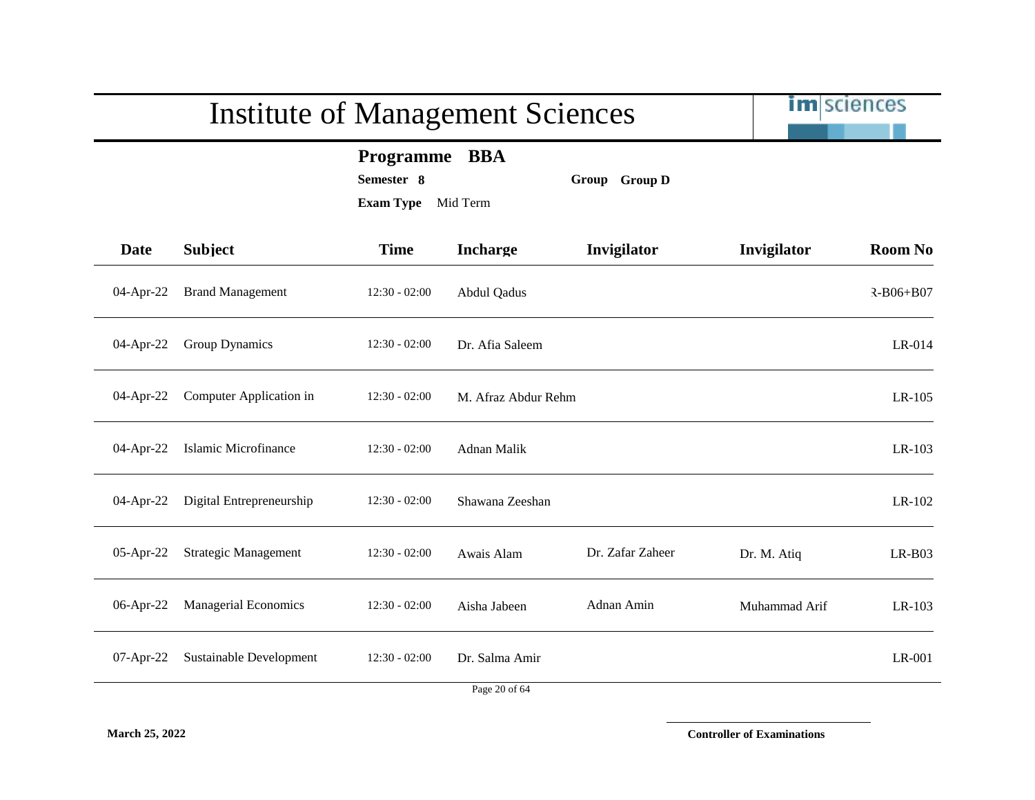# Institute of Management Sciences

**Programme** **BBA**

**Semester** **8** **Group** **Group D**

**Exam Type** Mid Term

| Date | Subject | Time | Incharge | Invigilator | Invigilator | Room No |
|---|---|---|---|---|---|---|
| 04-Apr-22 | Brand Management | 12:30 - 02:00 | Abdul Qadus | | | ?-B06+B07 |
| 04-Apr-22 | Group Dynamics | 12:30 - 02:00 | Dr. Afia Saleem | | | LR-014 |
| 04-Apr-22 | Computer Application in | 12:30 - 02:00 | M. Afraz Abdur Rehm | | | LR-105 |
| 04-Apr-22 | Islamic Microfinance | 12:30 - 02:00 | Adnan Malik | | | LR-103 |
| 04-Apr-22 | Digital Entrepreneurship | 12:30 - 02:00 | Shawana Zeeshan | | | LR-102 |
| 05-Apr-22 | Strategic Management | 12:30 - 02:00 | Awais Alam | Dr. Zafar Zaheer | Dr. M. Atiq | LR-B03 |
| 06-Apr-22 | Managerial Economics | 12:30 - 02:00 | Aisha Jabeen | Adnan Amin | Muhammad Arif | LR-103 |
| 07-Apr-22 | Sustainable Development | 12:30 - 02:00 | Dr. Salma Amir | | | LR-001 |

**March 25, 2022**

**Controller of Examinations**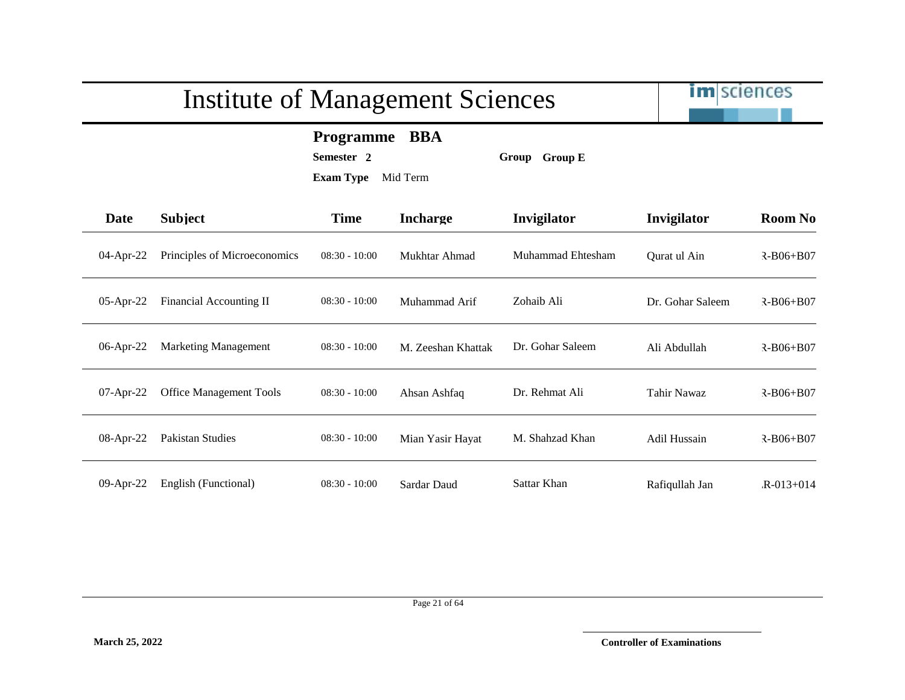# Institute of Management Sciences

**Programme** **BBA**

**Semester** **2** **Group** **Group E**

**Exam Type** Mid Term

| Date | Subject | Time | Incharge | Invigilator | Invigilator | Room No |
|---|---|---|---|---|---|---|
| 04-Apr-22 | Principles of Microeconomics | 08:30 - 10:00 | Mukhtar Ahmad | Muhammad Ehtesham | Qurat ul Ain | Ɜ-B06+B07 |
| 05-Apr-22 | Financial Accounting II | 08:30 - 10:00 | Muhammad Arif | Zohaib Ali | Dr. Gohar Saleem | Ɜ-B06+B07 |
| 06-Apr-22 | Marketing Management | 08:30 - 10:00 | M. Zeeshan Khattak | Dr. Gohar Saleem | Ali Abdullah | Ɜ-B06+B07 |
| 07-Apr-22 | Office Management Tools | 08:30 - 10:00 | Ahsan Ashfaq | Dr. Rehmat Ali | Tahir Nawaz | Ɜ-B06+B07 |
| 08-Apr-22 | Pakistan Studies | 08:30 - 10:00 | Mian Yasir Hayat | M. Shahzad Khan | Adil Hussain | Ɜ-B06+B07 |
| 09-Apr-22 | English (Functional) | 08:30 - 10:00 | Sardar Daud | Sattar Khan | Rafiqullah Jan | .R-013+014 |

**March 25, 2022**

**Controller of Examinations**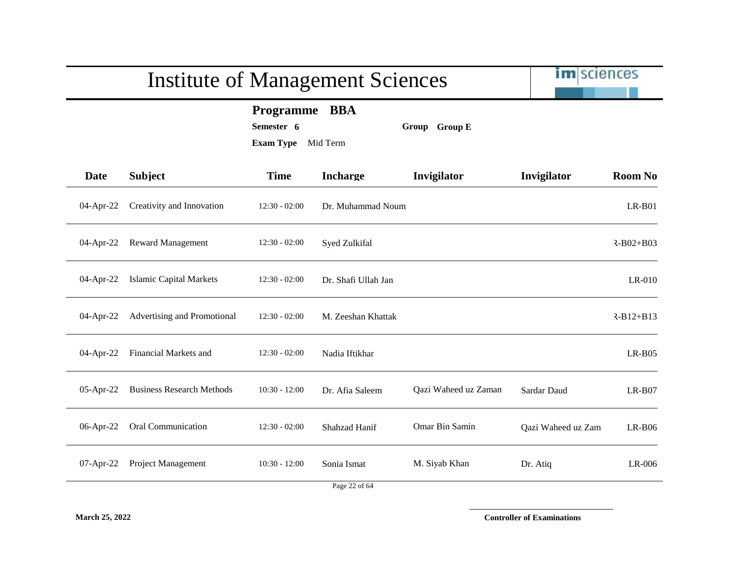# Institute of Management Sciences

**Programme BBA**

**Semester 6** **Group Group E**

**Exam Type** Mid Term

| Date | Subject | Time | Incharge | Invigilator | Invigilator | Room No |
|---|---|---|---|---|---|---|
| 04-Apr-22 | Creativity and Innovation | 12:30 - 02:00 | Dr. Muhammad Noum | | | LR-B01 |
| 04-Apr-22 | Reward Management | 12:30 - 02:00 | Syed Zulkifal | | | R-B02+B03 |
| 04-Apr-22 | Islamic Capital Markets | 12:30 - 02:00 | Dr. Shafi Ullah Jan | | | LR-010 |
| 04-Apr-22 | Advertising and Promotional | 12:30 - 02:00 | M. Zeeshan Khattak | | | R-B12+B13 |
| 04-Apr-22 | Financial Markets and | 12:30 - 02:00 | Nadia Iftikhar | | | LR-B05 |
| 05-Apr-22 | Business Research Methods | 10:30 - 12:00 | Dr. Afia Saleem | Qazi Waheed uz Zaman | Sardar Daud | LR-B07 |
| 06-Apr-22 | Oral Communication | 12:30 - 02:00 | Shahzad Hanif | Omar Bin Samin | Qazi Waheed uz Zam | LR-B06 |
| 07-Apr-22 | Project Management | 10:30 - 12:00 | Sonia Ismat | M. Siyab Khan | Dr. Atiq | LR-006 |

**March 25, 2022**

**Controller of Examinations**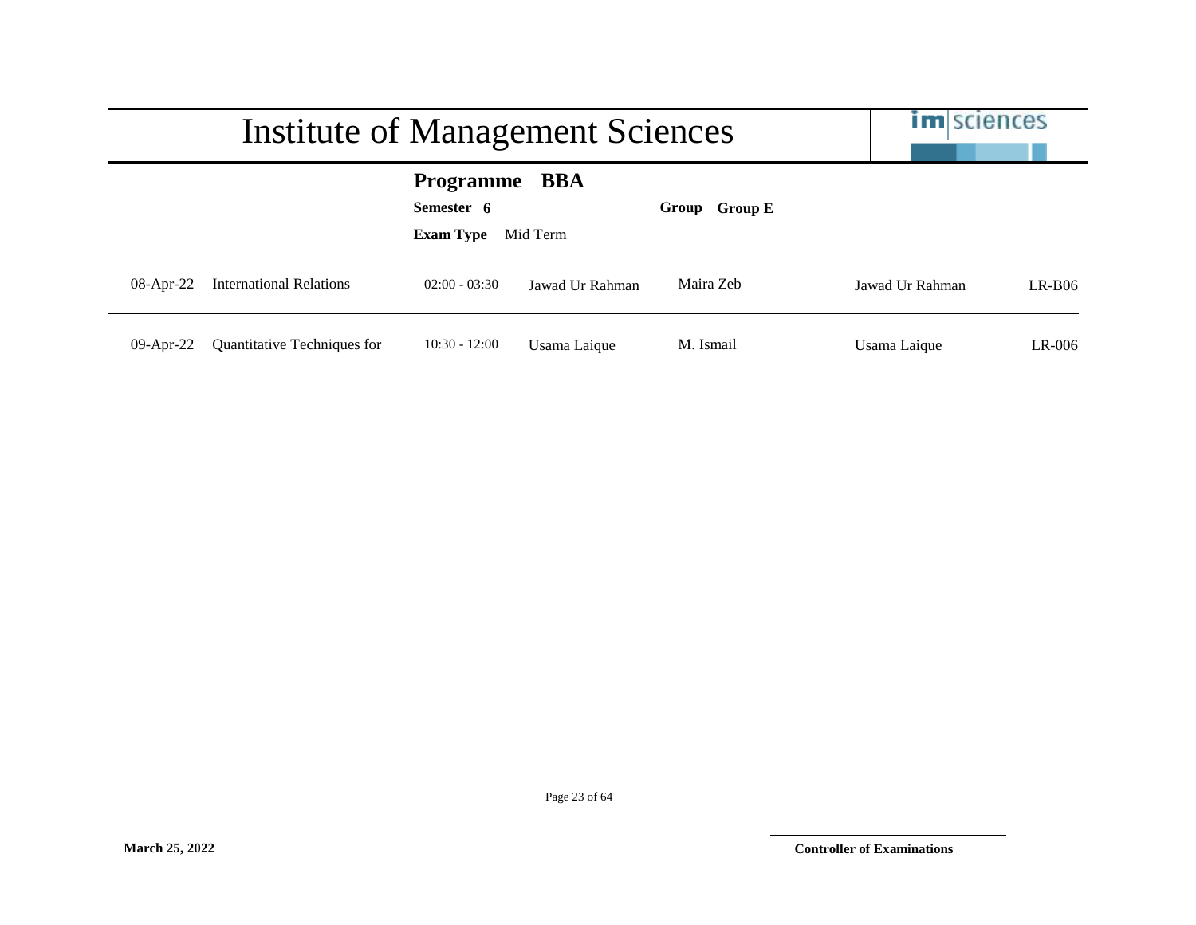# Institute of Management Sciences

**Programme BBA**

**Semester 6** **Group Group E**

**Exam Type** Mid Term

| | | | | | | |
|---|---|---|---|---|---|---|
| 08-Apr-22 | International Relations | 02:00 - 03:30 | Jawad Ur Rahman | Maira Zeb | Jawad Ur Rahman | LR-B06 |
| 09-Apr-22 | Quantitative Techniques for | 10:30 - 12:00 | Usama Laique | M. Ismail | Usama Laique | LR-006 |

**March 25, 2022**

**Controller of Examinations**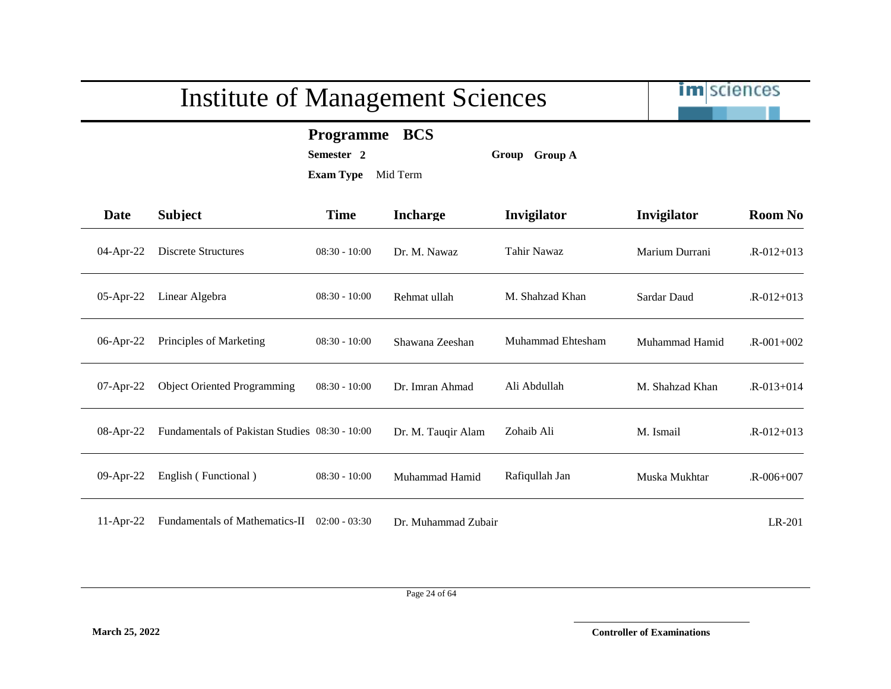# Institute of Management Sciences

**Programme** **BCS**

**Semester** **2** **Group** **Group A**

**Exam Type** Mid Term

| Date | Subject | Time | Incharge | Invigilator | Invigilator | Room No |
|---|---|---|---|---|---|---|
| 04-Apr-22 | Discrete Structures | 08:30 - 10:00 | Dr. M. Nawaz | Tahir Nawaz | Marium Durrani | .R-012+013 |
| 05-Apr-22 | Linear Algebra | 08:30 - 10:00 | Rehmat ullah | M. Shahzad Khan | Sardar Daud | .R-012+013 |
| 06-Apr-22 | Principles of Marketing | 08:30 - 10:00 | Shawana Zeeshan | Muhammad Ehtesham | Muhammad Hamid | .R-001+002 |
| 07-Apr-22 | Object Oriented Programming | 08:30 - 10:00 | Dr. Imran Ahmad | Ali Abdullah | M. Shahzad Khan | .R-013+014 |
| 08-Apr-22 | Fundamentals of Pakistan Studies | 08:30 - 10:00 | Dr. M. Tauqir Alam | Zohaib Ali | M. Ismail | .R-012+013 |
| 09-Apr-22 | English ( Functional ) | 08:30 - 10:00 | Muhammad Hamid | Rafiqullah Jan | Muska Mukhtar | .R-006+007 |
| 11-Apr-22 | Fundamentals of Mathematics-II | 02:00 - 03:30 | Dr. Muhammad Zubair | | | LR-201 |

**March 25, 2022**

**Controller of Examinations**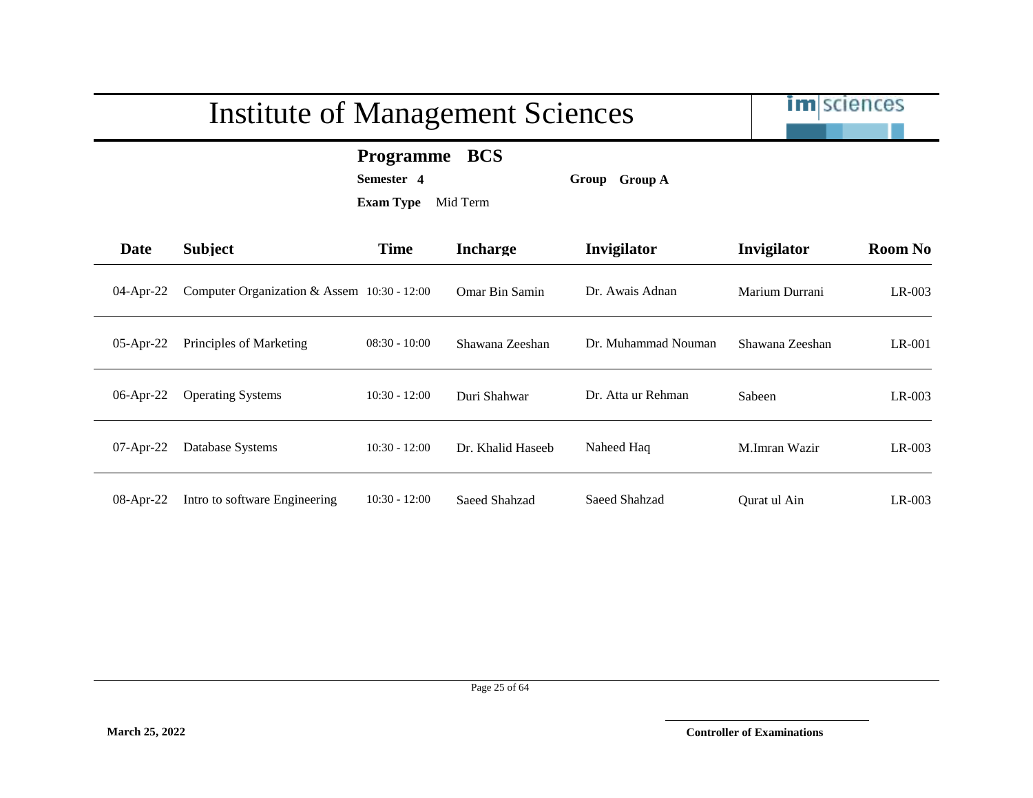# Institute of Management Sciences

**Programme** **BCS**

**Semester** **4** **Group** **Group A**

**Exam Type** Mid Term

| Date | Subject | Time | Incharge | Invigilator | Invigilator | Room No |
|---|---|---|---|---|---|---|
| 04-Apr-22 | Computer Organization & Assem | 10:30 - 12:00 | Omar Bin Samin | Dr. Awais Adnan | Marium Durrani | LR-003 |
| 05-Apr-22 | Principles of Marketing | 08:30 - 10:00 | Shawana Zeeshan | Dr. Muhammad Nouman | Shawana Zeeshan | LR-001 |
| 06-Apr-22 | Operating Systems | 10:30 - 12:00 | Duri Shahwar | Dr. Atta ur Rehman | Sabeen | LR-003 |
| 07-Apr-22 | Database Systems | 10:30 - 12:00 | Dr. Khalid Haseeb | Naheed Haq | M.Imran Wazir | LR-003 |
| 08-Apr-22 | Intro to software Engineering | 10:30 - 12:00 | Saeed Shahzad | Saeed Shahzad | Qurat ul Ain | LR-003 |

**March 25, 2022**

**Controller of Examinations**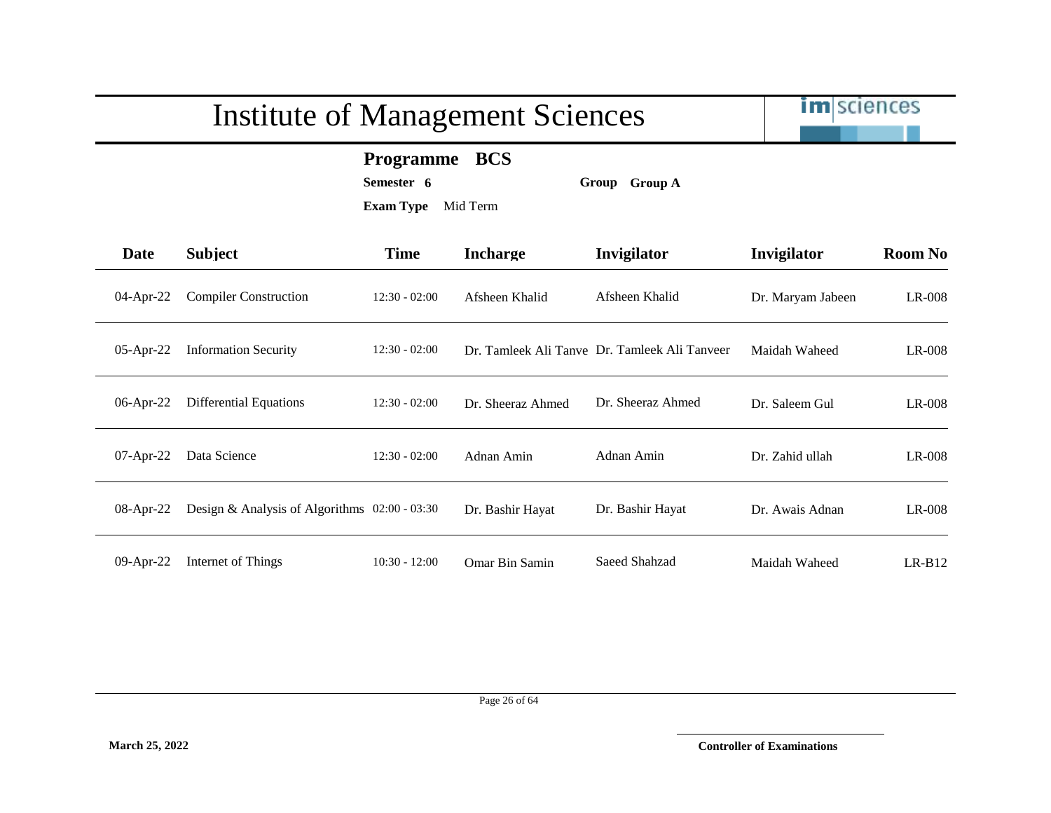# Institute of Management Sciences

**Programme** **BCS**

**Semester** **6** **Group** **Group A**

**Exam Type** Mid Term

| Date | Subject | Time | Incharge | Invigilator | Invigilator | Room No |
|---|---|---|---|---|---|---|
| 04-Apr-22 | Compiler Construction | 12:30 - 02:00 | Afsheen Khalid | Afsheen Khalid | Dr. Maryam Jabeen | LR-008 |
| 05-Apr-22 | Information Security | 12:30 - 02:00 | Dr. Tamleek Ali Tanve | Dr. Tamleek Ali Tanveer | Maidah Waheed | LR-008 |
| 06-Apr-22 | Differential Equations | 12:30 - 02:00 | Dr. Sheeraz Ahmed | Dr. Sheeraz Ahmed | Dr. Saleem Gul | LR-008 |
| 07-Apr-22 | Data Science | 12:30 - 02:00 | Adnan Amin | Adnan Amin | Dr. Zahid ullah | LR-008 |
| 08-Apr-22 | Design & Analysis of Algorithms | 02:00 - 03:30 | Dr. Bashir Hayat | Dr. Bashir Hayat | Dr. Awais Adnan | LR-008 |
| 09-Apr-22 | Internet of Things | 10:30 - 12:00 | Omar Bin Samin | Saeed Shahzad | Maidah Waheed | LR-B12 |

**March 25, 2022**

**Controller of Examinations**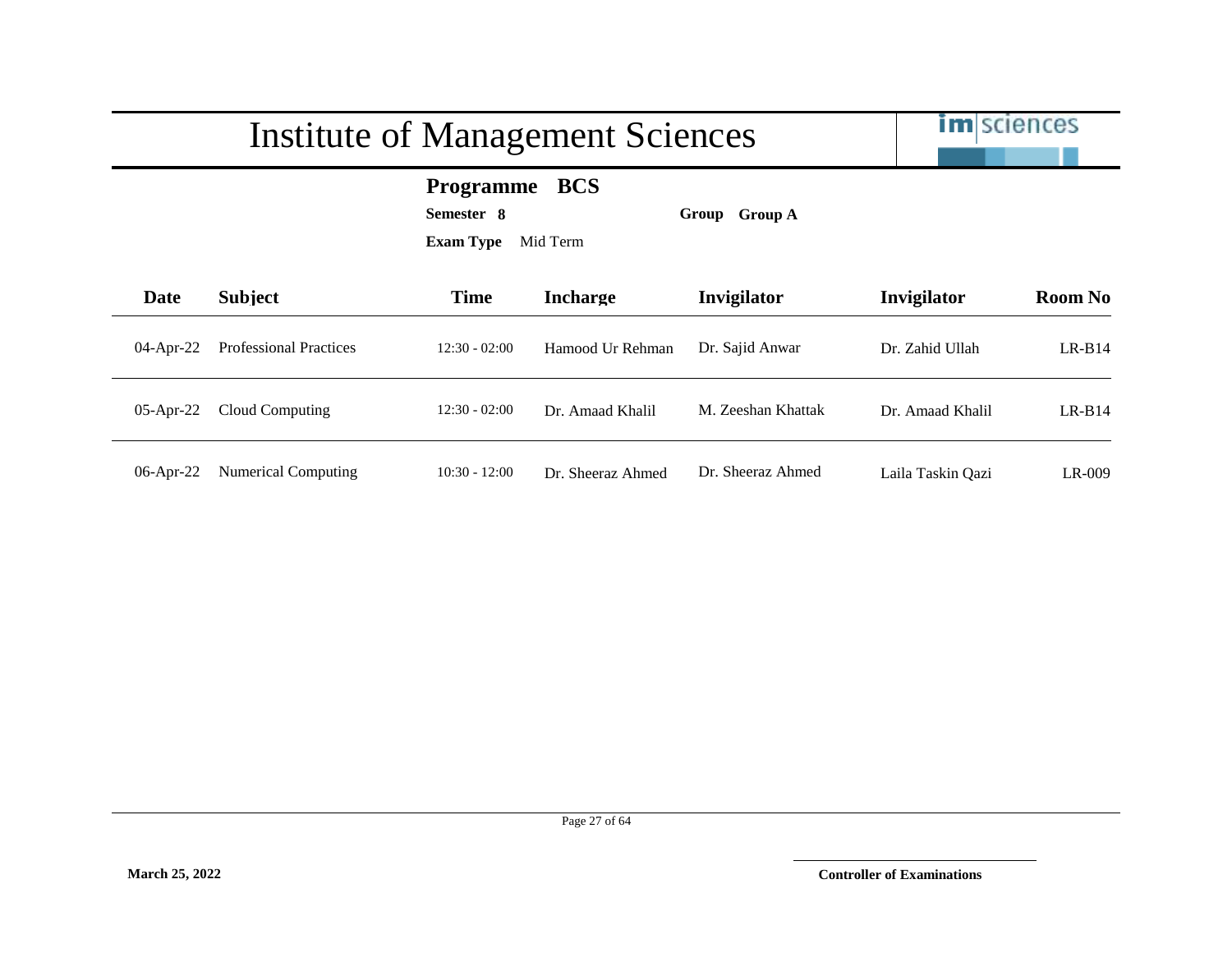# Institute of Management Sciences

**Programme BCS**

**Semester 8** **Group Group A**

**Exam Type** Mid Term

| Date | Subject | Time | Incharge | Invigilator | Invigilator | Room No |
|---|---|---|---|---|---|---|
| 04-Apr-22 | Professional Practices | 12:30 - 02:00 | Hamood Ur Rehman | Dr. Sajid Anwar | Dr. Zahid Ullah | LR-B14 |
| 05-Apr-22 | Cloud Computing | 12:30 - 02:00 | Dr. Amaad Khalil | M. Zeeshan Khattak | Dr. Amaad Khalil | LR-B14 |
| 06-Apr-22 | Numerical Computing | 10:30 - 12:00 | Dr. Sheeraz Ahmed | Dr. Sheeraz Ahmed | Laila Taskin Qazi | LR-009 |

**March 25, 2022**

**Controller of Examinations**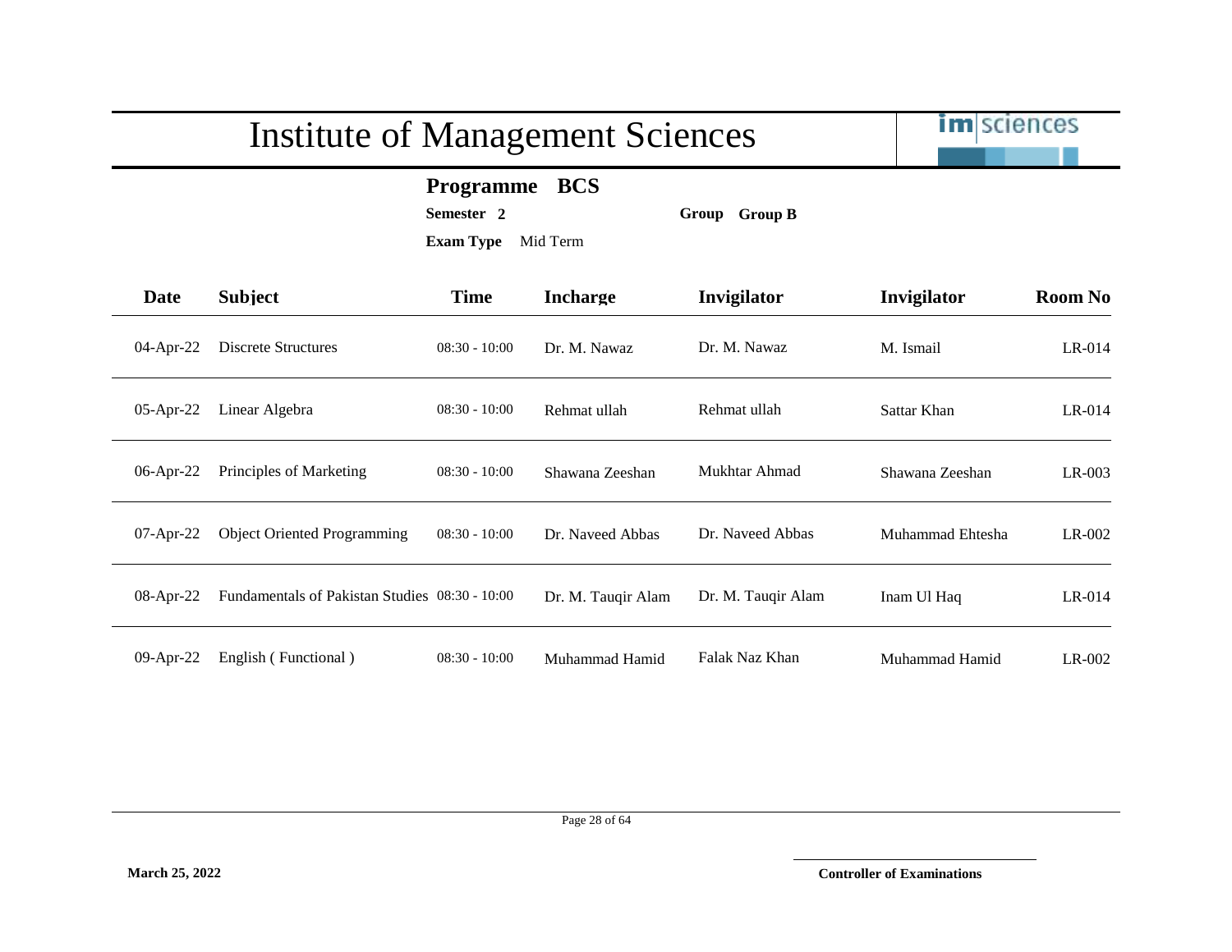# Institute of Management Sciences

**Programme BCS**

**Semester 2** **Group Group B**

**Exam Type** Mid Term

| Date | Subject | Time | Incharge | Invigilator | Invigilator | Room No |
|---|---|---|---|---|---|---|
| 04-Apr-22 | Discrete Structures | 08:30 - 10:00 | Dr. M. Nawaz | Dr. M. Nawaz | M. Ismail | LR-014 |
| 05-Apr-22 | Linear Algebra | 08:30 - 10:00 | Rehmat ullah | Rehmat ullah | Sattar Khan | LR-014 |
| 06-Apr-22 | Principles of Marketing | 08:30 - 10:00 | Shawana Zeeshan | Mukhtar Ahmad | Shawana Zeeshan | LR-003 |
| 07-Apr-22 | Object Oriented Programming | 08:30 - 10:00 | Dr. Naveed Abbas | Dr. Naveed Abbas | Muhammad Ehtesha | LR-002 |
| 08-Apr-22 | Fundamentals of Pakistan Studies | 08:30 - 10:00 | Dr. M. Tauqir Alam | Dr. M. Tauqir Alam | Inam Ul Haq | LR-014 |
| 09-Apr-22 | English ( Functional ) | 08:30 - 10:00 | Muhammad Hamid | Falak Naz Khan | Muhammad Hamid | LR-002 |

**March 25, 2022**

**Controller of Examinations**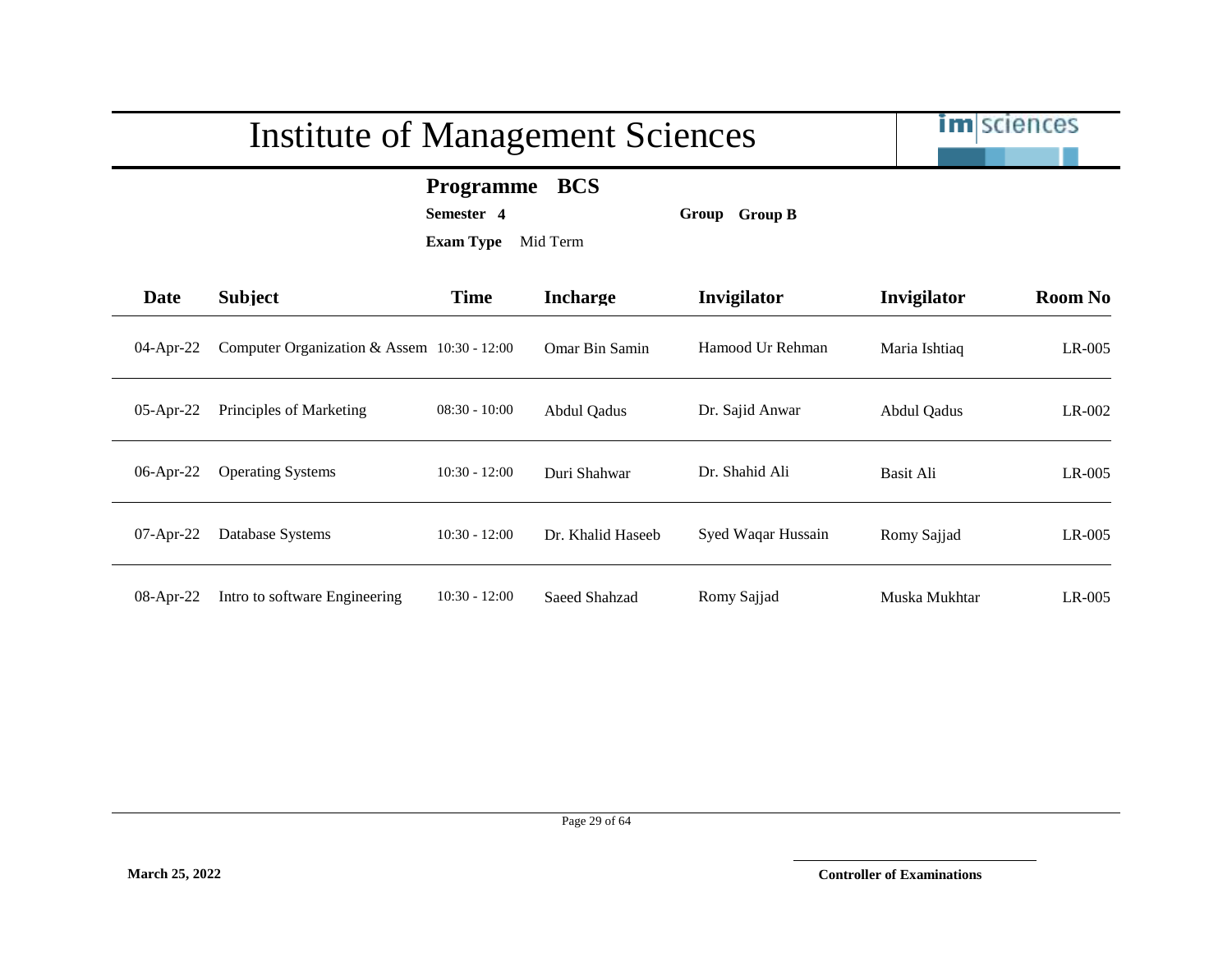# Institute of Management Sciences

**Programme BCS**

**Semester 4** **Group Group B**

**Exam Type** Mid Term

| Date | Subject | Time | Incharge | Invigilator | Invigilator | Room No |
|---|---|---|---|---|---|---|
| 04-Apr-22 | Computer Organization & Assem | 10:30 - 12:00 | Omar Bin Samin | Hamood Ur Rehman | Maria Ishtiaq | LR-005 |
| 05-Apr-22 | Principles of Marketing | 08:30 - 10:00 | Abdul Qadus | Dr. Sajid Anwar | Abdul Qadus | LR-002 |
| 06-Apr-22 | Operating Systems | 10:30 - 12:00 | Duri Shahwar | Dr. Shahid Ali | Basit Ali | LR-005 |
| 07-Apr-22 | Database Systems | 10:30 - 12:00 | Dr. Khalid Haseeb | Syed Waqar Hussain | Romy Sajjad | LR-005 |
| 08-Apr-22 | Intro to software Engineering | 10:30 - 12:00 | Saeed Shahzad | Romy Sajjad | Muska Mukhtar | LR-005 |

**March 25, 2022**

**Controller of Examinations**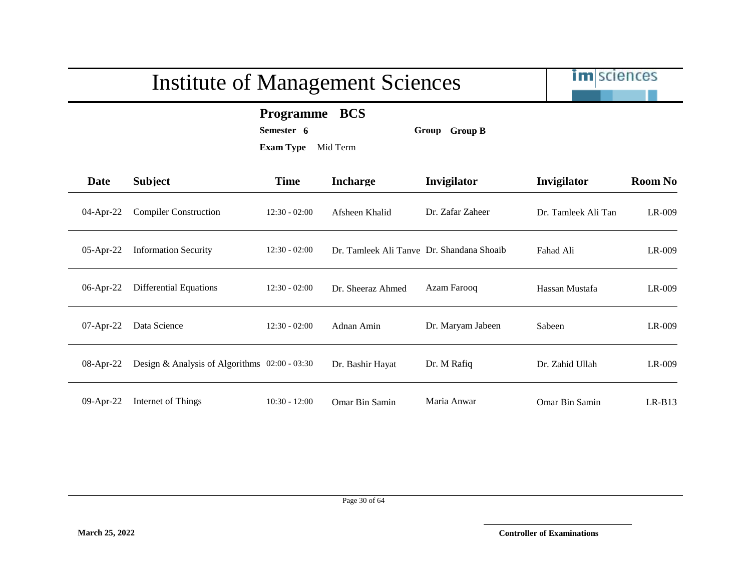# Institute of Management Sciences

**Programme** **BCS**

**Semester** **6** **Group** **Group B**

**Exam Type** Mid Term

| Date | Subject | Time | Incharge | Invigilator | Invigilator | Room No |
|---|---|---|---|---|---|---|
| 04-Apr-22 | Compiler Construction | 12:30 - 02:00 | Afsheen Khalid | Dr. Zafar Zaheer | Dr. Tamleek Ali Tan | LR-009 |
| 05-Apr-22 | Information Security | 12:30 - 02:00 | Dr. Tamleek Ali Tanve | Dr. Shandana Shoaib | Fahad Ali | LR-009 |
| 06-Apr-22 | Differential Equations | 12:30 - 02:00 | Dr. Sheeraz Ahmed | Azam Farooq | Hassan Mustafa | LR-009 |
| 07-Apr-22 | Data Science | 12:30 - 02:00 | Adnan Amin | Dr. Maryam Jabeen | Sabeen | LR-009 |
| 08-Apr-22 | Design & Analysis of Algorithms | 02:00 - 03:30 | Dr. Bashir Hayat | Dr. M Rafiq | Dr. Zahid Ullah | LR-009 |
| 09-Apr-22 | Internet of Things | 10:30 - 12:00 | Omar Bin Samin | Maria Anwar | Omar Bin Samin | LR-B13 |

**March 25, 2022**

**Controller of Examinations**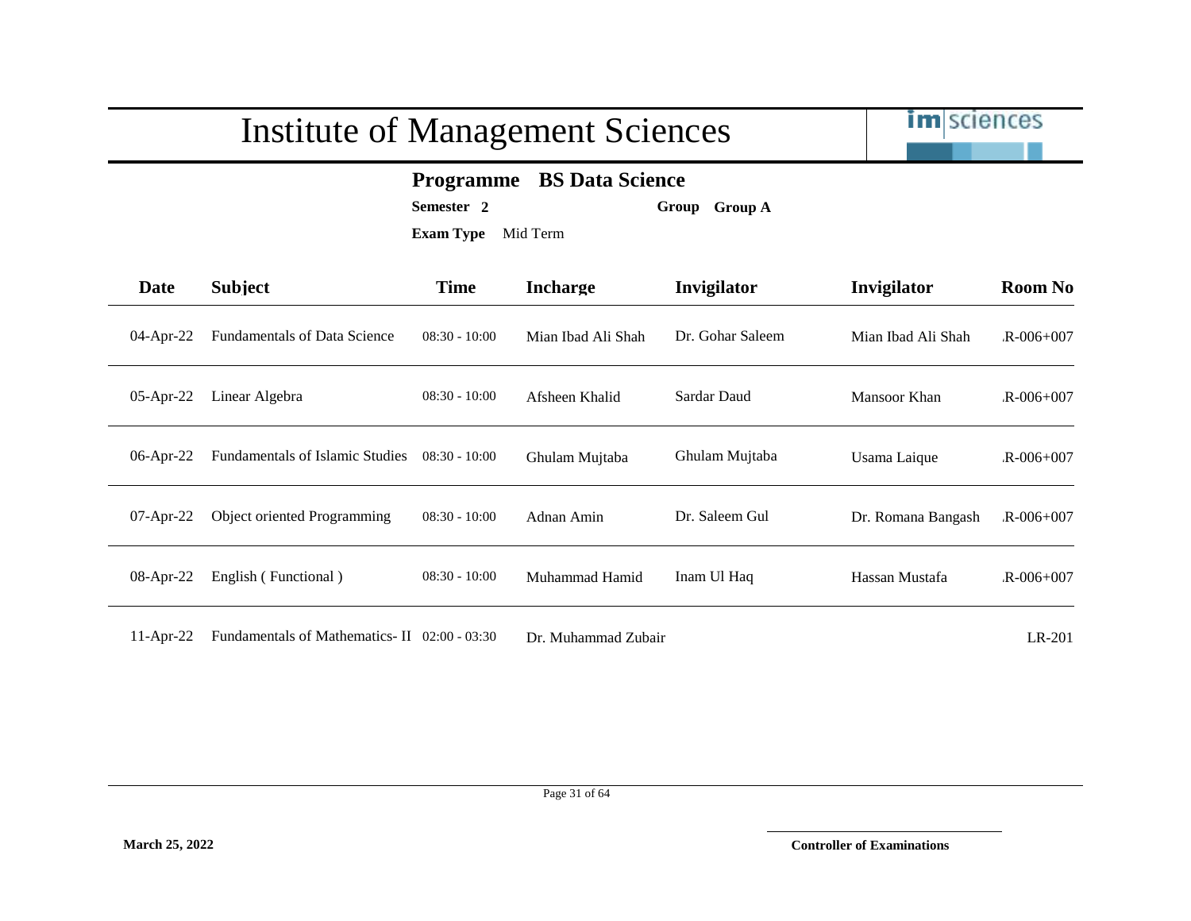# Institute of Management Sciences

**Programme** **BS Data Science**

**Semester** **2** **Group** **Group A**

**Exam Type** Mid Term

| Date | Subject | Time | Incharge | Invigilator | Invigilator | Room No |
|---|---|---|---|---|---|---|
| 04-Apr-22 | Fundamentals of Data Science | 08:30 - 10:00 | Mian Ibad Ali Shah | Dr. Gohar Saleem | Mian Ibad Ali Shah | .R-006+007 |
| 05-Apr-22 | Linear Algebra | 08:30 - 10:00 | Afsheen Khalid | Sardar Daud | Mansoor Khan | .R-006+007 |
| 06-Apr-22 | Fundamentals of Islamic Studies | 08:30 - 10:00 | Ghulam Mujtaba | Ghulam Mujtaba | Usama Laique | .R-006+007 |
| 07-Apr-22 | Object oriented Programming | 08:30 - 10:00 | Adnan Amin | Dr. Saleem Gul | Dr. Romana Bangash | .R-006+007 |
| 08-Apr-22 | English ( Functional ) | 08:30 - 10:00 | Muhammad Hamid | Inam Ul Haq | Hassan Mustafa | .R-006+007 |
| 11-Apr-22 | Fundamentals of Mathematics- II | 02:00 - 03:30 | Dr. Muhammad Zubair | | | LR-201 |

March 25, 2022

**Controller of Examinations**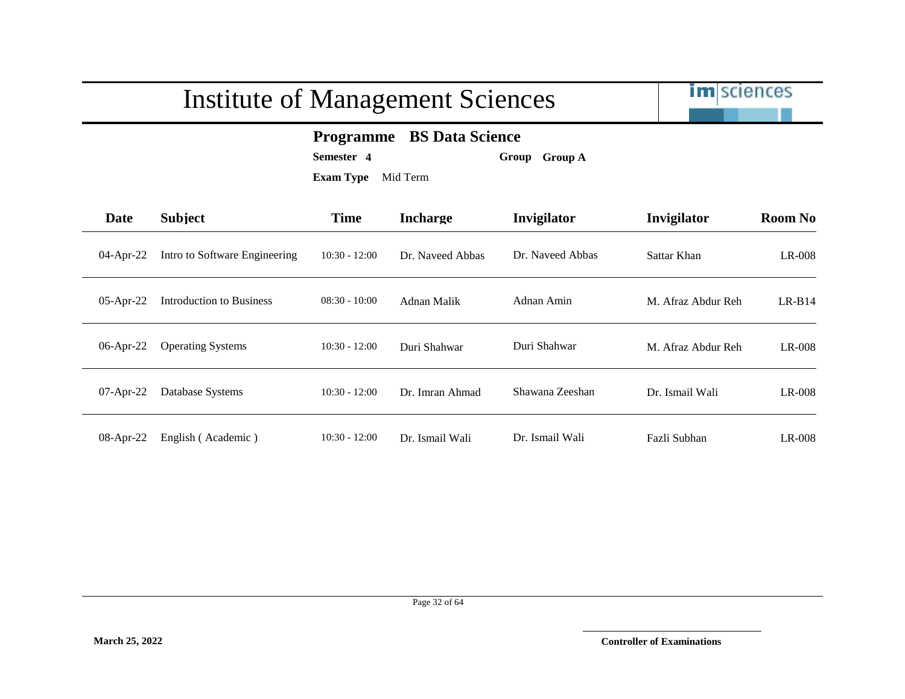# Institute of Management Sciences

**Programme BS Data Science**

**Semester 4** **Group Group A**

**Exam Type** Mid Term

| Date | Subject | Time | Incharge | Invigilator | Invigilator | Room No |
|---|---|---|---|---|---|---|
| 04-Apr-22 | Intro to Software Engineering | 10:30 - 12:00 | Dr. Naveed Abbas | Dr. Naveed Abbas | Sattar Khan | LR-008 |
| 05-Apr-22 | Introduction to Business | 08:30 - 10:00 | Adnan Malik | Adnan Amin | M. Afraz Abdur Reh | LR-B14 |
| 06-Apr-22 | Operating Systems | 10:30 - 12:00 | Duri Shahwar | Duri Shahwar | M. Afraz Abdur Reh | LR-008 |
| 07-Apr-22 | Database Systems | 10:30 - 12:00 | Dr. Imran Ahmad | Shawana Zeeshan | Dr. Ismail Wali | LR-008 |
| 08-Apr-22 | English ( Academic ) | 10:30 - 12:00 | Dr. Ismail Wali | Dr. Ismail Wali | Fazli Subhan | LR-008 |

**March 25, 2022**

**Controller of Examinations**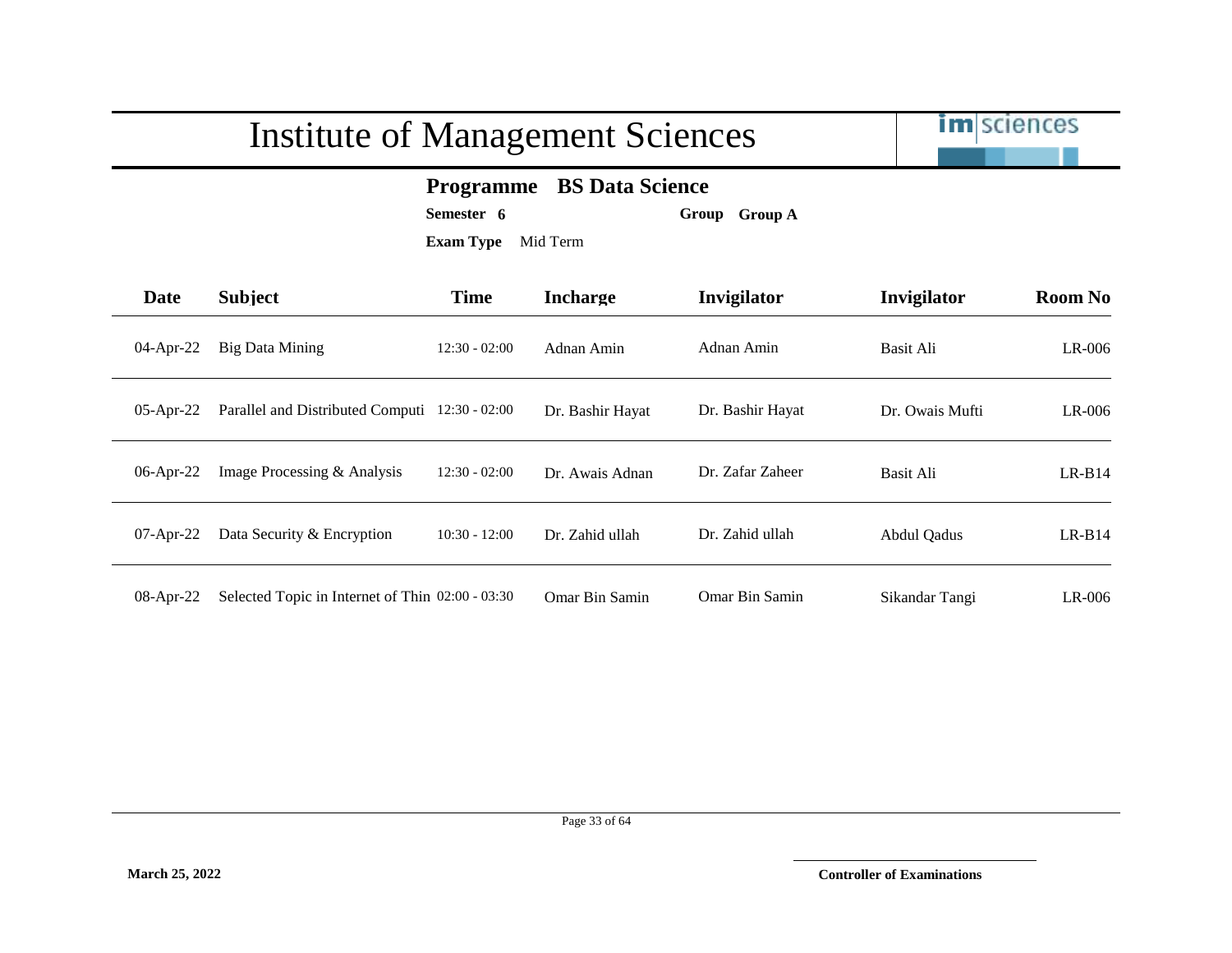# Institute of Management Sciences

**Programme** **BS Data Science**

**Semester** **6** **Group** **Group A**

**Exam Type** Mid Term

| Date | Subject | Time | Incharge | Invigilator | Invigilator | Room No |
|---|---|---|---|---|---|---|
| 04-Apr-22 | Big Data Mining | 12:30 - 02:00 | Adnan Amin | Adnan Amin | Basit Ali | LR-006 |
| 05-Apr-22 | Parallel and Distributed Computi | 12:30 - 02:00 | Dr. Bashir Hayat | Dr. Bashir Hayat | Dr. Owais Mufti | LR-006 |
| 06-Apr-22 | Image Processing & Analysis | 12:30 - 02:00 | Dr. Awais Adnan | Dr. Zafar Zaheer | Basit Ali | LR-B14 |
| 07-Apr-22 | Data Security & Encryption | 10:30 - 12:00 | Dr. Zahid ullah | Dr. Zahid ullah | Abdul Qadus | LR-B14 |
| 08-Apr-22 | Selected Topic in Internet of Thin | 02:00 - 03:30 | Omar Bin Samin | Omar Bin Samin | Sikandar Tangi | LR-006 |

**March 25, 2022**

**Controller of Examinations**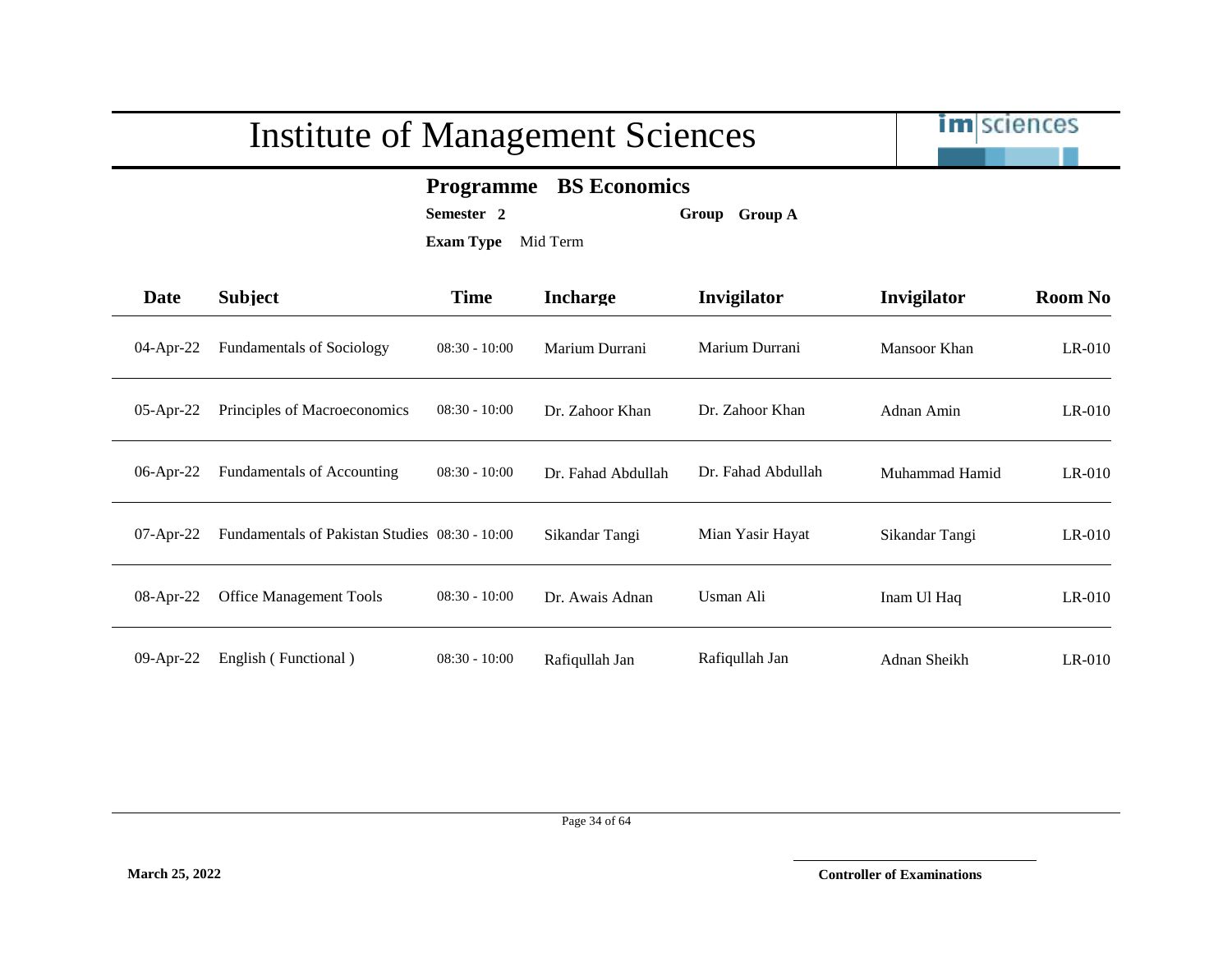# Institute of Management Sciences

**Programme** **BS Economics**

**Semester** **2** **Group** **Group A**

**Exam Type** Mid Term

| Date | Subject | Time | Incharge | Invigilator | Invigilator | Room No |
|---|---|---|---|---|---|---|
| 04-Apr-22 | Fundamentals of Sociology | 08:30 - 10:00 | Marium Durrani | Marium Durrani | Mansoor Khan | LR-010 |
| 05-Apr-22 | Principles of Macroeconomics | 08:30 - 10:00 | Dr. Zahoor Khan | Dr. Zahoor Khan | Adnan Amin | LR-010 |
| 06-Apr-22 | Fundamentals of Accounting | 08:30 - 10:00 | Dr. Fahad Abdullah | Dr. Fahad Abdullah | Muhammad Hamid | LR-010 |
| 07-Apr-22 | Fundamentals of Pakistan Studies | 08:30 - 10:00 | Sikandar Tangi | Mian Yasir Hayat | Sikandar Tangi | LR-010 |
| 08-Apr-22 | Office Management Tools | 08:30 - 10:00 | Dr. Awais Adnan | Usman Ali | Inam Ul Haq | LR-010 |
| 09-Apr-22 | English ( Functional ) | 08:30 - 10:00 | Rafiqullah Jan | Rafiqullah Jan | Adnan Sheikh | LR-010 |

**March 25, 2022**

**Controller of Examinations**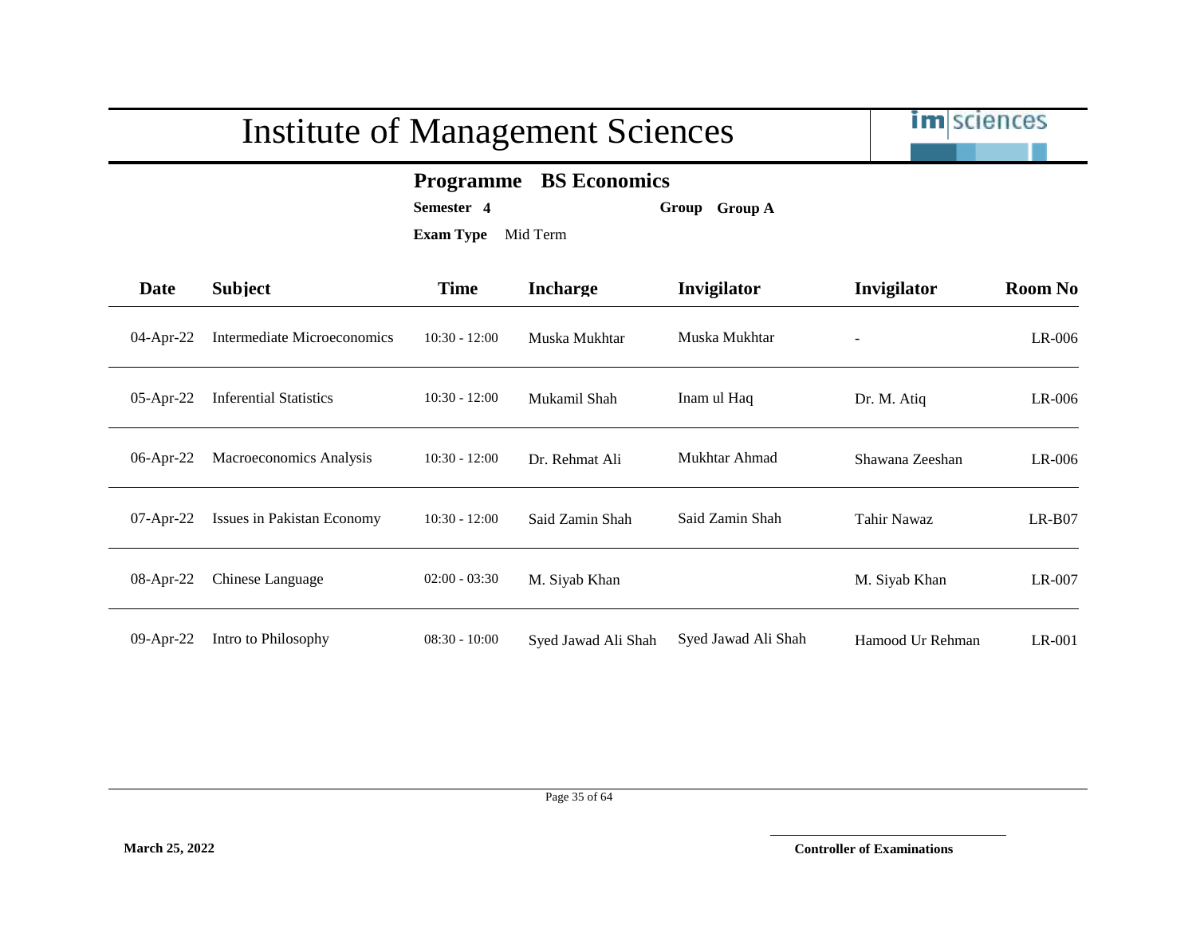# Institute of Management Sciences

**Programme** **BS Economics**

**Semester** **4** **Group** **Group A**

**Exam Type** Mid Term

| Date | Subject | Time | Incharge | Invigilator | Invigilator | Room No |
|---|---|---|---|---|---|---|
| 04-Apr-22 | Intermediate Microeconomics | 10:30 - 12:00 | Muska Mukhtar | Muska Mukhtar | - | LR-006 |
| 05-Apr-22 | Inferential Statistics | 10:30 - 12:00 | Mukamil Shah | Inam ul Haq | Dr. M. Atiq | LR-006 |
| 06-Apr-22 | Macroeconomics Analysis | 10:30 - 12:00 | Dr. Rehmat Ali | Mukhtar Ahmad | Shawana Zeeshan | LR-006 |
| 07-Apr-22 | Issues in Pakistan Economy | 10:30 - 12:00 | Said Zamin Shah | Said Zamin Shah | Tahir Nawaz | LR-B07 |
| 08-Apr-22 | Chinese Language | 02:00 - 03:30 | M. Siyab Khan | | M. Siyab Khan | LR-007 |
| 09-Apr-22 | Intro to Philosophy | 08:30 - 10:00 | Syed Jawad Ali Shah | Syed Jawad Ali Shah | Hamood Ur Rehman | LR-001 |

**March 25, 2022**

**Controller of Examinations**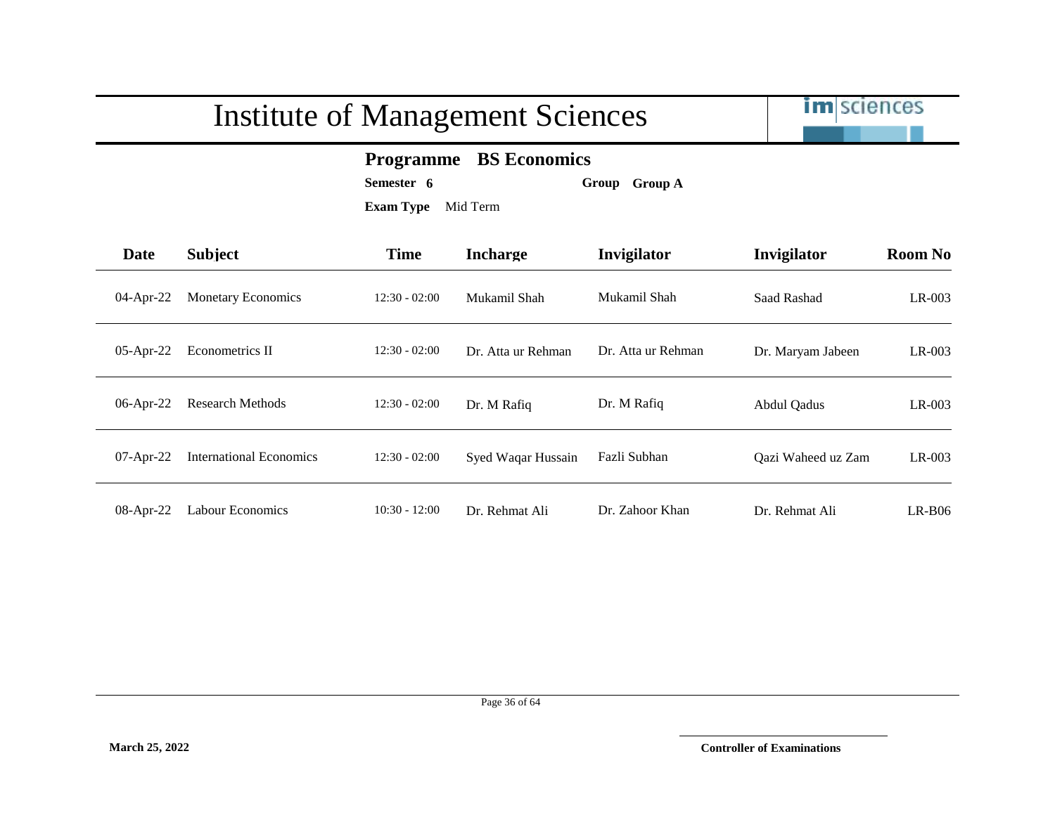# Institute of Management Sciences

**Programme** **BS Economics**

**Semester** **6** **Group** **Group A**

**Exam Type** Mid Term

| Date | Subject | Time | Incharge | Invigilator | Invigilator | Room No |
|---|---|---|---|---|---|---|
| 04-Apr-22 | Monetary Economics | 12:30 - 02:00 | Mukamil Shah | Mukamil Shah | Saad Rashad | LR-003 |
| 05-Apr-22 | Econometrics II | 12:30 - 02:00 | Dr. Atta ur Rehman | Dr. Atta ur Rehman | Dr. Maryam Jabeen | LR-003 |
| 06-Apr-22 | Research Methods | 12:30 - 02:00 | Dr. M Rafiq | Dr. M Rafiq | Abdul Qadus | LR-003 |
| 07-Apr-22 | International Economics | 12:30 - 02:00 | Syed Waqar Hussain | Fazli Subhan | Qazi Waheed uz Zam | LR-003 |
| 08-Apr-22 | Labour Economics | 10:30 - 12:00 | Dr. Rehmat Ali | Dr. Zahoor Khan | Dr. Rehmat Ali | LR-B06 |

**March 25, 2022**

**Controller of Examinations**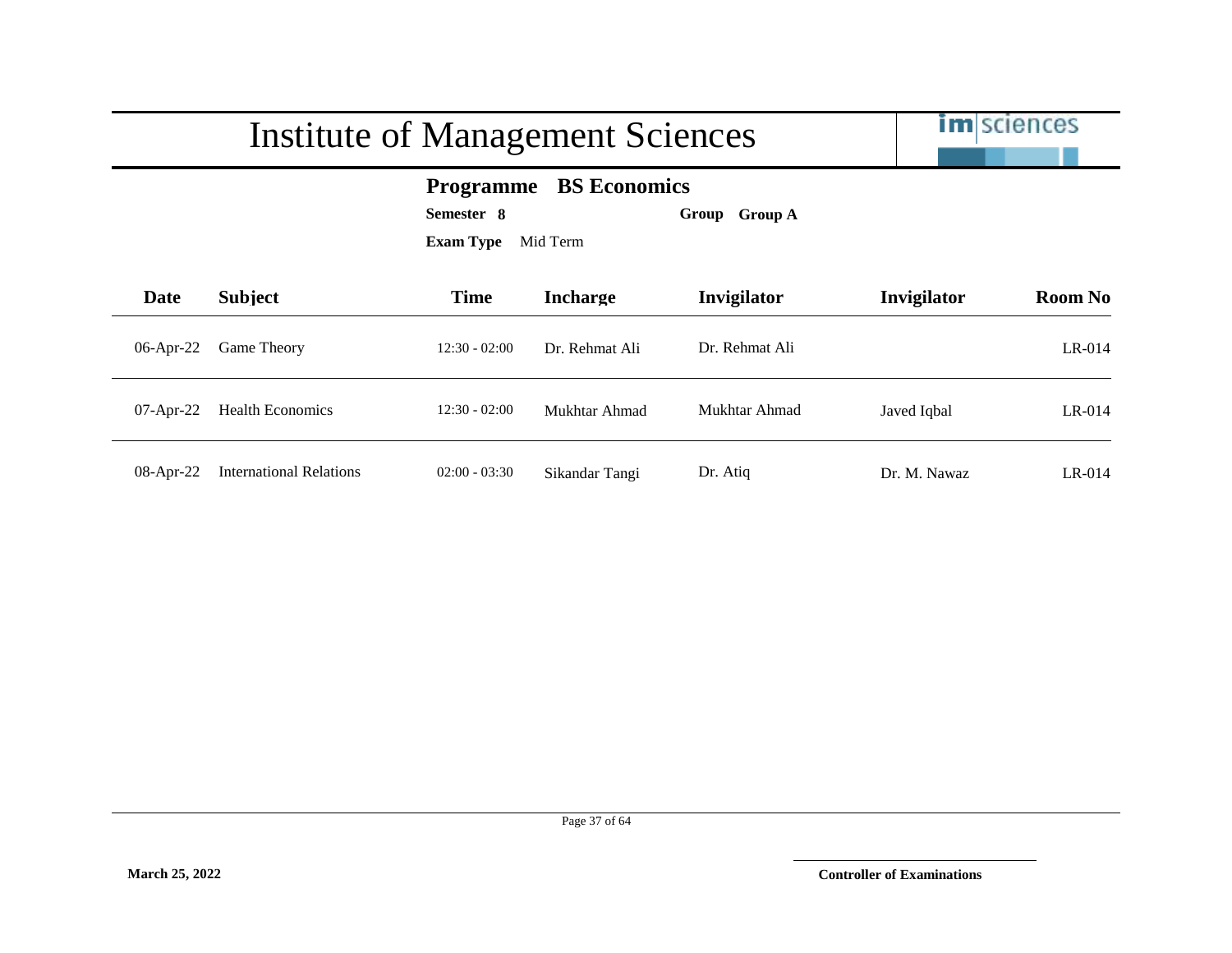# Institute of Management Sciences

**Programme BS Economics**

**Semester 8** **Group Group A**

**Exam Type** Mid Term

| Date | Subject | Time | Incharge | Invigilator | Invigilator | Room No |
|---|---|---|---|---|---|---|
| 06-Apr-22 | Game Theory | 12:30 - 02:00 | Dr. Rehmat Ali | Dr. Rehmat Ali | | LR-014 |
| 07-Apr-22 | Health Economics | 12:30 - 02:00 | Mukhtar Ahmad | Mukhtar Ahmad | Javed Iqbal | LR-014 |
| 08-Apr-22 | International Relations | 02:00 - 03:30 | Sikandar Tangi | Dr. Atiq | Dr. M. Nawaz | LR-014 |

**March 25, 2022**

**Controller of Examinations**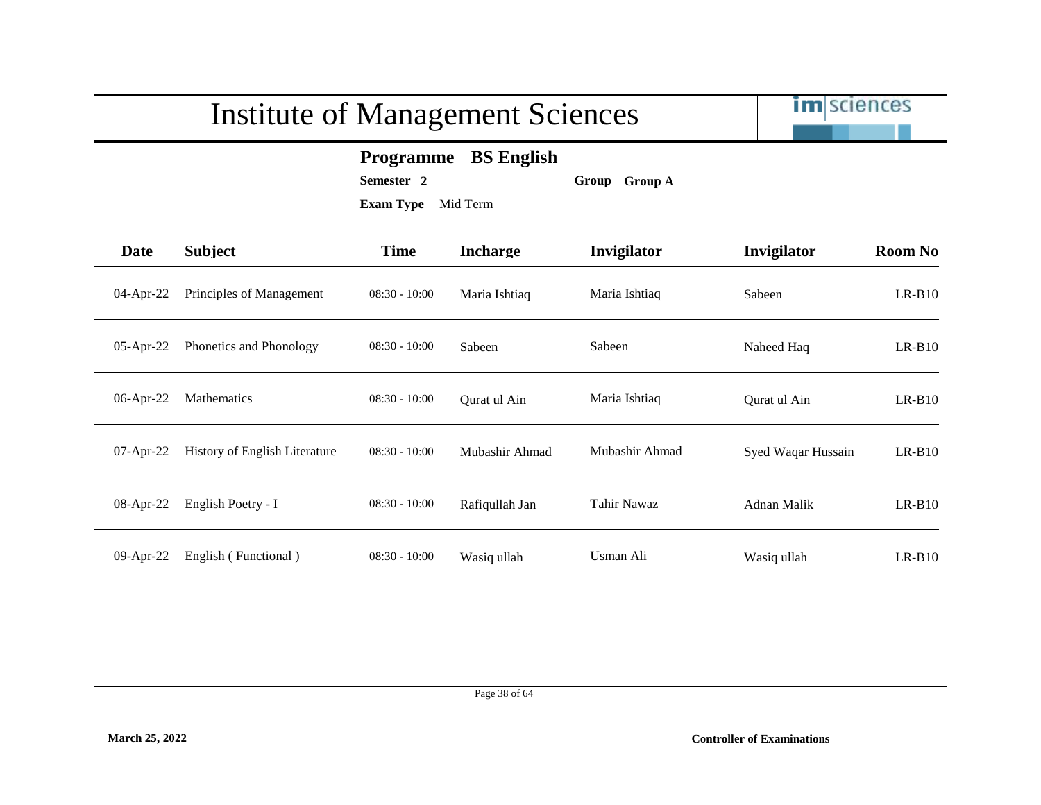# Institute of Management Sciences

**Programme** **BS English**

**Semester** **2** **Group** **Group A**

**Exam Type** Mid Term

| Date | Subject | Time | Incharge | Invigilator | Invigilator | Room No |
|---|---|---|---|---|---|---|
| 04-Apr-22 | Principles of Management | 08:30 - 10:00 | Maria Ishtiaq | Maria Ishtiaq | Sabeen | LR-B10 |
| 05-Apr-22 | Phonetics and Phonology | 08:30 - 10:00 | Sabeen | Sabeen | Naheed Haq | LR-B10 |
| 06-Apr-22 | Mathematics | 08:30 - 10:00 | Qurat ul Ain | Maria Ishtiaq | Qurat ul Ain | LR-B10 |
| 07-Apr-22 | History of English Literature | 08:30 - 10:00 | Mubashir Ahmad | Mubashir Ahmad | Syed Waqar Hussain | LR-B10 |
| 08-Apr-22 | English Poetry - I | 08:30 - 10:00 | Rafiqullah Jan | Tahir Nawaz | Adnan Malik | LR-B10 |
| 09-Apr-22 | English ( Functional ) | 08:30 - 10:00 | Wasiq ullah | Usman Ali | Wasiq ullah | LR-B10 |

**March 25, 2022**

**Controller of Examinations**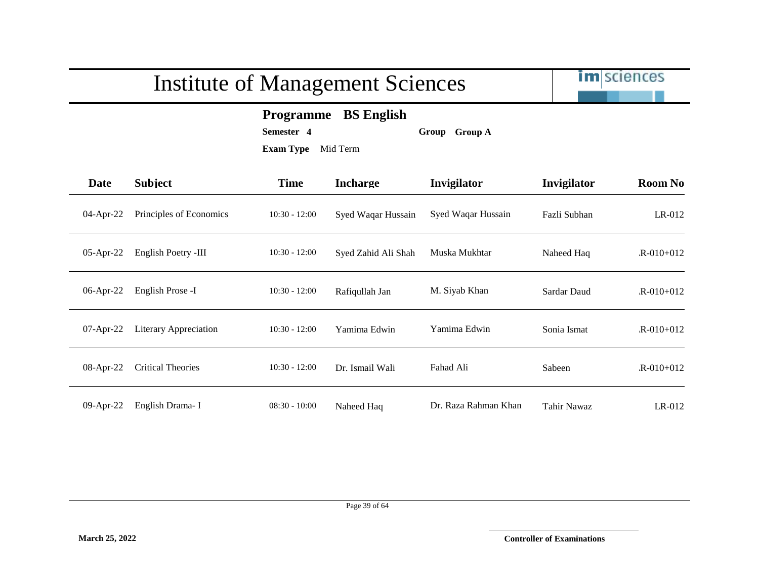# Institute of Management Sciences

**Programme** **BS English**

**Semester** **4** **Group** **Group A**

**Exam Type** Mid Term

| Date | Subject | Time | Incharge | Invigilator | Invigilator | Room No |
|---|---|---|---|---|---|---|
| 04-Apr-22 | Principles of Economics | 10:30 - 12:00 | Syed Waqar Hussain | Syed Waqar Hussain | Fazli Subhan | LR-012 |
| 05-Apr-22 | English Poetry -III | 10:30 - 12:00 | Syed Zahid Ali Shah | Muska Mukhtar | Naheed Haq | .R-010+012 |
| 06-Apr-22 | English Prose -I | 10:30 - 12:00 | Rafiqullah Jan | M. Siyab Khan | Sardar Daud | .R-010+012 |
| 07-Apr-22 | Literary Appreciation | 10:30 - 12:00 | Yamima Edwin | Yamima Edwin | Sonia Ismat | .R-010+012 |
| 08-Apr-22 | Critical Theories | 10:30 - 12:00 | Dr. Ismail Wali | Fahad Ali | Sabeen | .R-010+012 |
| 09-Apr-22 | English Drama- I | 08:30 - 10:00 | Naheed Haq | Dr. Raza Rahman Khan | Tahir Nawaz | LR-012 |

**March 25, 2022**

**Controller of Examinations**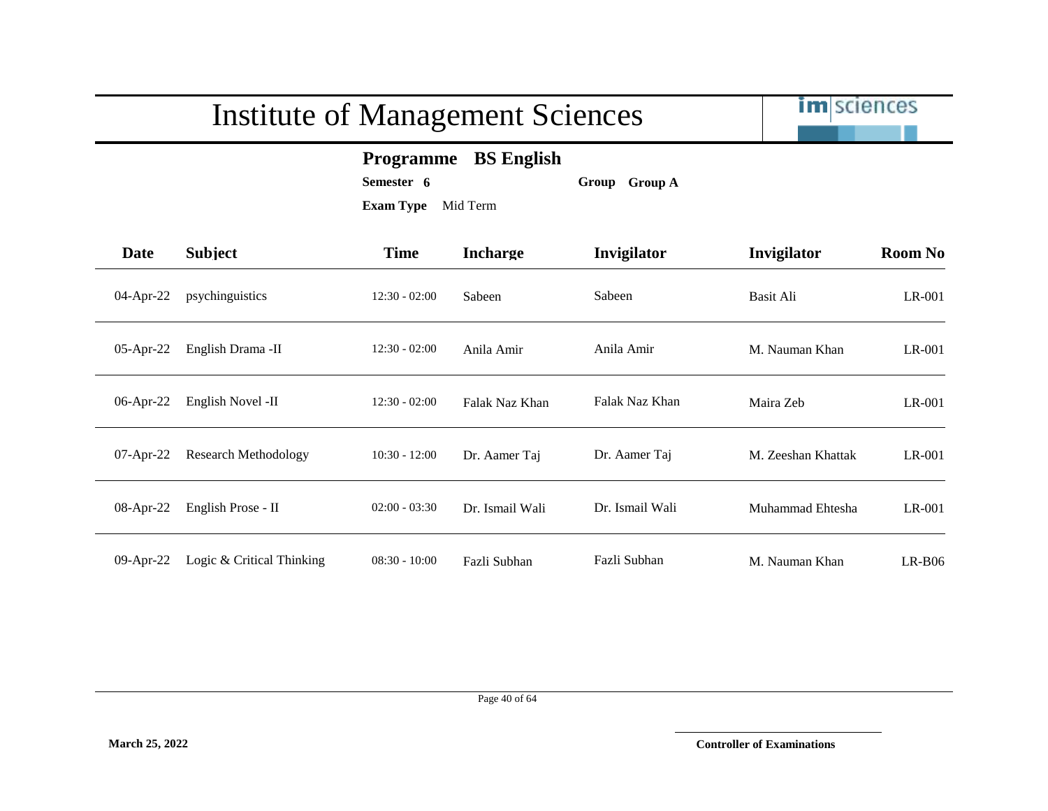# Institute of Management Sciences

**Programme** **BS English**

**Semester** **6** **Group** **Group A**

**Exam Type** Mid Term

| Date | Subject | Time | Incharge | Invigilator | Invigilator | Room No |
|---|---|---|---|---|---|---|
| 04-Apr-22 | psychinguistics | 12:30 - 02:00 | Sabeen | Sabeen | Basit Ali | LR-001 |
| 05-Apr-22 | English Drama -II | 12:30 - 02:00 | Anila Amir | Anila Amir | M. Nauman Khan | LR-001 |
| 06-Apr-22 | English Novel -II | 12:30 - 02:00 | Falak Naz Khan | Falak Naz Khan | Maira Zeb | LR-001 |
| 07-Apr-22 | Research Methodology | 10:30 - 12:00 | Dr. Aamer Taj | Dr. Aamer Taj | M. Zeeshan Khattak | LR-001 |
| 08-Apr-22 | English Prose - II | 02:00 - 03:30 | Dr. Ismail Wali | Dr. Ismail Wali | Muhammad Ehtesha | LR-001 |
| 09-Apr-22 | Logic & Critical Thinking | 08:30 - 10:00 | Fazli Subhan | Fazli Subhan | M. Nauman Khan | LR-B06 |

**March 25, 2022**

**Controller of Examinations**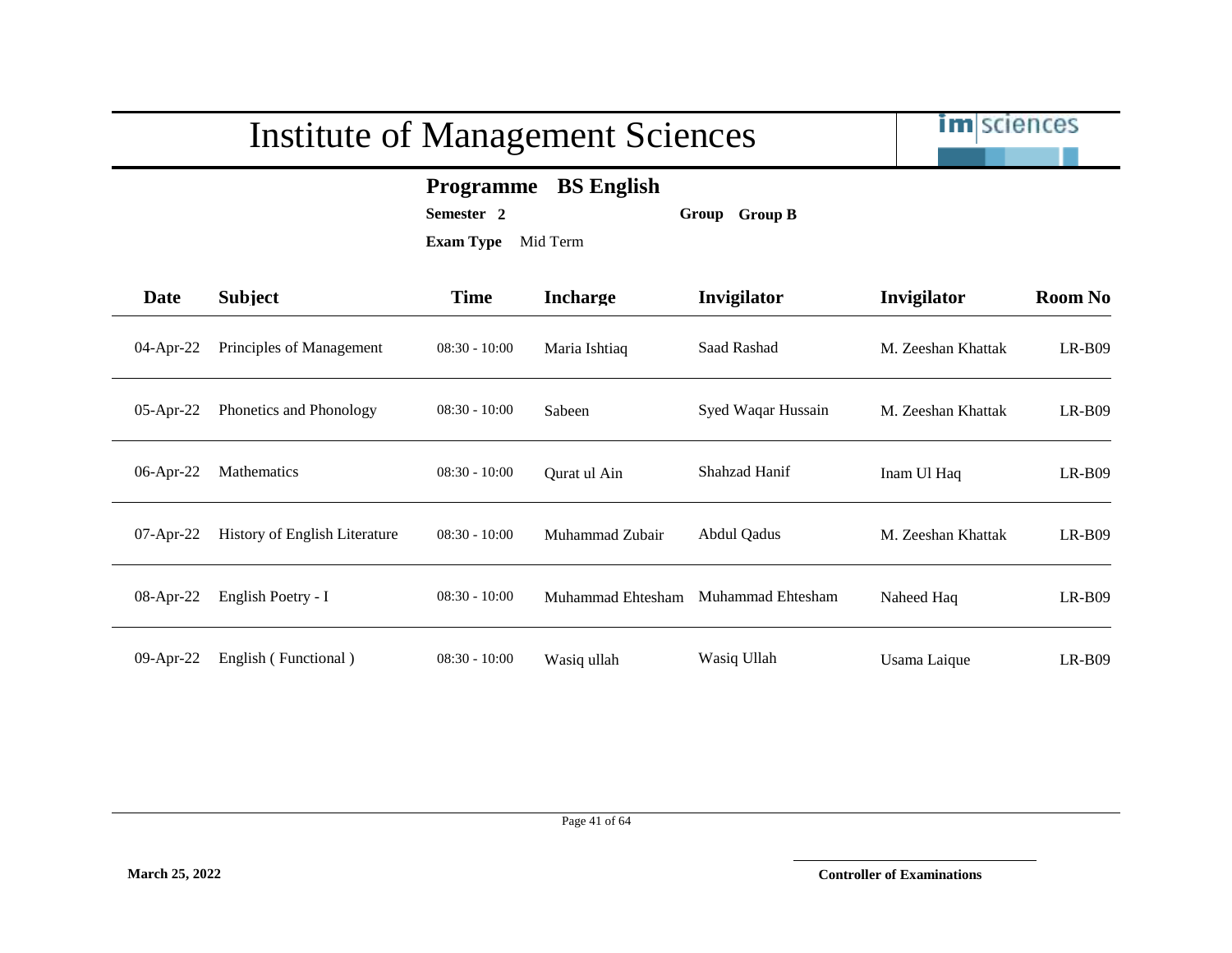# Institute of Management Sciences

**Programme** **BS English**

**Semester** **2** **Group** **Group B**

**Exam Type** Mid Term

| Date | Subject | Time | Incharge | Invigilator | Invigilator | Room No |
|---|---|---|---|---|---|---|
| 04-Apr-22 | Principles of Management | 08:30 - 10:00 | Maria Ishtiaq | Saad Rashad | M. Zeeshan Khattak | LR-B09 |
| 05-Apr-22 | Phonetics and Phonology | 08:30 - 10:00 | Sabeen | Syed Waqar Hussain | M. Zeeshan Khattak | LR-B09 |
| 06-Apr-22 | Mathematics | 08:30 - 10:00 | Qurat ul Ain | Shahzad Hanif | Inam Ul Haq | LR-B09 |
| 07-Apr-22 | History of English Literature | 08:30 - 10:00 | Muhammad Zubair | Abdul Qadus | M. Zeeshan Khattak | LR-B09 |
| 08-Apr-22 | English Poetry - I | 08:30 - 10:00 | Muhammad Ehtesham | Muhammad Ehtesham | Naheed Haq | LR-B09 |
| 09-Apr-22 | English ( Functional ) | 08:30 - 10:00 | Wasiq ullah | Wasiq Ullah | Usama Laique | LR-B09 |

**March 25, 2022**

**Controller of Examinations**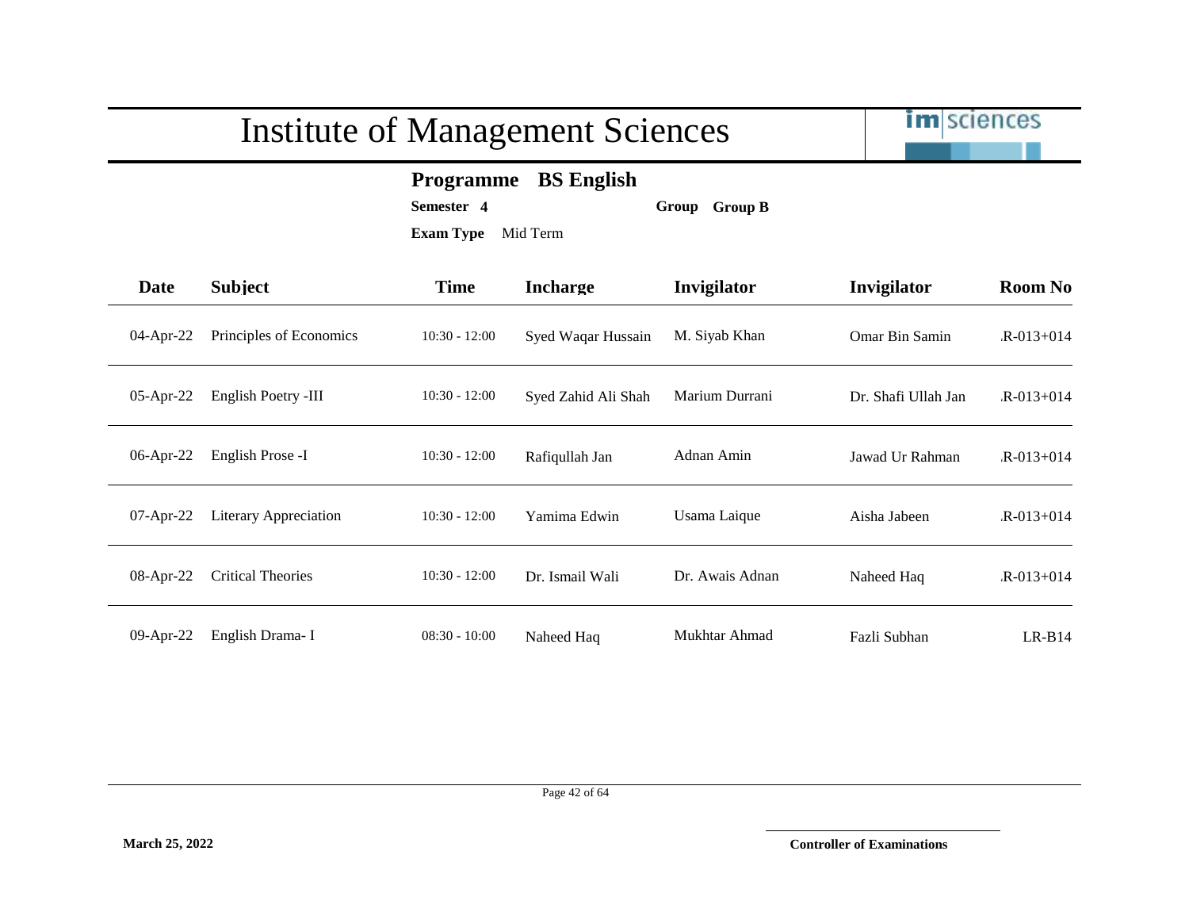# Institute of Management Sciences

**Programme** **BS English**

**Semester** **4** **Group** **Group B**

**Exam Type** Mid Term

| Date | Subject | Time | Incharge | Invigilator | Invigilator | Room No |
|---|---|---|---|---|---|---|
| 04-Apr-22 | Principles of Economics | 10:30 - 12:00 | Syed Waqar Hussain | M. Siyab Khan | Omar Bin Samin | .R-013+014 |
| 05-Apr-22 | English Poetry -III | 10:30 - 12:00 | Syed Zahid Ali Shah | Marium Durrani | Dr. Shafi Ullah Jan | .R-013+014 |
| 06-Apr-22 | English Prose -I | 10:30 - 12:00 | Rafiqullah Jan | Adnan Amin | Jawad Ur Rahman | .R-013+014 |
| 07-Apr-22 | Literary Appreciation | 10:30 - 12:00 | Yamima Edwin | Usama Laique | Aisha Jabeen | .R-013+014 |
| 08-Apr-22 | Critical Theories | 10:30 - 12:00 | Dr. Ismail Wali | Dr. Awais Adnan | Naheed Haq | .R-013+014 |
| 09-Apr-22 | English Drama- I | 08:30 - 10:00 | Naheed Haq | Mukhtar Ahmad | Fazli Subhan | LR-B14 |

**March 25, 2022**

**Controller of Examinations**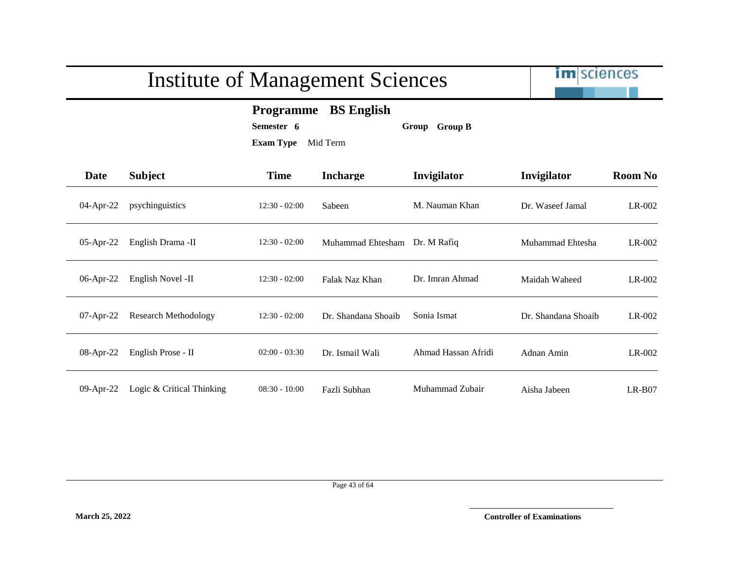# Institute of Management Sciences

**Programme** **BS English**

**Semester** **6** **Group** **Group B**

**Exam Type** Mid Term

| Date | Subject | Time | Incharge | Invigilator | Invigilator | Room No |
|---|---|---|---|---|---|---|
| 04-Apr-22 | psychinguistics | 12:30 - 02:00 | Sabeen | M. Nauman Khan | Dr. Waseef Jamal | LR-002 |
| 05-Apr-22 | English Drama -II | 12:30 - 02:00 | Muhammad Ehtesham | Dr. M Rafiq | Muhammad Ehtesha | LR-002 |
| 06-Apr-22 | English Novel -II | 12:30 - 02:00 | Falak Naz Khan | Dr. Imran Ahmad | Maidah Waheed | LR-002 |
| 07-Apr-22 | Research Methodology | 12:30 - 02:00 | Dr. Shandana Shoaib | Sonia Ismat | Dr. Shandana Shoaib | LR-002 |
| 08-Apr-22 | English Prose - II | 02:00 - 03:30 | Dr. Ismail Wali | Ahmad Hassan Afridi | Adnan Amin | LR-002 |
| 09-Apr-22 | Logic & Critical Thinking | 08:30 - 10:00 | Fazli Subhan | Muhammad Zubair | Aisha Jabeen | LR-B07 |

**March 25, 2022**

**Controller of Examinations**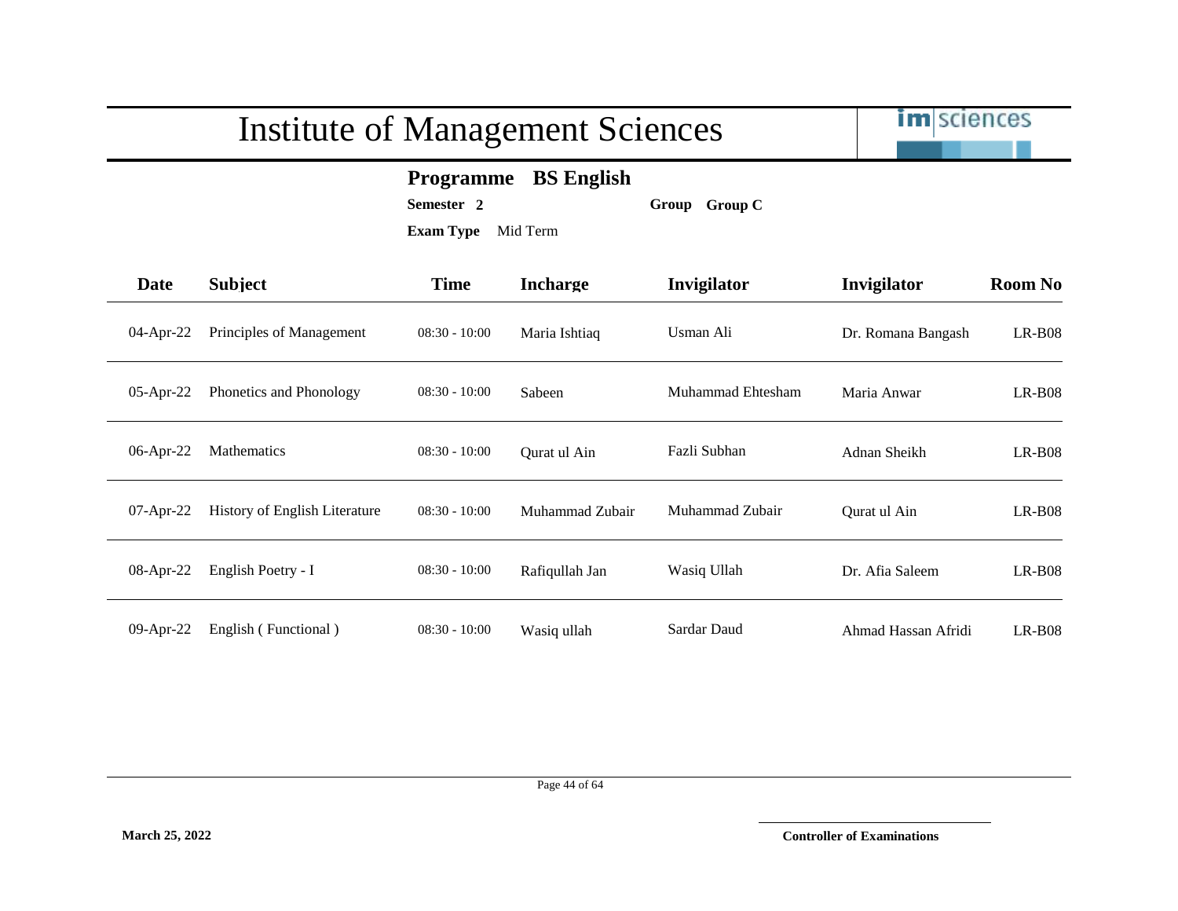# Institute of Management Sciences

**Programme** **BS English**

**Semester** **2** **Group** **Group C**

**Exam Type** Mid Term

| Date | Subject | Time | Incharge | Invigilator | Invigilator | Room No |
|---|---|---|---|---|---|---|
| 04-Apr-22 | Principles of Management | 08:30 - 10:00 | Maria Ishtiaq | Usman Ali | Dr. Romana Bangash | LR-B08 |
| 05-Apr-22 | Phonetics and Phonology | 08:30 - 10:00 | Sabeen | Muhammad Ehtesham | Maria Anwar | LR-B08 |
| 06-Apr-22 | Mathematics | 08:30 - 10:00 | Qurat ul Ain | Fazli Subhan | Adnan Sheikh | LR-B08 |
| 07-Apr-22 | History of English Literature | 08:30 - 10:00 | Muhammad Zubair | Muhammad Zubair | Qurat ul Ain | LR-B08 |
| 08-Apr-22 | English Poetry - I | 08:30 - 10:00 | Rafiqullah Jan | Wasiq Ullah | Dr. Afia Saleem | LR-B08 |
| 09-Apr-22 | English ( Functional ) | 08:30 - 10:00 | Wasiq ullah | Sardar Daud | Ahmad Hassan Afridi | LR-B08 |

**March 25, 2022**

**Controller of Examinations**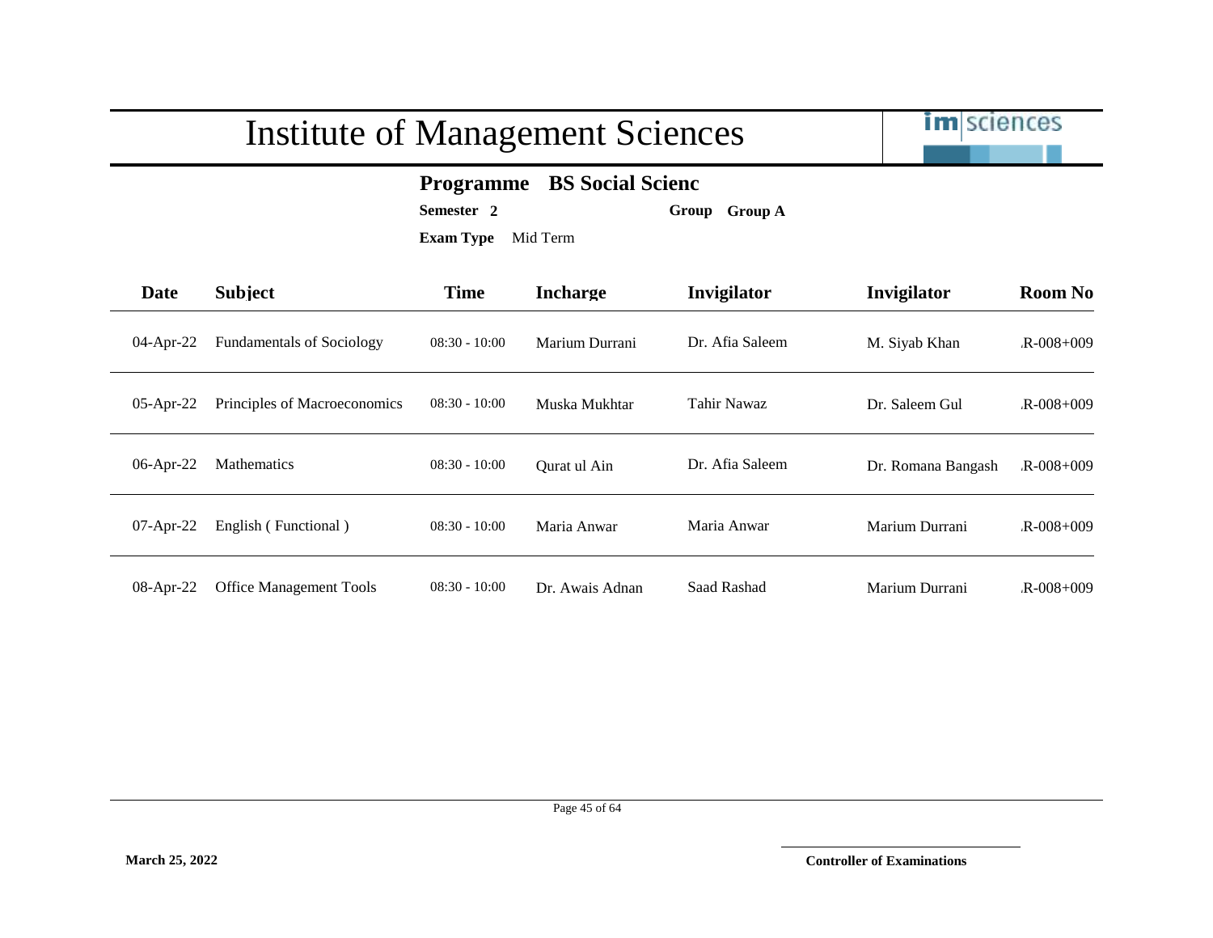# Institute of Management Sciences

**Programme BS Social Scienc**

**Semester 2** **Group Group A**

**Exam Type** Mid Term

| Date | Subject | Time | Incharge | Invigilator | Invigilator | Room No |
|---|---|---|---|---|---|---|
| 04-Apr-22 | Fundamentals of Sociology | 08:30 - 10:00 | Marium Durrani | Dr. Afia Saleem | M. Siyab Khan | .R-008+009 |
| 05-Apr-22 | Principles of Macroeconomics | 08:30 - 10:00 | Muska Mukhtar | Tahir Nawaz | Dr. Saleem Gul | .R-008+009 |
| 06-Apr-22 | Mathematics | 08:30 - 10:00 | Qurat ul Ain | Dr. Afia Saleem | Dr. Romana Bangash | .R-008+009 |
| 07-Apr-22 | English ( Functional ) | 08:30 - 10:00 | Maria Anwar | Maria Anwar | Marium Durrani | .R-008+009 |
| 08-Apr-22 | Office Management Tools | 08:30 - 10:00 | Dr. Awais Adnan | Saad Rashad | Marium Durrani | .R-008+009 |

**March 25, 2022**

**Controller of Examinations**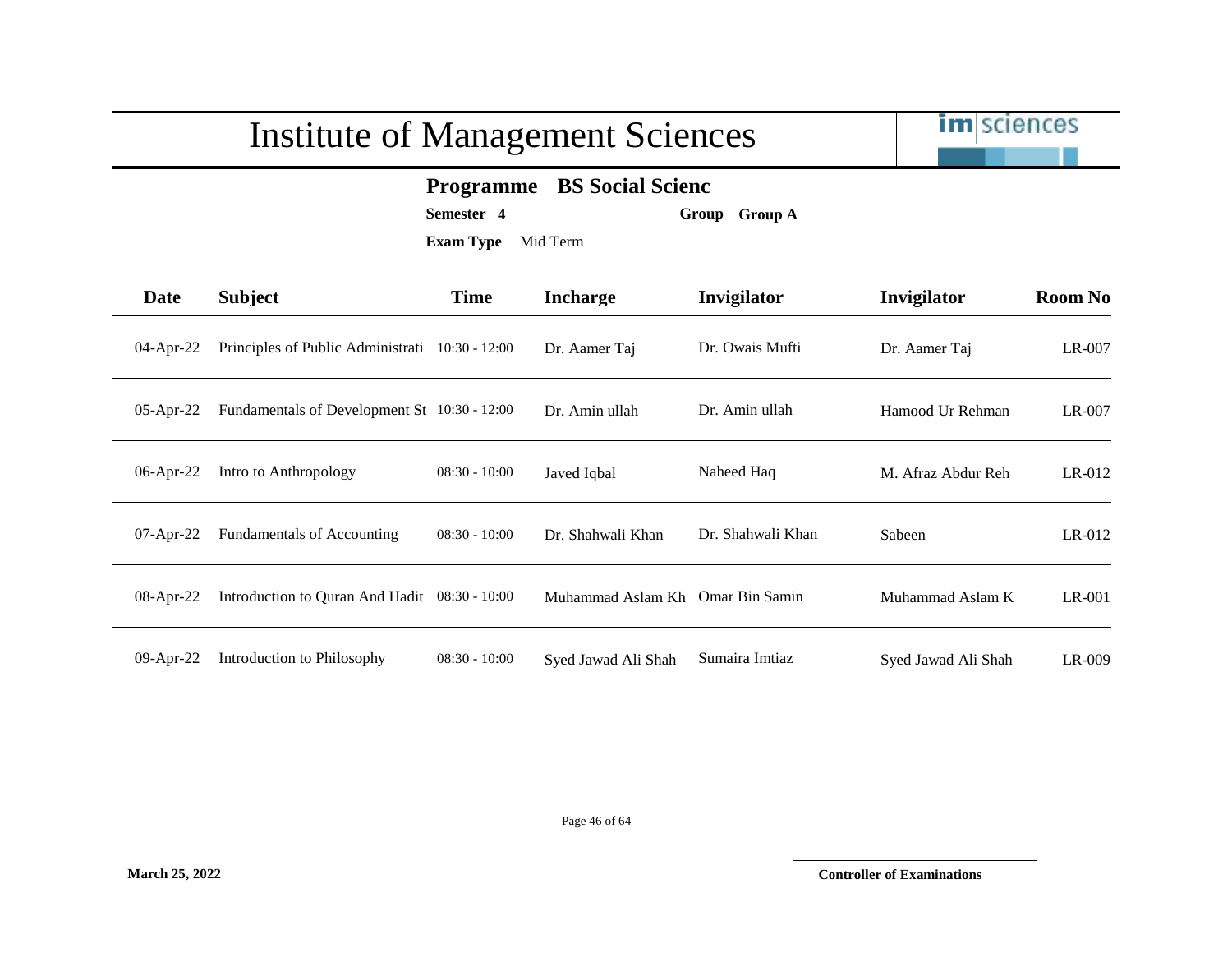# Institute of Management Sciences

**Programme** **BS Social Scienc**

**Semester** **4** **Group** **Group A**

**Exam Type** Mid Term

| Date | Subject | Time | Incharge | Invigilator | Invigilator | Room No |
|---|---|---|---|---|---|---|
| 04-Apr-22 | Principles of Public Administrati | 10:30 - 12:00 | Dr. Aamer Taj | Dr. Owais Mufti | Dr. Aamer Taj | LR-007 |
| 05-Apr-22 | Fundamentals of Development St | 10:30 - 12:00 | Dr. Amin ullah | Dr. Amin ullah | Hamood Ur Rehman | LR-007 |
| 06-Apr-22 | Intro to Anthropology | 08:30 - 10:00 | Javed Iqbal | Naheed Haq | M. Afraz Abdur Reh | LR-012 |
| 07-Apr-22 | Fundamentals of Accounting | 08:30 - 10:00 | Dr. Shahwali Khan | Dr. Shahwali Khan | Sabeen | LR-012 |
| 08-Apr-22 | Introduction to Quran And Hadit | 08:30 - 10:00 | Muhammad Aslam Kh | Omar Bin Samin | Muhammad Aslam K | LR-001 |
| 09-Apr-22 | Introduction to Philosophy | 08:30 - 10:00 | Syed Jawad Ali Shah | Sumaira Imtiaz | Syed Jawad Ali Shah | LR-009 |

**March 25, 2022**

**Controller of Examinations**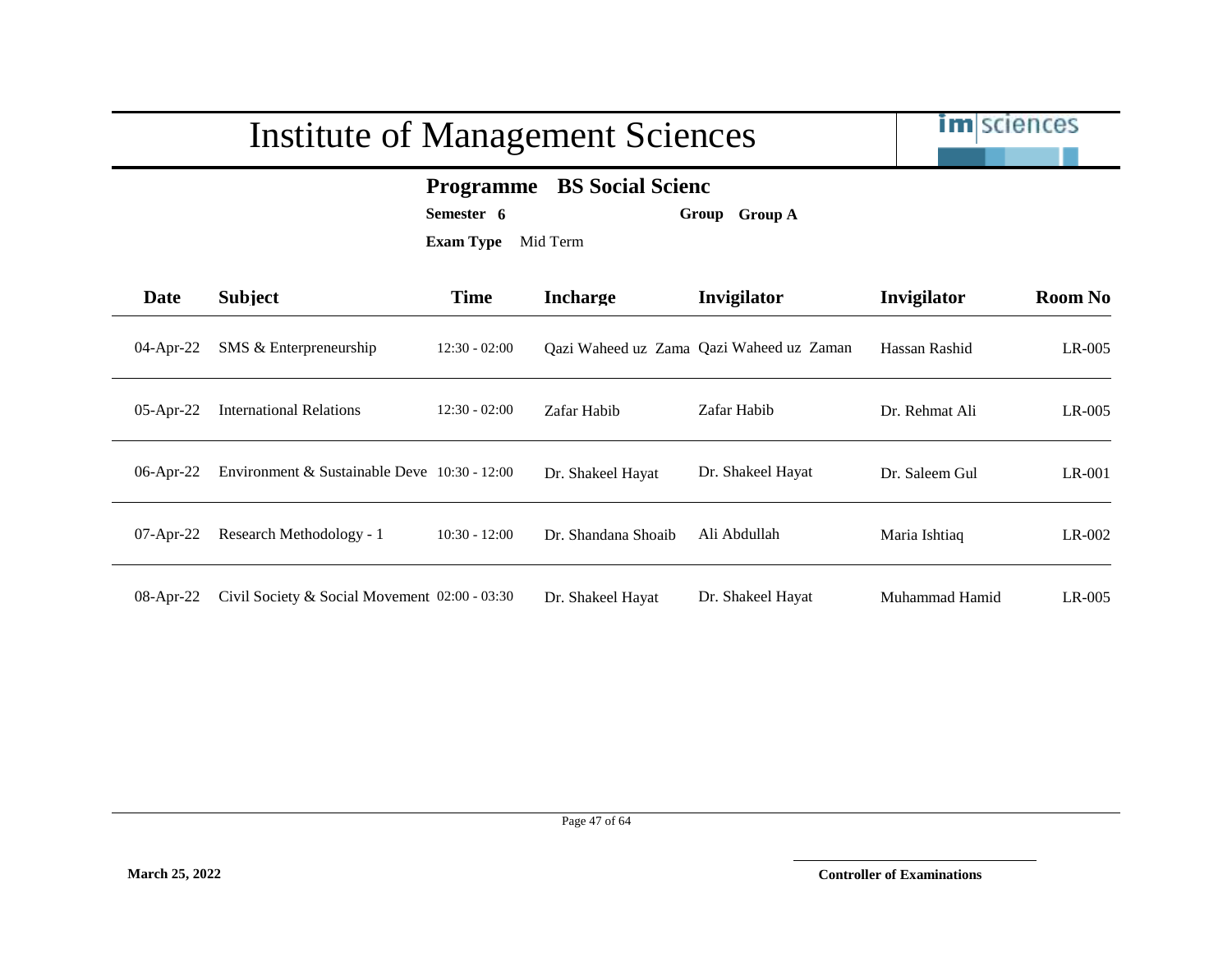# Institute of Management Sciences

**Programme** **BS Social Scienc**

**Semester** **6** **Group** **Group A**

**Exam Type** Mid Term

| Date | Subject | Time | Incharge | Invigilator | Invigilator | Room No |
|---|---|---|---|---|---|---|
| 04-Apr-22 | SMS & Enterpreneurship | 12:30 - 02:00 | Qazi Waheed uz Zama | Qazi Waheed uz Zaman | Hassan Rashid | LR-005 |
| 05-Apr-22 | International Relations | 12:30 - 02:00 | Zafar Habib | Zafar Habib | Dr. Rehmat Ali | LR-005 |
| 06-Apr-22 | Environment & Sustainable Deve | 10:30 - 12:00 | Dr. Shakeel Hayat | Dr. Shakeel Hayat | Dr. Saleem Gul | LR-001 |
| 07-Apr-22 | Research Methodology - 1 | 10:30 - 12:00 | Dr. Shandana Shoaib | Ali Abdullah | Maria Ishtiaq | LR-002 |
| 08-Apr-22 | Civil Society & Social Movement | 02:00 - 03:30 | Dr. Shakeel Hayat | Dr. Shakeel Hayat | Muhammad Hamid | LR-005 |

**March 25, 2022**

**Controller of Examinations**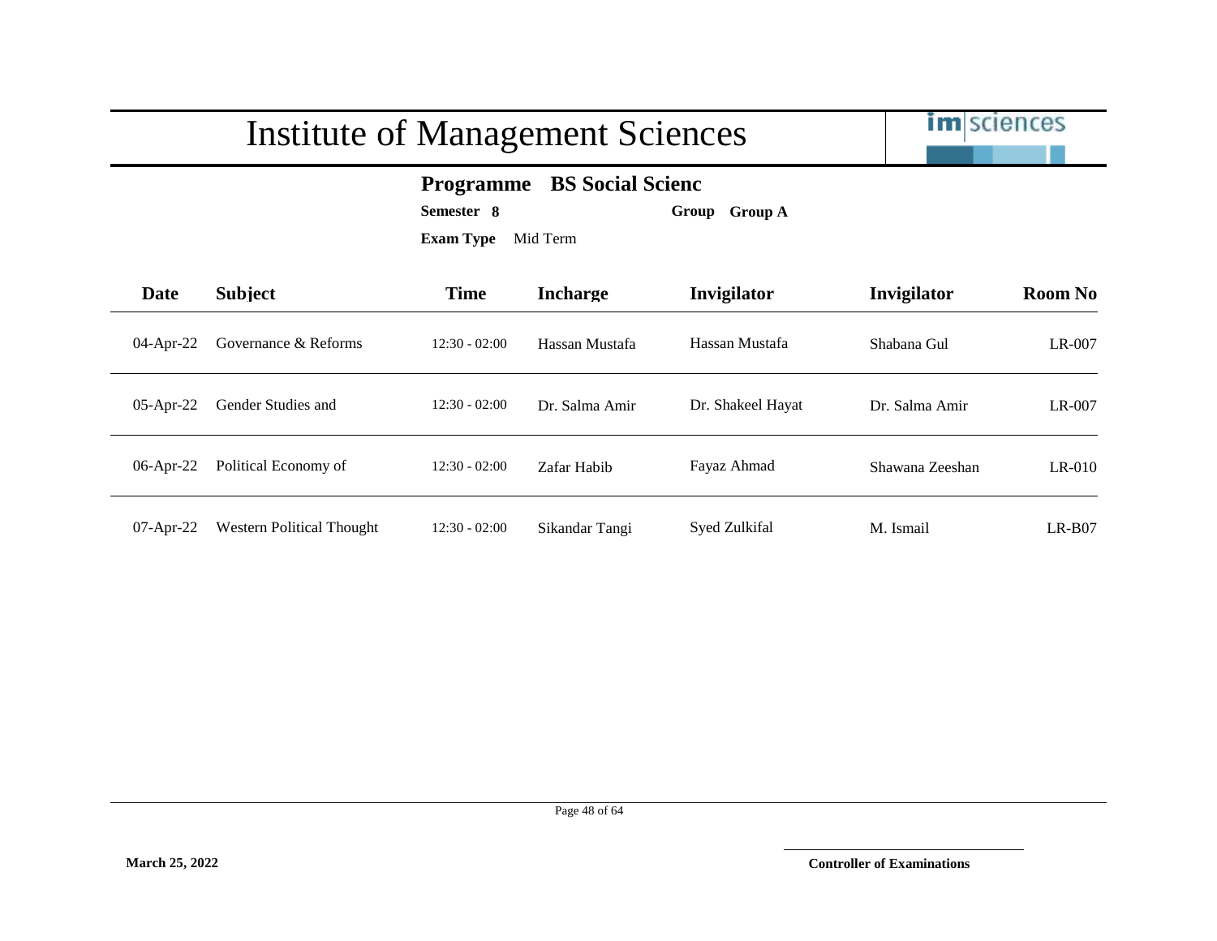# Institute of Management Sciences

**Programme** **BS Social Scienc**

**Semester** **8** **Group** **Group A**

**Exam Type** Mid Term

| Date | Subject | Time | Incharge | Invigilator | Invigilator | Room No |
|---|---|---|---|---|---|---|
| 04-Apr-22 | Governance & Reforms | 12:30 - 02:00 | Hassan Mustafa | Hassan Mustafa | Shabana Gul | LR-007 |
| 05-Apr-22 | Gender Studies and | 12:30 - 02:00 | Dr. Salma Amir | Dr. Shakeel Hayat | Dr. Salma Amir | LR-007 |
| 06-Apr-22 | Political Economy of | 12:30 - 02:00 | Zafar Habib | Fayaz Ahmad | Shawana Zeeshan | LR-010 |
| 07-Apr-22 | Western Political Thought | 12:30 - 02:00 | Sikandar Tangi | Syed Zulkifal | M. Ismail | LR-B07 |

**March 25, 2022**

**Controller of Examinations**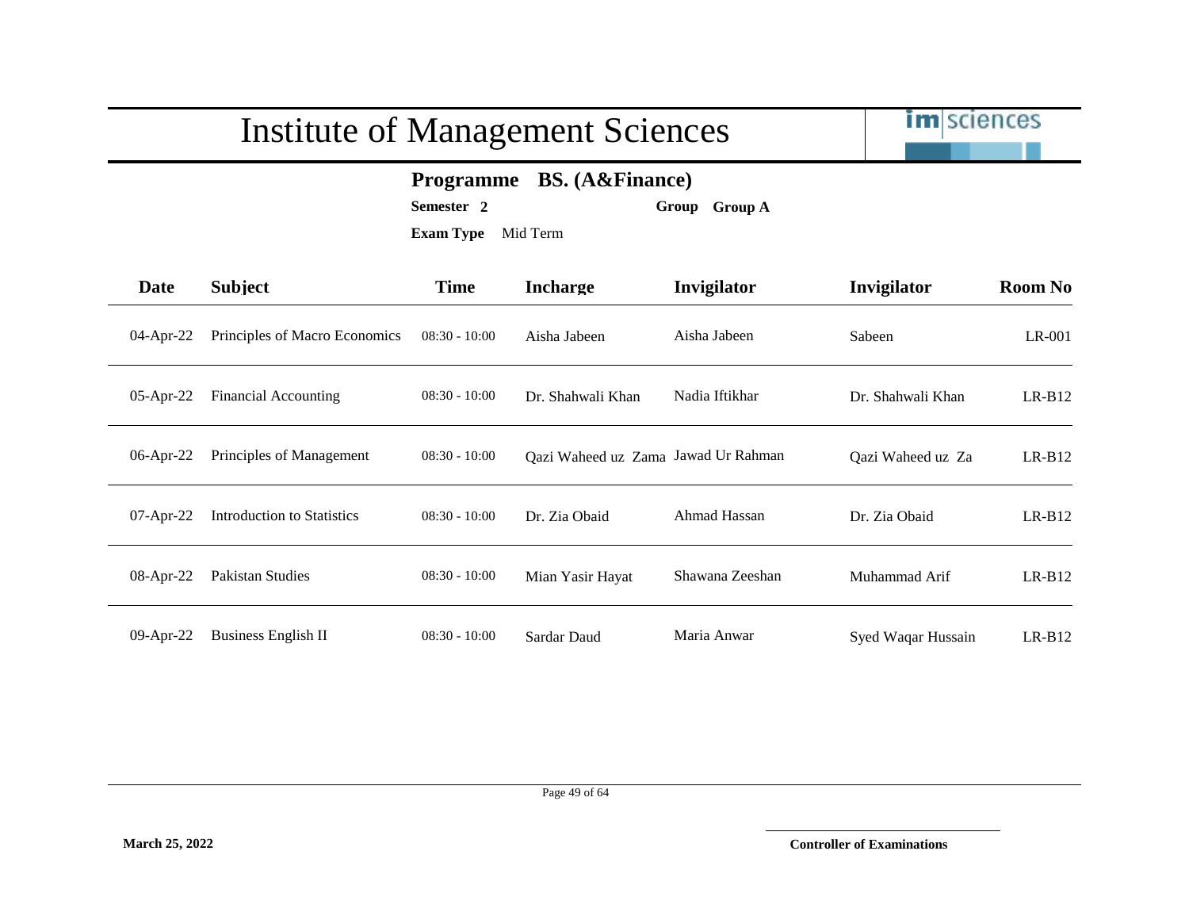# Institute of Management Sciences

**Programme** **BS. (A&Finance)**

**Semester** **2** **Group** **Group A**

**Exam Type** Mid Term

| Date | Subject | Time | Incharge | Invigilator | Invigilator | Room No |
|---|---|---|---|---|---|---|
| 04-Apr-22 | Principles of Macro Economics | 08:30 - 10:00 | Aisha Jabeen | Aisha Jabeen | Sabeen | LR-001 |
| 05-Apr-22 | Financial Accounting | 08:30 - 10:00 | Dr. Shahwali Khan | Nadia Iftikhar | Dr. Shahwali Khan | LR-B12 |
| 06-Apr-22 | Principles of Management | 08:30 - 10:00 | Qazi Waheed uz Zama | Jawad Ur Rahman | Qazi Waheed uz Za | LR-B12 |
| 07-Apr-22 | Introduction to Statistics | 08:30 - 10:00 | Dr. Zia Obaid | Ahmad Hassan | Dr. Zia Obaid | LR-B12 |
| 08-Apr-22 | Pakistan Studies | 08:30 - 10:00 | Mian Yasir Hayat | Shawana Zeeshan | Muhammad Arif | LR-B12 |
| 09-Apr-22 | Business English II | 08:30 - 10:00 | Sardar Daud | Maria Anwar | Syed Waqar Hussain | LR-B12 |

**March 25, 2022**

**Controller of Examinations**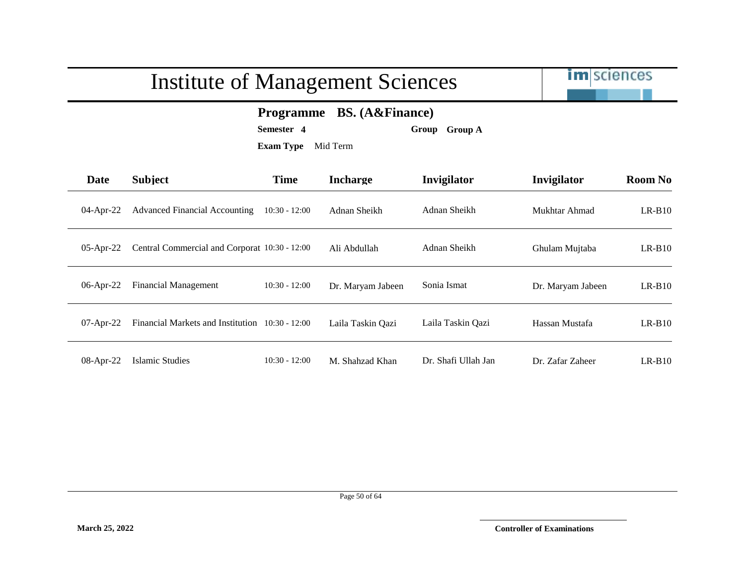# Institute of Management Sciences

**Programme** **BS. (A&Finance)**

**Semester** **4** **Group** **Group A**

**Exam Type** Mid Term

| Date | Subject | Time | Incharge | Invigilator | Invigilator | Room No |
|---|---|---|---|---|---|---|
| 04-Apr-22 | Advanced Financial Accounting | 10:30 - 12:00 | Adnan Sheikh | Adnan Sheikh | Mukhtar Ahmad | LR-B10 |
| 05-Apr-22 | Central Commercial and Corporat | 10:30 - 12:00 | Ali Abdullah | Adnan Sheikh | Ghulam Mujtaba | LR-B10 |
| 06-Apr-22 | Financial Management | 10:30 - 12:00 | Dr. Maryam Jabeen | Sonia Ismat | Dr. Maryam Jabeen | LR-B10 |
| 07-Apr-22 | Financial Markets and Institution | 10:30 - 12:00 | Laila Taskin Qazi | Laila Taskin Qazi | Hassan Mustafa | LR-B10 |
| 08-Apr-22 | Islamic Studies | 10:30 - 12:00 | M. Shahzad Khan | Dr. Shafi Ullah Jan | Dr. Zafar Zaheer | LR-B10 |

**March 25, 2022**

**Controller of Examinations**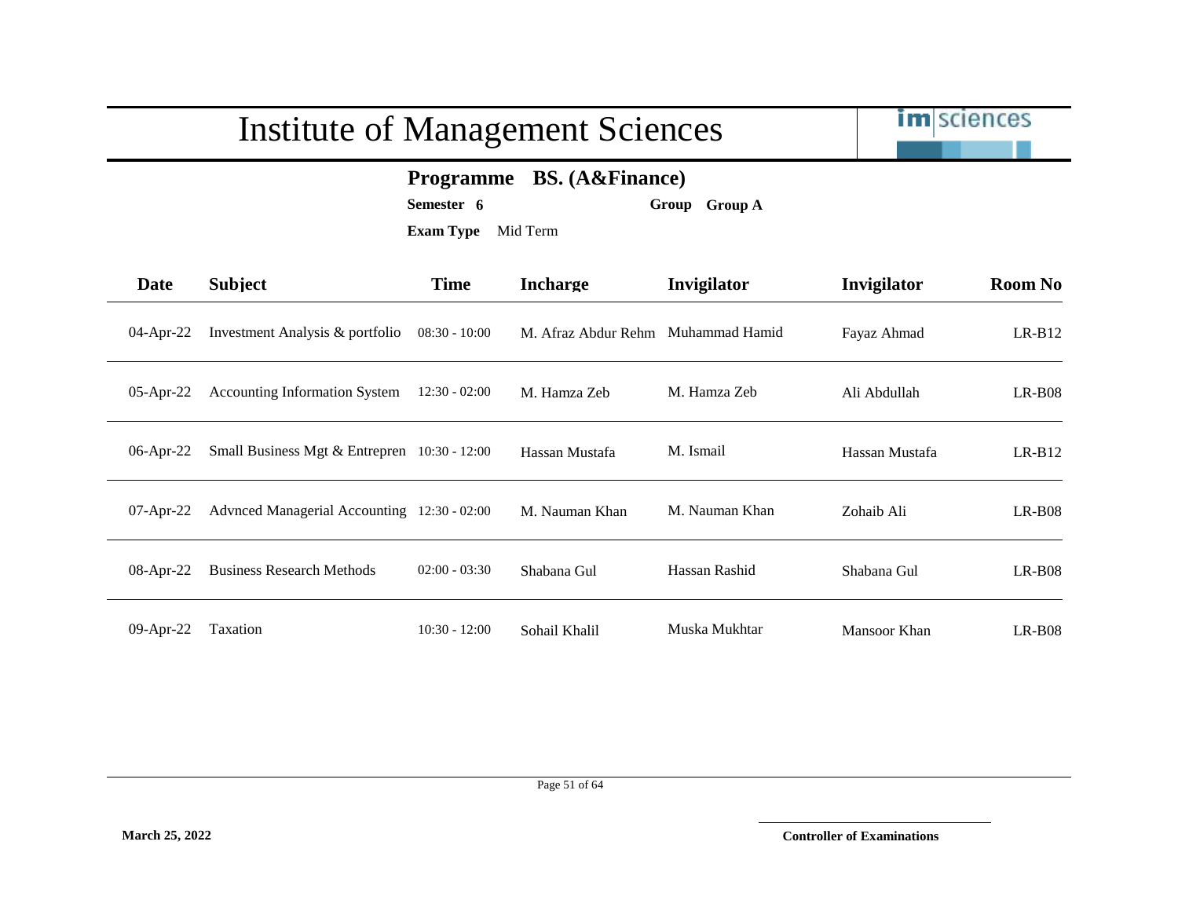# Institute of Management Sciences

**Programme** **BS. (A&Finance)**

**Semester** **6** **Group** **Group A**

**Exam Type** Mid Term

| Date | Subject | Time | Incharge | Invigilator | Invigilator | Room No |
|---|---|---|---|---|---|---|
| 04-Apr-22 | Investment Analysis & portfolio | 08:30 - 10:00 | M. Afraz Abdur Rehm | Muhammad Hamid | Fayaz Ahmad | LR-B12 |
| 05-Apr-22 | Accounting Information System | 12:30 - 02:00 | M. Hamza Zeb | M. Hamza Zeb | Ali Abdullah | LR-B08 |
| 06-Apr-22 | Small Business Mgt & Entrepren | 10:30 - 12:00 | Hassan Mustafa | M. Ismail | Hassan Mustafa | LR-B12 |
| 07-Apr-22 | Advnced Managerial Accounting | 12:30 - 02:00 | M. Nauman Khan | M. Nauman Khan | Zohaib Ali | LR-B08 |
| 08-Apr-22 | Business Research Methods | 02:00 - 03:30 | Shabana Gul | Hassan Rashid | Shabana Gul | LR-B08 |
| 09-Apr-22 | Taxation | 10:30 - 12:00 | Sohail Khalil | Muska Mukhtar | Mansoor Khan | LR-B08 |

**March 25, 2022**

**Controller of Examinations**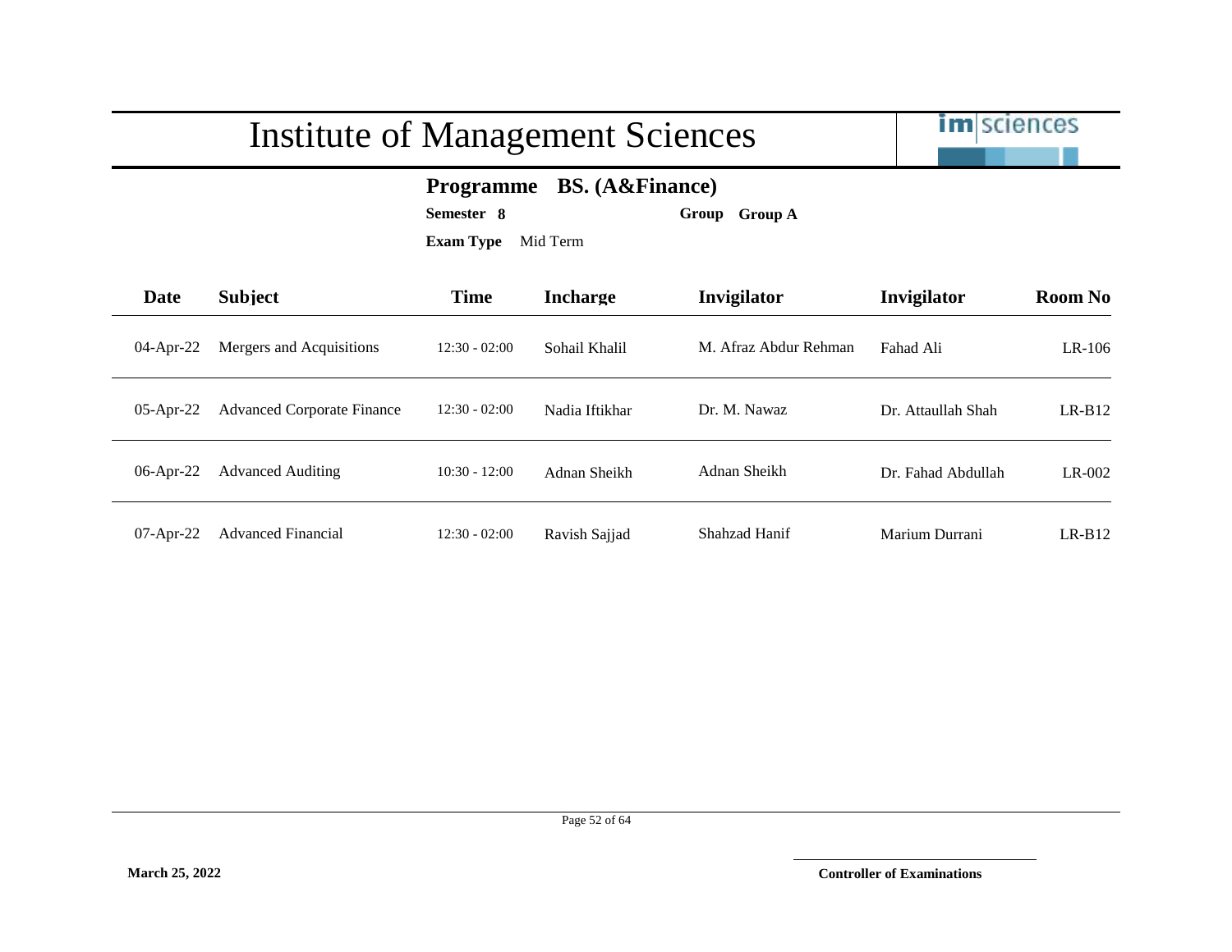# Institute of Management Sciences

**Programme** **BS. (A&Finance)**

**Semester** **8** **Group** **Group A**

**Exam Type** Mid Term

| Date | Subject | Time | Incharge | Invigilator | Invigilator | Room No |
|---|---|---|---|---|---|---|
| 04-Apr-22 | Mergers and Acquisitions | 12:30 - 02:00 | Sohail Khalil | M. Afraz Abdur Rehman | Fahad Ali | LR-106 |
| 05-Apr-22 | Advanced Corporate Finance | 12:30 - 02:00 | Nadia Iftikhar | Dr. M. Nawaz | Dr. Attaullah Shah | LR-B12 |
| 06-Apr-22 | Advanced Auditing | 10:30 - 12:00 | Adnan Sheikh | Adnan Sheikh | Dr. Fahad Abdullah | LR-002 |
| 07-Apr-22 | Advanced Financial | 12:30 - 02:00 | Ravish Sajjad | Shahzad Hanif | Marium Durrani | LR-B12 |

**March 25, 2022**

**Controller of Examinations**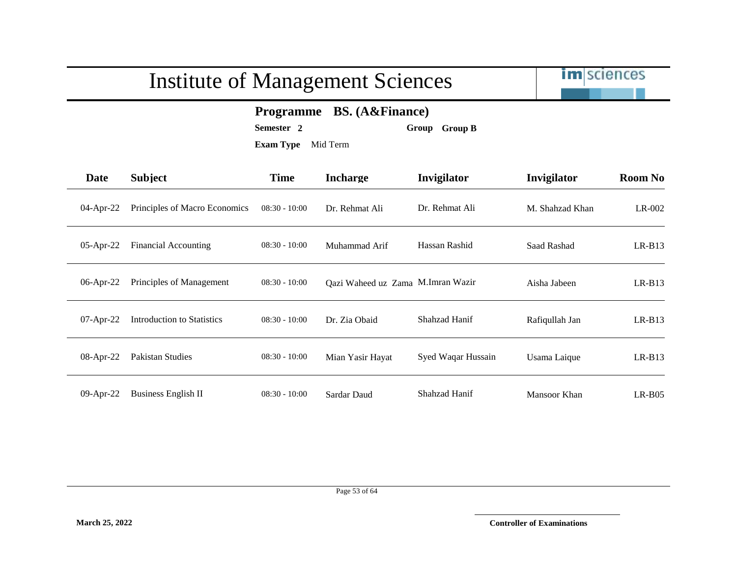# Institute of Management Sciences

**Programme BS. (A&Finance)**

**Semester 2** **Group Group B**

**Exam Type** Mid Term

| Date | Subject | Time | Incharge | Invigilator | Invigilator | Room No |
|---|---|---|---|---|---|---|
| 04-Apr-22 | Principles of Macro Economics | 08:30 - 10:00 | Dr. Rehmat Ali | Dr. Rehmat Ali | M. Shahzad Khan | LR-002 |
| 05-Apr-22 | Financial Accounting | 08:30 - 10:00 | Muhammad Arif | Hassan Rashid | Saad Rashad | LR-B13 |
| 06-Apr-22 | Principles of Management | 08:30 - 10:00 | Qazi Waheed uz Zama | M.Imran Wazir | Aisha Jabeen | LR-B13 |
| 07-Apr-22 | Introduction to Statistics | 08:30 - 10:00 | Dr. Zia Obaid | Shahzad Hanif | Rafiqullah Jan | LR-B13 |
| 08-Apr-22 | Pakistan Studies | 08:30 - 10:00 | Mian Yasir Hayat | Syed Waqar Hussain | Usama Laique | LR-B13 |
| 09-Apr-22 | Business English II | 08:30 - 10:00 | Sardar Daud | Shahzad Hanif | Mansoor Khan | LR-B05 |

**March 25, 2022**

**Controller of Examinations**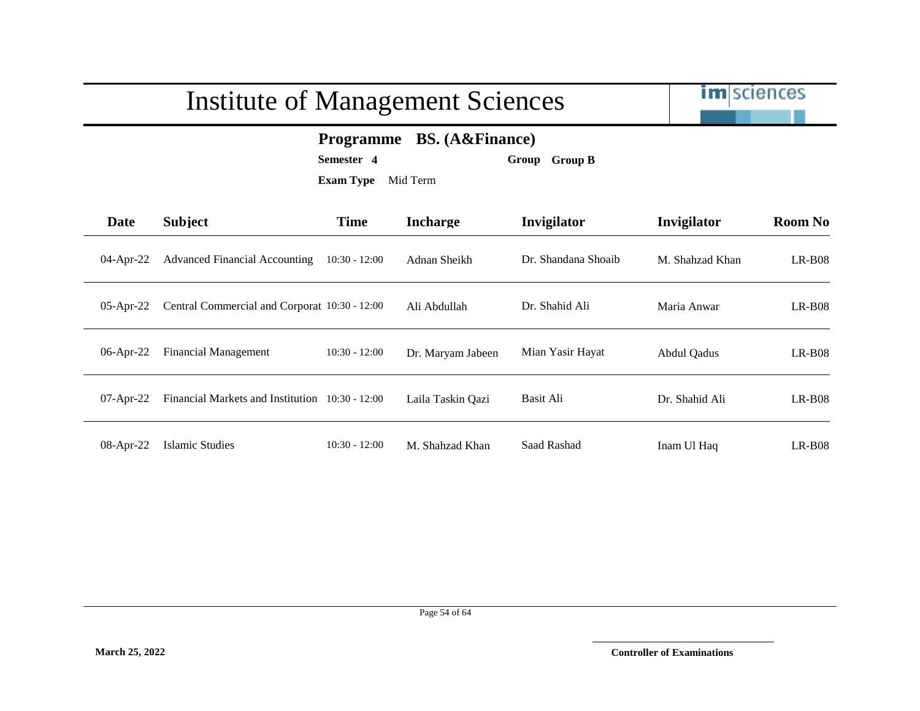# Institute of Management Sciences

**Programme** **BS. (A&Finance)**

**Semester** **4** **Group** **Group B**

**Exam Type** Mid Term

| Date | Subject | Time | Incharge | Invigilator | Invigilator | Room No |
|---|---|---|---|---|---|---|
| 04-Apr-22 | Advanced Financial Accounting | 10:30 - 12:00 | Adnan Sheikh | Dr. Shandana Shoaib | M. Shahzad Khan | LR-B08 |
| 05-Apr-22 | Central Commercial and Corporat | 10:30 - 12:00 | Ali Abdullah | Dr. Shahid Ali | Maria Anwar | LR-B08 |
| 06-Apr-22 | Financial Management | 10:30 - 12:00 | Dr. Maryam Jabeen | Mian Yasir Hayat | Abdul Qadus | LR-B08 |
| 07-Apr-22 | Financial Markets and Institution | 10:30 - 12:00 | Laila Taskin Qazi | Basit Ali | Dr. Shahid Ali | LR-B08 |
| 08-Apr-22 | Islamic Studies | 10:30 - 12:00 | M. Shahzad Khan | Saad Rashad | Inam Ul Haq | LR-B08 |

**March 25, 2022**

**Controller of Examinations**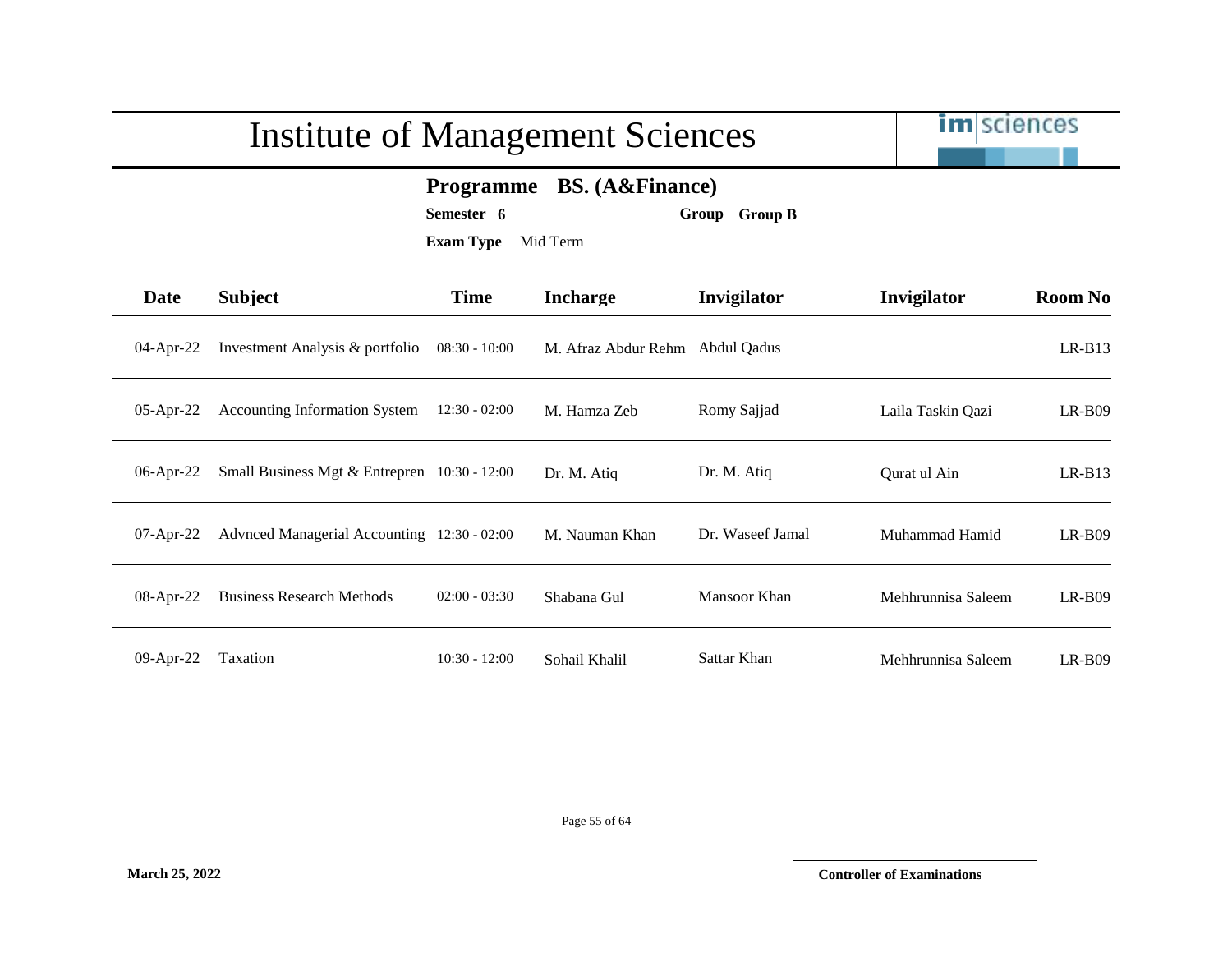# Institute of Management Sciences

**Programme** **BS. (A&Finance)**

**Semester** **6** **Group** **Group B**

**Exam Type** Mid Term

| Date | Subject | Time | Incharge | Invigilator | Invigilator | Room No |
|---|---|---|---|---|---|---|
| 04-Apr-22 | Investment Analysis & portfolio | 08:30 - 10:00 | M. Afraz Abdur Rehm | Abdul Qadus | | LR-B13 |
| 05-Apr-22 | Accounting Information System | 12:30 - 02:00 | M. Hamza Zeb | Romy Sajjad | Laila Taskin Qazi | LR-B09 |
| 06-Apr-22 | Small Business Mgt & Entrepren | 10:30 - 12:00 | Dr. M. Atiq | Dr. M. Atiq | Qurat ul Ain | LR-B13 |
| 07-Apr-22 | Advnced Managerial Accounting | 12:30 - 02:00 | M. Nauman Khan | Dr. Waseef Jamal | Muhammad Hamid | LR-B09 |
| 08-Apr-22 | Business Research Methods | 02:00 - 03:30 | Shabana Gul | Mansoor Khan | Mehhrunnisa Saleem | LR-B09 |
| 09-Apr-22 | Taxation | 10:30 - 12:00 | Sohail Khalil | Sattar Khan | Mehhrunnisa Saleem | LR-B09 |

**March 25, 2022**

**Controller of Examinations**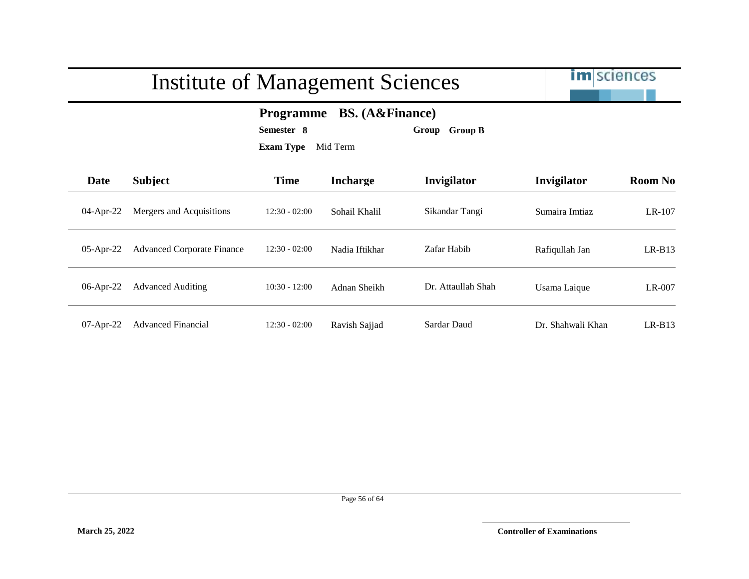# Institute of Management Sciences

**Programme BS. (A&Finance)**

**Semester 8** **Group Group B**

**Exam Type** Mid Term

| Date | Subject | Time | Incharge | Invigilator | Invigilator | Room No |
|---|---|---|---|---|---|---|
| 04-Apr-22 | Mergers and Acquisitions | 12:30 - 02:00 | Sohail Khalil | Sikandar Tangi | Sumaira Imtiaz | LR-107 |
| 05-Apr-22 | Advanced Corporate Finance | 12:30 - 02:00 | Nadia Iftikhar | Zafar Habib | Rafiqullah Jan | LR-B13 |
| 06-Apr-22 | Advanced Auditing | 10:30 - 12:00 | Adnan Sheikh | Dr. Attaullah Shah | Usama Laique | LR-007 |
| 07-Apr-22 | Advanced Financial | 12:30 - 02:00 | Ravish Sajjad | Sardar Daud | Dr. Shahwali Khan | LR-B13 |

**March 25, 2022**

**Controller of Examinations**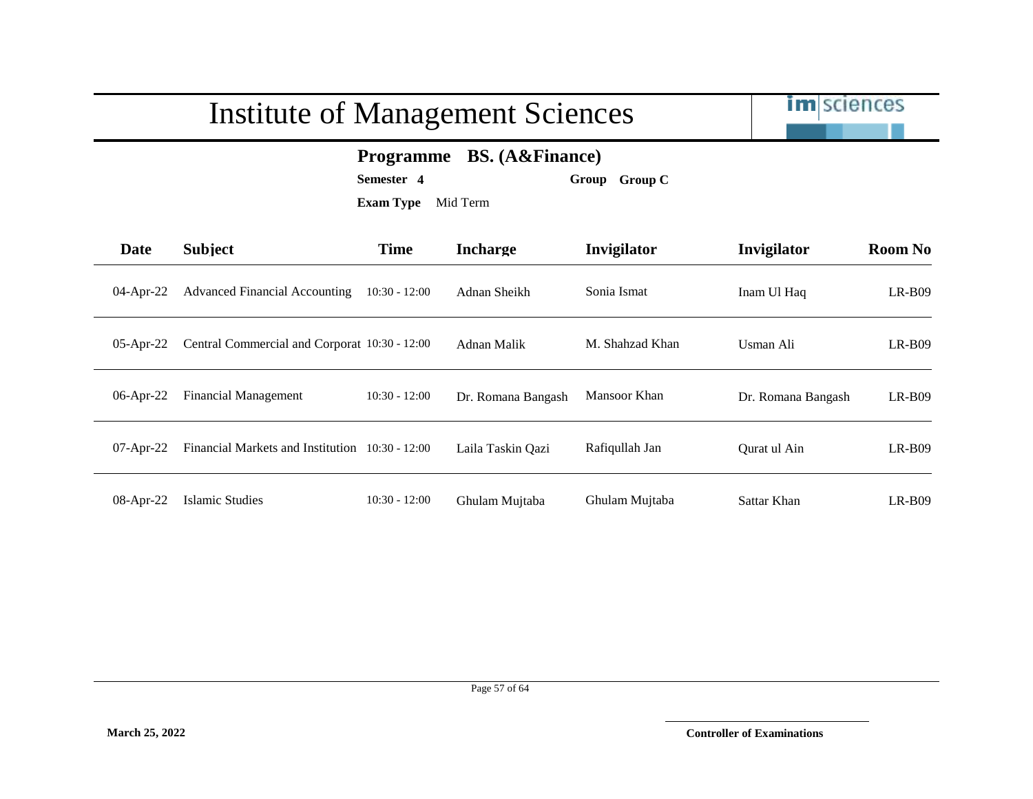# Institute of Management Sciences

**Programme** **BS. (A&Finance)**

**Semester** **4** **Group** **Group C**

**Exam Type** Mid Term

| Date | Subject | Time | Incharge | Invigilator | Invigilator | Room No |
|---|---|---|---|---|---|---|
| 04-Apr-22 | Advanced Financial Accounting | 10:30 - 12:00 | Adnan Sheikh | Sonia Ismat | Inam Ul Haq | LR-B09 |
| 05-Apr-22 | Central Commercial and Corporat | 10:30 - 12:00 | Adnan Malik | M. Shahzad Khan | Usman Ali | LR-B09 |
| 06-Apr-22 | Financial Management | 10:30 - 12:00 | Dr. Romana Bangash | Mansoor Khan | Dr. Romana Bangash | LR-B09 |
| 07-Apr-22 | Financial Markets and Institution | 10:30 - 12:00 | Laila Taskin Qazi | Rafiqullah Jan | Qurat ul Ain | LR-B09 |
| 08-Apr-22 | Islamic Studies | 10:30 - 12:00 | Ghulam Mujtaba | Ghulam Mujtaba | Sattar Khan | LR-B09 |

**March 25, 2022**

**Controller of Examinations**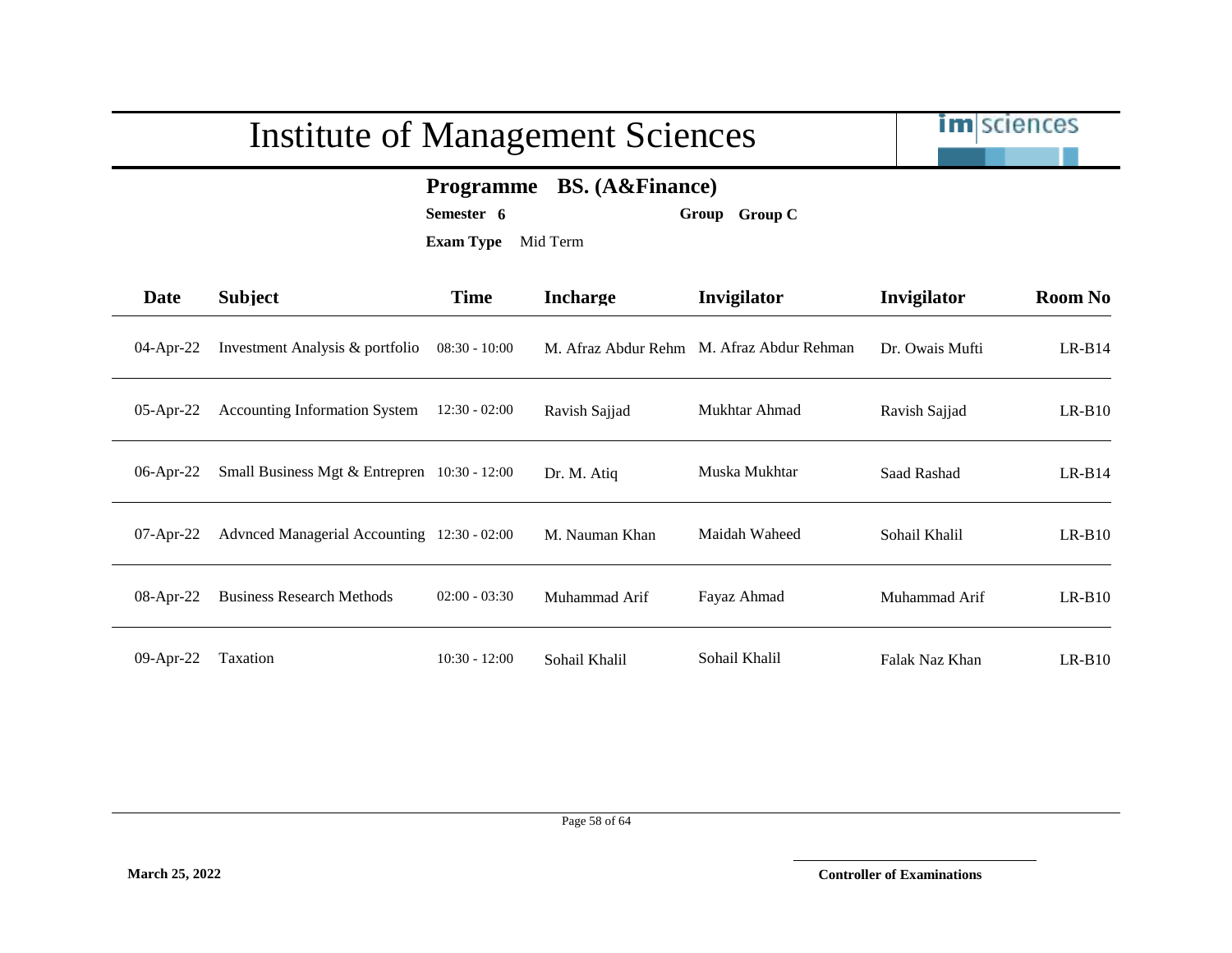# Institute of Management Sciences

**Programme** **BS. (A&Finance)**

**Semester** **6** **Group** **Group C**

**Exam Type** Mid Term

| Date | Subject | Time | Incharge | Invigilator | Invigilator | Room No |
|---|---|---|---|---|---|---|
| 04-Apr-22 | Investment Analysis & portfolio | 08:30 - 10:00 | M. Afraz Abdur Rehm | M. Afraz Abdur Rehman | Dr. Owais Mufti | LR-B14 |
| 05-Apr-22 | Accounting Information System | 12:30 - 02:00 | Ravish Sajjad | Mukhtar Ahmad | Ravish Sajjad | LR-B10 |
| 06-Apr-22 | Small Business Mgt & Entrepren | 10:30 - 12:00 | Dr. M. Atiq | Muska Mukhtar | Saad Rashad | LR-B14 |
| 07-Apr-22 | Advnced Managerial Accounting | 12:30 - 02:00 | M. Nauman Khan | Maidah Waheed | Sohail Khalil | LR-B10 |
| 08-Apr-22 | Business Research Methods | 02:00 - 03:30 | Muhammad Arif | Fayaz Ahmad | Muhammad Arif | LR-B10 |
| 09-Apr-22 | Taxation | 10:30 - 12:00 | Sohail Khalil | Sohail Khalil | Falak Naz Khan | LR-B10 |

**March 25, 2022**

**Controller of Examinations**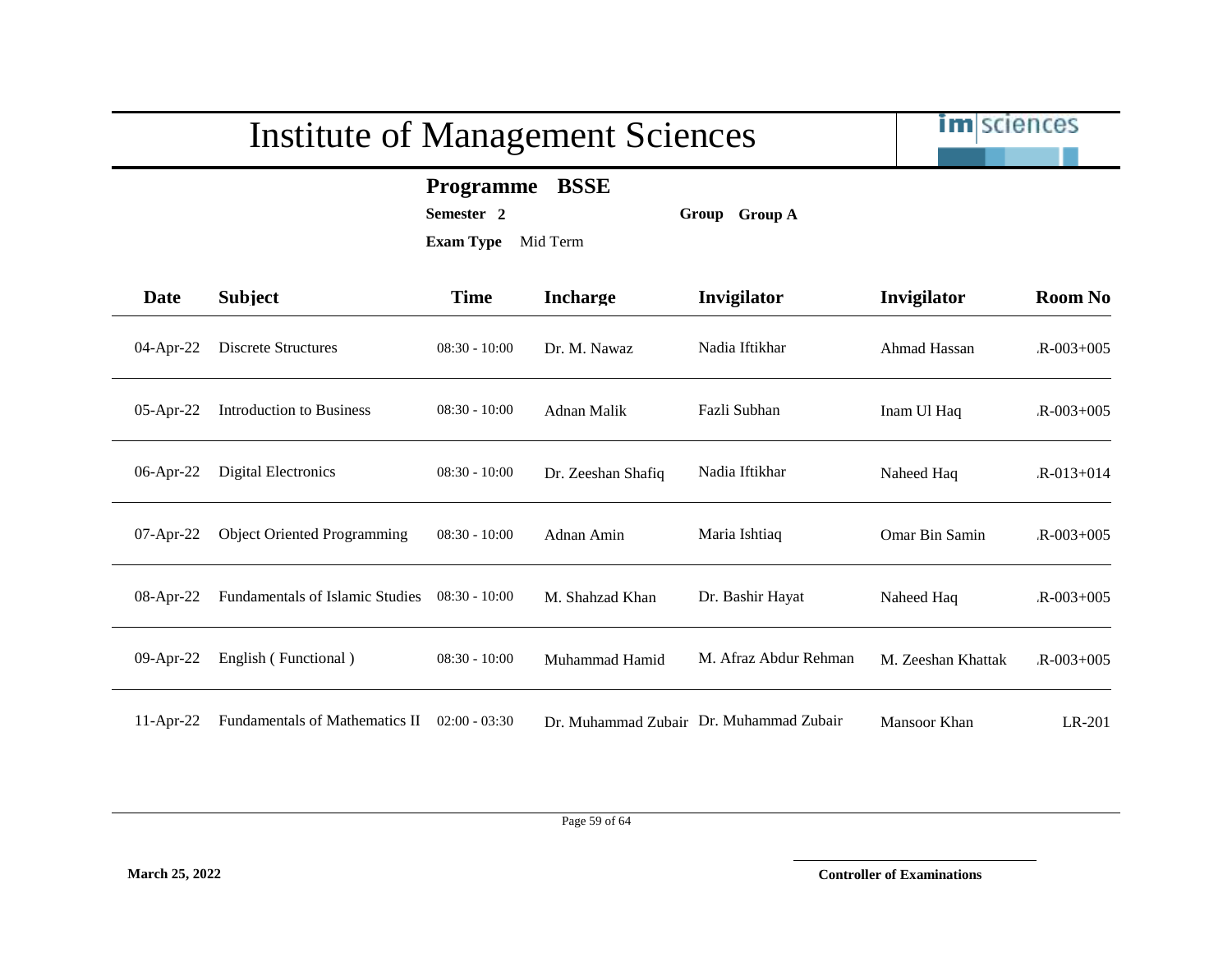# Institute of Management Sciences

**Programme** **BSSE**

**Semester** **2** **Group** **Group A**

**Exam Type** Mid Term

| Date | Subject | Time | Incharge | Invigilator | Invigilator | Room No |
|---|---|---|---|---|---|---|
| 04-Apr-22 | Discrete Structures | 08:30 - 10:00 | Dr. M. Nawaz | Nadia Iftikhar | Ahmad Hassan | .R-003+005 |
| 05-Apr-22 | Introduction to Business | 08:30 - 10:00 | Adnan Malik | Fazli Subhan | Inam Ul Haq | .R-003+005 |
| 06-Apr-22 | Digital Electronics | 08:30 - 10:00 | Dr. Zeeshan Shafiq | Nadia Iftikhar | Naheed Haq | .R-013+014 |
| 07-Apr-22 | Object Oriented Programming | 08:30 - 10:00 | Adnan Amin | Maria Ishtiaq | Omar Bin Samin | .R-003+005 |
| 08-Apr-22 | Fundamentals of Islamic Studies | 08:30 - 10:00 | M. Shahzad Khan | Dr. Bashir Hayat | Naheed Haq | .R-003+005 |
| 09-Apr-22 | English ( Functional ) | 08:30 - 10:00 | Muhammad Hamid | M. Afraz Abdur Rehman | M. Zeeshan Khattak | .R-003+005 |
| 11-Apr-22 | Fundamentals of Mathematics II | 02:00 - 03:30 | Dr. Muhammad Zubair | Dr. Muhammad Zubair | Mansoor Khan | LR-201 |

**March 25, 2022**

**Controller of Examinations**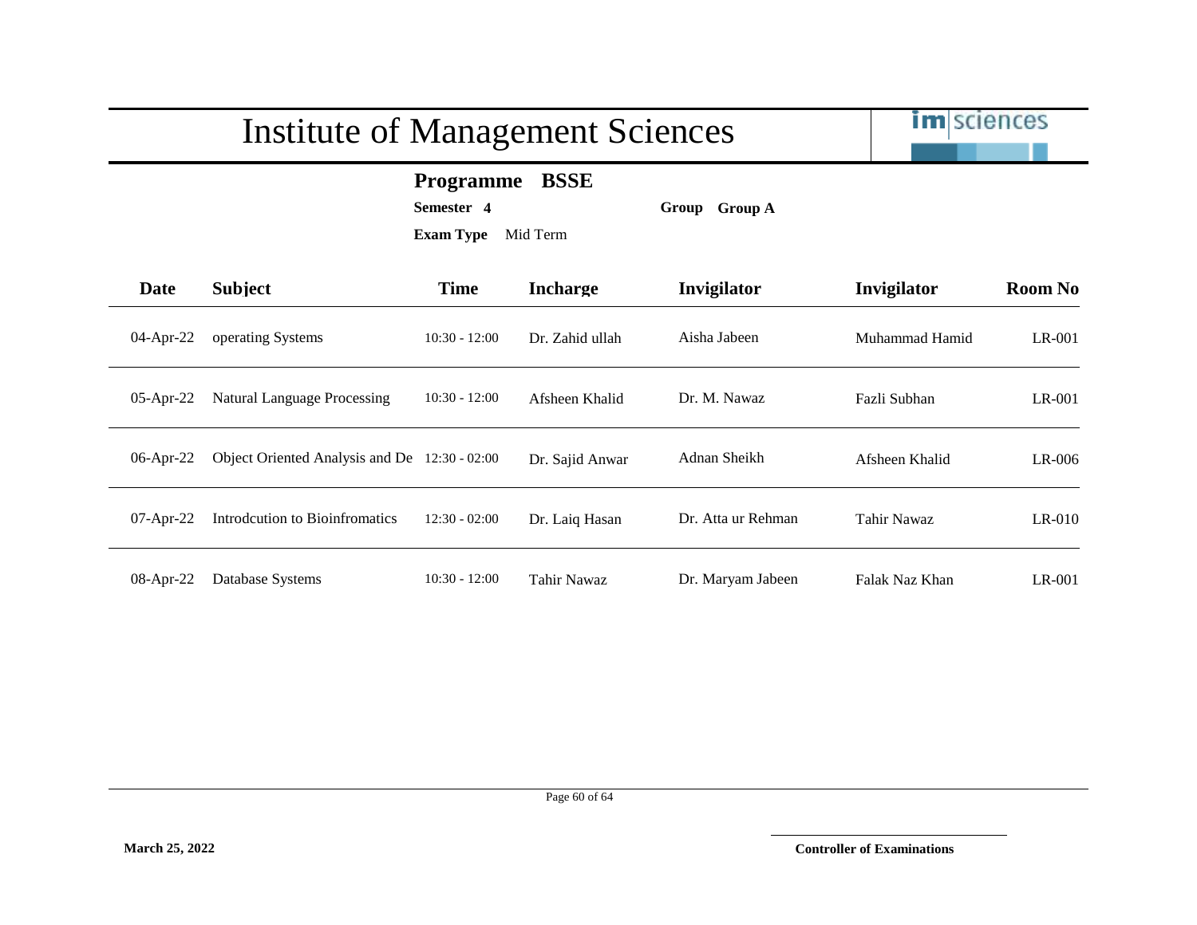# Institute of Management Sciences

**Programme** **BSSE**

**Semester** **4** **Group** **Group A**

**Exam Type** Mid Term

| Date | Subject | Time | Incharge | Invigilator | Invigilator | Room No |
|---|---|---|---|---|---|---|
| 04-Apr-22 | operating Systems | 10:30 - 12:00 | Dr. Zahid ullah | Aisha Jabeen | Muhammad Hamid | LR-001 |
| 05-Apr-22 | Natural Language Processing | 10:30 - 12:00 | Afsheen Khalid | Dr. M. Nawaz | Fazli Subhan | LR-001 |
| 06-Apr-22 | Object Oriented Analysis and De | 12:30 - 02:00 | Dr. Sajid Anwar | Adnan Sheikh | Afsheen Khalid | LR-006 |
| 07-Apr-22 | Introdcution to Bioinfromatics | 12:30 - 02:00 | Dr. Laiq Hasan | Dr. Atta ur Rehman | Tahir Nawaz | LR-010 |
| 08-Apr-22 | Database Systems | 10:30 - 12:00 | Tahir Nawaz | Dr. Maryam Jabeen | Falak Naz Khan | LR-001 |

**March 25, 2022**

**Controller of Examinations**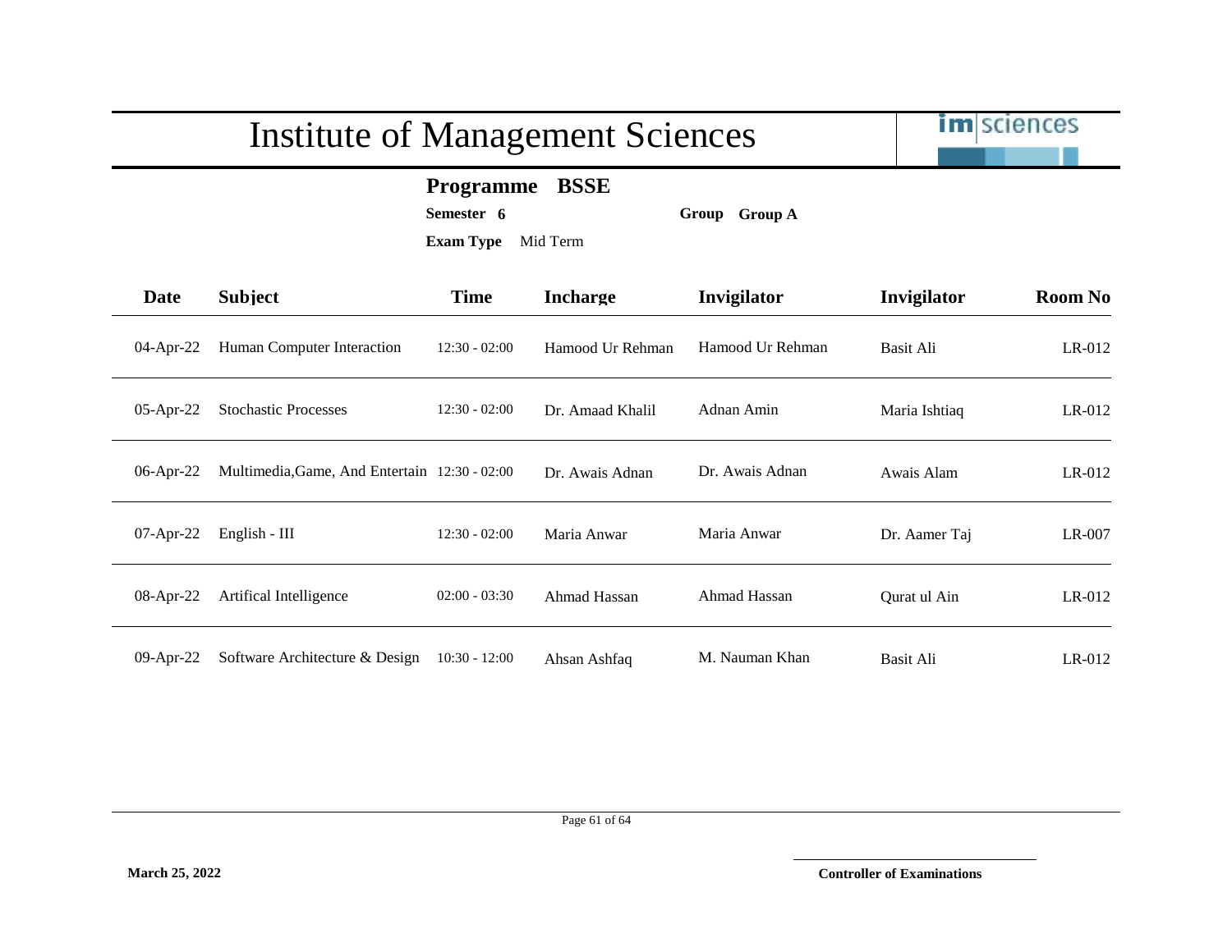# Institute of Management Sciences

**Programme** **BSSE**

**Semester** **6** **Group** **Group A**

**Exam Type** Mid Term

| Date | Subject | Time | Incharge | Invigilator | Invigilator | Room No |
|---|---|---|---|---|---|---|
| 04-Apr-22 | Human Computer Interaction | 12:30 - 02:00 | Hamood Ur Rehman | Hamood Ur Rehman | Basit Ali | LR-012 |
| 05-Apr-22 | Stochastic Processes | 12:30 - 02:00 | Dr. Amaad Khalil | Adnan Amin | Maria Ishtiaq | LR-012 |
| 06-Apr-22 | Multimedia,Game, And Entertain | 12:30 - 02:00 | Dr. Awais Adnan | Dr. Awais Adnan | Awais Alam | LR-012 |
| 07-Apr-22 | English - III | 12:30 - 02:00 | Maria Anwar | Maria Anwar | Dr. Aamer Taj | LR-007 |
| 08-Apr-22 | Artifical Intelligence | 02:00 - 03:30 | Ahmad Hassan | Ahmad Hassan | Qurat ul Ain | LR-012 |
| 09-Apr-22 | Software Architecture & Design | 10:30 - 12:00 | Ahsan Ashfaq | M. Nauman Khan | Basit Ali | LR-012 |

**March 25, 2022**

**Controller of Examinations**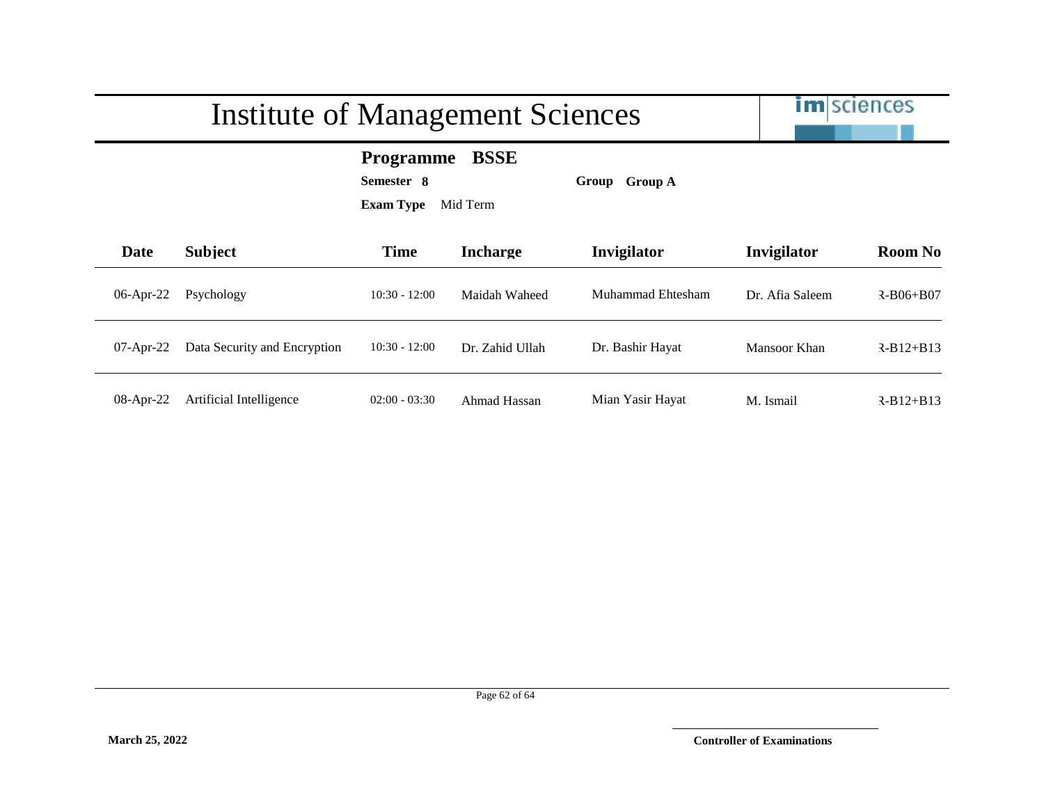# Institute of Management Sciences

**Programme BSSE**

**Semester 8** **Group Group A**

**Exam Type** Mid Term

| Date | Subject | Time | Incharge | Invigilator | Invigilator | Room No |
|---|---|---|---|---|---|---|
| 06-Apr-22 | Psychology | 10:30 - 12:00 | Maidah Waheed | Muhammad Ehtesham | Dr. Afia Saleem | R-B06+B07 |
| 07-Apr-22 | Data Security and Encryption | 10:30 - 12:00 | Dr. Zahid Ullah | Dr. Bashir Hayat | Mansoor Khan | R-B12+B13 |
| 08-Apr-22 | Artificial Intelligence | 02:00 - 03:30 | Ahmad Hassan | Mian Yasir Hayat | M. Ismail | R-B12+B13 |

**March 25, 2022**

**Controller of Examinations**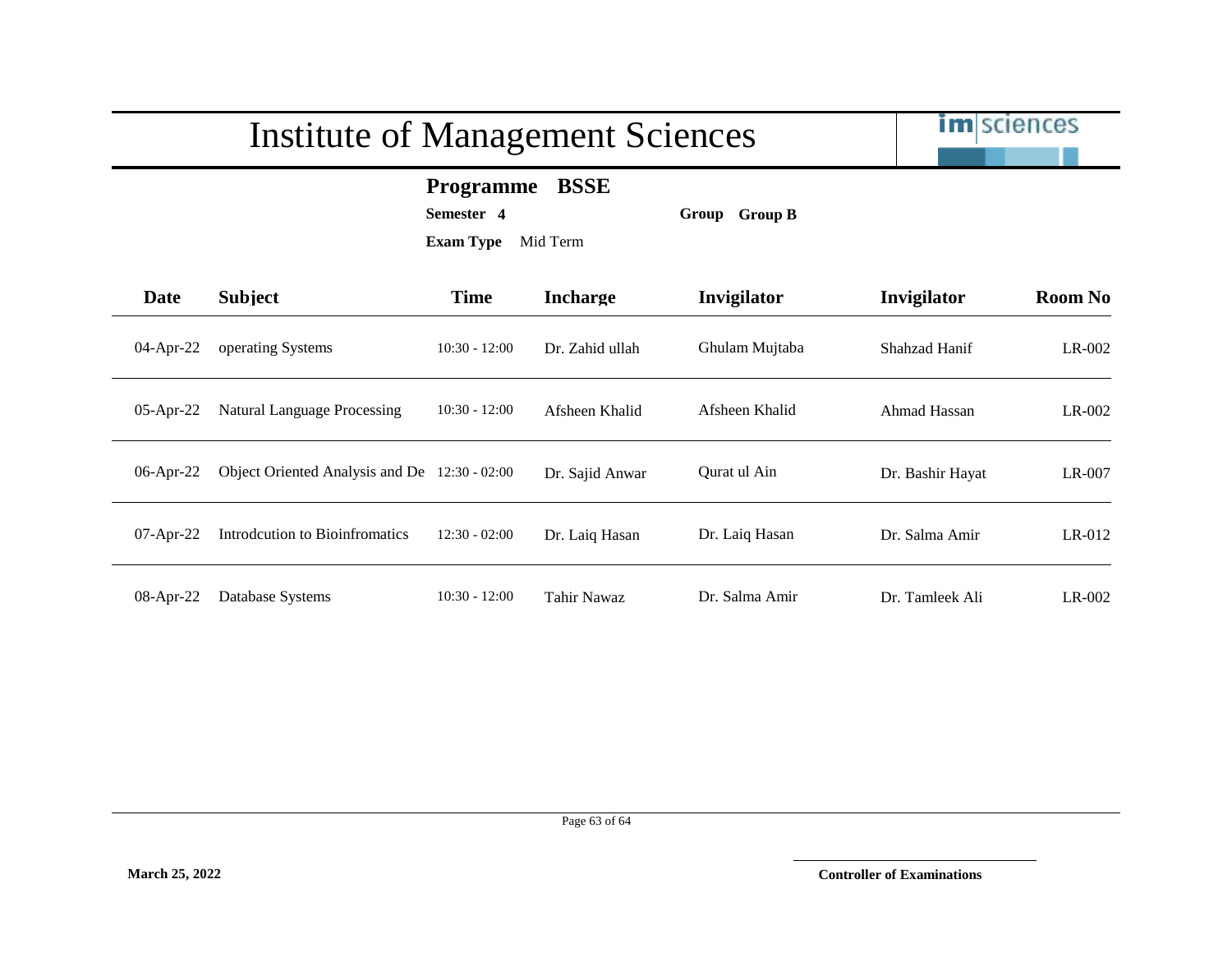# Institute of Management Sciences

**Programme** **BSSE**

**Semester** **4** **Group** **Group B**

**Exam Type** Mid Term

| Date | Subject | Time | Incharge | Invigilator | Invigilator | Room No |
|---|---|---|---|---|---|---|
| 04-Apr-22 | operating Systems | 10:30 - 12:00 | Dr. Zahid ullah | Ghulam Mujtaba | Shahzad Hanif | LR-002 |
| 05-Apr-22 | Natural Language Processing | 10:30 - 12:00 | Afsheen Khalid | Afsheen Khalid | Ahmad Hassan | LR-002 |
| 06-Apr-22 | Object Oriented Analysis and De | 12:30 - 02:00 | Dr. Sajid Anwar | Qurat ul Ain | Dr. Bashir Hayat | LR-007 |
| 07-Apr-22 | Introdcution to Bioinfromatics | 12:30 - 02:00 | Dr. Laiq Hasan | Dr. Laiq Hasan | Dr. Salma Amir | LR-012 |
| 08-Apr-22 | Database Systems | 10:30 - 12:00 | Tahir Nawaz | Dr. Salma Amir | Dr. Tamleek Ali | LR-002 |

**March 25, 2022**

**Controller of Examinations**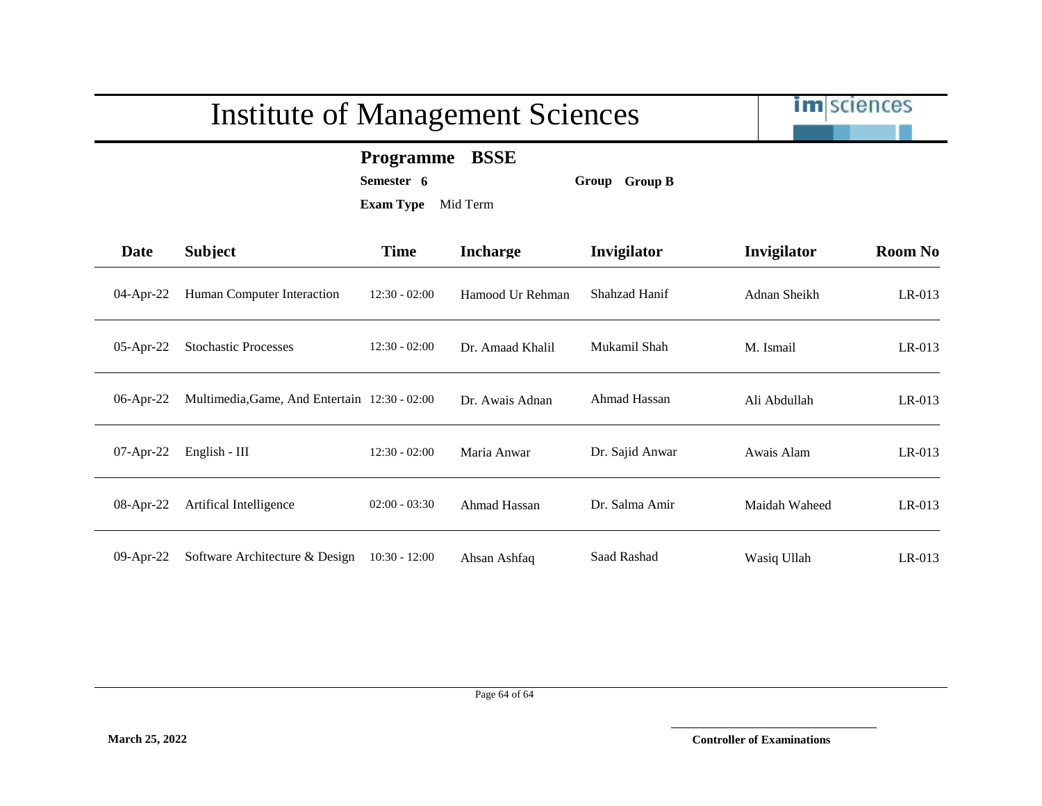# Institute of Management Sciences

**Programme** **BSSE**

**Semester** **6** **Group** **Group B**

**Exam Type** Mid Term

| Date | Subject | Time | Incharge | Invigilator | Invigilator | Room No |
|---|---|---|---|---|---|---|
| 04-Apr-22 | Human Computer Interaction | 12:30 - 02:00 | Hamood Ur Rehman | Shahzad Hanif | Adnan Sheikh | LR-013 |
| 05-Apr-22 | Stochastic Processes | 12:30 - 02:00 | Dr. Amaad Khalil | Mukamil Shah | M. Ismail | LR-013 |
| 06-Apr-22 | Multimedia,Game, And Entertain | 12:30 - 02:00 | Dr. Awais Adnan | Ahmad Hassan | Ali Abdullah | LR-013 |
| 07-Apr-22 | English - III | 12:30 - 02:00 | Maria Anwar | Dr. Sajid Anwar | Awais Alam | LR-013 |
| 08-Apr-22 | Artifical Intelligence | 02:00 - 03:30 | Ahmad Hassan | Dr. Salma Amir | Maidah Waheed | LR-013 |
| 09-Apr-22 | Software Architecture & Design | 10:30 - 12:00 | Ahsan Ashfaq | Saad Rashad | Wasiq Ullah | LR-013 |

**March 25, 2022**

**Controller of Examinations**